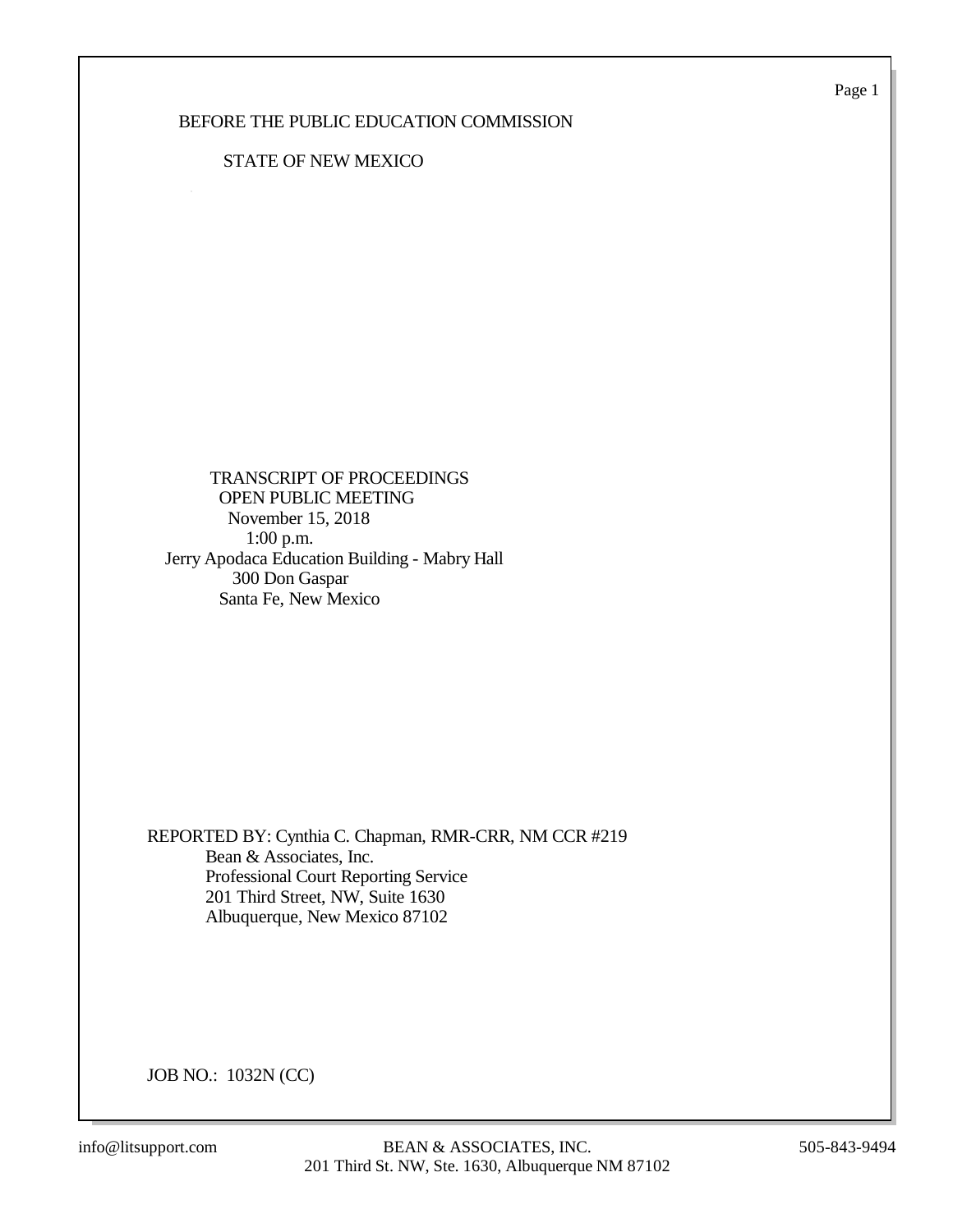BEFORE THE PUBLIC EDUCATION COMMISSION

STATE OF NEW MEXICO

TRANSCRIPT OF PROCEEDINGS
OPEN PUBLIC MEETING
November 15, 2018
1:00 p.m.
Jerry Apodaca Education Building - Mabry Hall
300 Don Gaspar
Santa Fe, New Mexico

REPORTED BY: Cynthia C. Chapman, RMR-CRR, NM CCR #219
Bean & Associates, Inc.
Professional Court Reporting Service
201 Third Street, NW, Suite 1630
Albuquerque, New Mexico 87102

JOB NO.: 1032N (CC)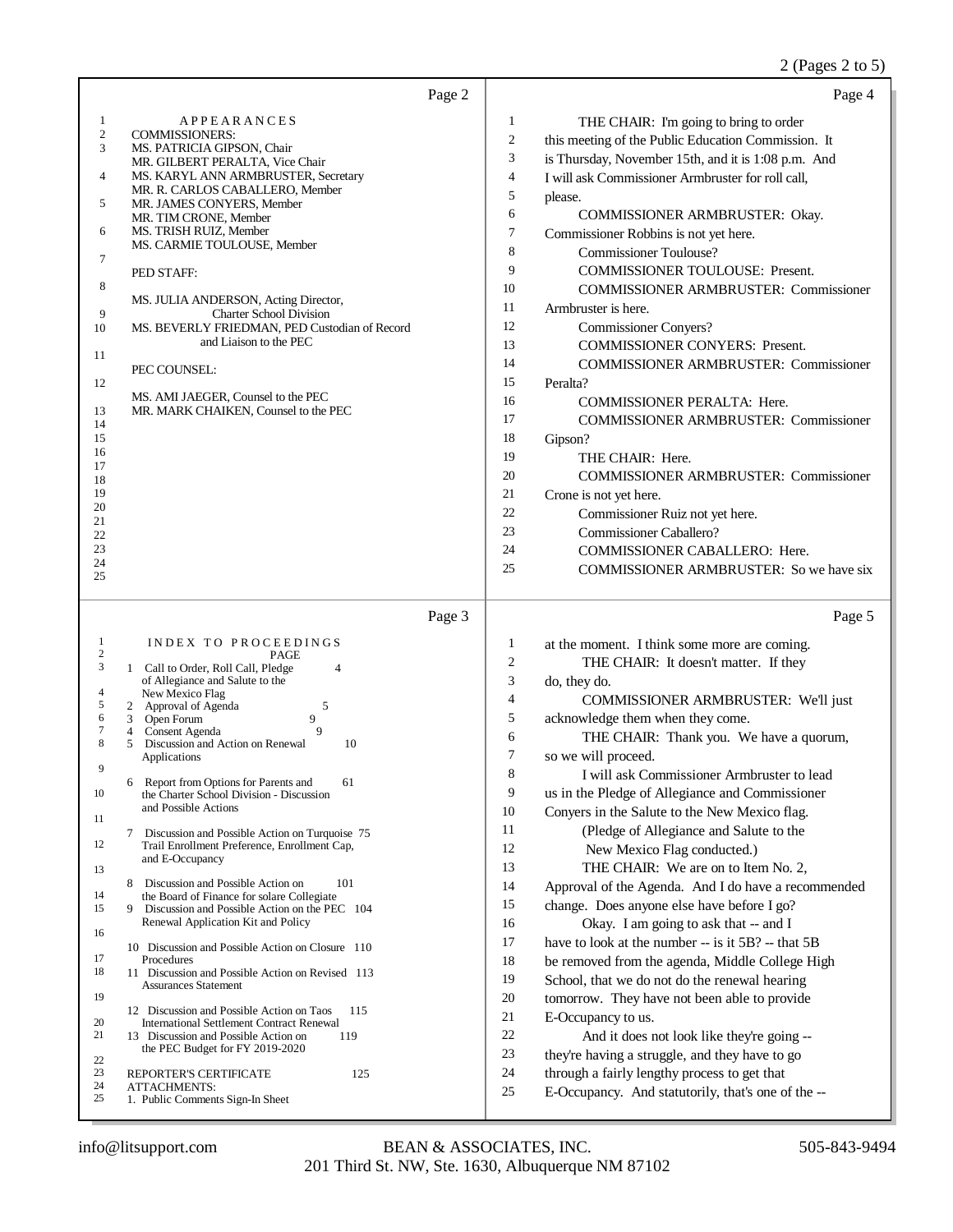## Page 2

APPEARANCES

COMMISSIONERS:

MS. PATRICIA GIPSON, Chair
MR. GILBERT PERALTA, Vice Chair
MS. KARYL ANN ARMBRUSTER, Secretary
MR. R. CARLOS CABALLERO, Member
MR. JAMES CONYERS, Member
MR. TIM CRONE, Member
MS. TRISH RUIZ, Member
MS. CARMIE TOULOUSE, Member

PED STAFF:

MS. JULIA ANDERSON, Acting Director, Charter School Division
MS. BEVERLY FRIEDMAN, PED Custodian of Record and Liaison to the PEC

PEC COUNSEL:

MS. AMI JAEGER, Counsel to the PEC
MR. MARK CHAIKEN, Counsel to the PEC

## Page 3

INDEX TO PROCEEDINGS

| | | PAGE |
|---|---|---|
| 1 | Call to Order, Roll Call, Pledge of Allegiance and Salute to the New Mexico Flag | 4 |
| 2 | Approval of Agenda | 5 |
| 3 | Open Forum | 9 |
| 4 | Consent Agenda | 9 |
| 5 | Discussion and Action on Renewal Applications | 10 |
| 6 | Report from Options for Parents and the Charter School Division - Discussion and Possible Actions | 61 |
| 7 | Discussion and Possible Action on Turquoise Trail Enrollment Preference, Enrollment Cap, and E-Occupancy | 75 |
| 8 | Discussion and Possible Action on the Board of Finance for solare Collegiate | 101 |
| 9 | Discussion and Possible Action on the PEC Renewal Application Kit and Policy | 104 |
| 10 | Discussion and Possible Action on Closure Procedures | 110 |
| 11 | Discussion and Possible Action on Revised Assurances Statement | 113 |
| 12 | Discussion and Possible Action on Taos International Settlement Contract Renewal | 115 |
| 13 | Discussion and Possible Action on the PEC Budget for FY 2019-2020 | 119 |
| | REPORTER'S CERTIFICATE | 125 |

ATTACHMENTS:
1. Public Comments Sign-In Sheet

## Page 4

THE CHAIR: I'm going to bring to order this meeting of the Public Education Commission. It is Thursday, November 15th, and it is 1:08 p.m. And I will ask Commissioner Armbruster for roll call, please.

COMMISSIONER ARMBRUSTER: Okay. Commissioner Robbins is not yet here.

Commissioner Toulouse?

COMMISSIONER TOULOUSE: Present.

COMMISSIONER ARMBRUSTER: Commissioner Armbruster is here.

Commissioner Conyers?

COMMISSIONER CONYERS: Present.

COMMISSIONER ARMBRUSTER: Commissioner Peralta?

COMMISSIONER PERALTA: Here.

COMMISSIONER ARMBRUSTER: Commissioner Gipson?

THE CHAIR: Here.

COMMISSIONER ARMBRUSTER: Commissioner Crone is not yet here.

Commissioner Ruiz not yet here.

Commissioner Caballero?

COMMISSIONER CABALLERO: Here.

COMMISSIONER ARMBRUSTER: So we have six

## Page 5

at the moment. I think some more are coming.

THE CHAIR: It doesn't matter. If they do, they do.

COMMISSIONER ARMBRUSTER: We'll just acknowledge them when they come.

THE CHAIR: Thank you. We have a quorum, so we will proceed.

I will ask Commissioner Armbruster to lead us in the Pledge of Allegiance and Commissioner Conyers in the Salute to the New Mexico flag.

(Pledge of Allegiance and Salute to the New Mexico Flag conducted.)

THE CHAIR: We are on to Item No. 2, Approval of the Agenda. And I do have a recommended change. Does anyone else have before I go?

Okay. I am going to ask that -- and I have to look at the number -- is it 5B? -- that 5B be removed from the agenda, Middle College High School, that we do not do the renewal hearing tomorrow. They have not been able to provide E-Occupancy to us.

And it does not look like they're going -- they're having a struggle, and they have to go through a fairly lengthy process to get that E-Occupancy. And statutorily, that's one of the --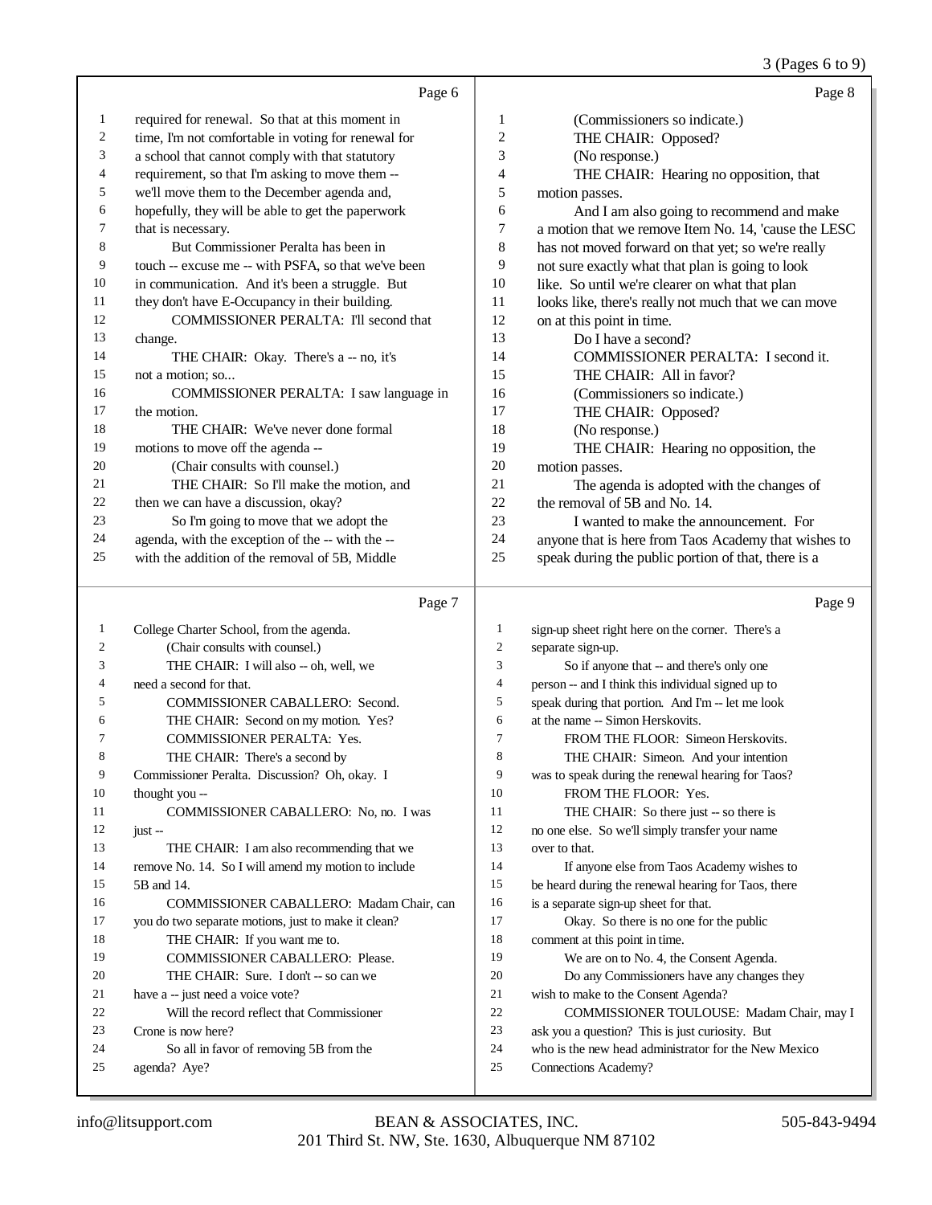Page 6

1 required for renewal. So that at this moment in
2 time, I'm not comfortable in voting for renewal for
3 a school that cannot comply with that statutory
4 requirement, so that I'm asking to move them --
5 we'll move them to the December agenda and,
6 hopefully, they will be able to get the paperwork
7 that is necessary.
8 But Commissioner Peralta has been in
9 touch -- excuse me -- with PSFA, so that we've been
10 in communication. And it's been a struggle. But
11 they don't have E-Occupancy in their building.
12 COMMISSIONER PERALTA: I'll second that
13 change.
14 THE CHAIR: Okay. There's a -- no, it's
15 not a motion; so...
16 COMMISSIONER PERALTA: I saw language in
17 the motion.
18 THE CHAIR: We've never done formal
19 motions to move off the agenda --
20 (Chair consults with counsel.)
21 THE CHAIR: So I'll make the motion, and
22 then we can have a discussion, okay?
23 So I'm going to move that we adopt the
24 agenda, with the exception of the -- with the --
25 with the addition of the removal of 5B, Middle

Page 7

1 College Charter School, from the agenda.
2 (Chair consults with counsel.)
3 THE CHAIR: I will also -- oh, well, we
4 need a second for that.
5 COMMISSIONER CABALLERO: Second.
6 THE CHAIR: Second on my motion. Yes?
7 COMMISSIONER PERALTA: Yes.
8 THE CHAIR: There's a second by
9 Commissioner Peralta. Discussion? Oh, okay. I
10 thought you --
11 COMMISSIONER CABALLERO: No, no. I was
12 just --
13 THE CHAIR: I am also recommending that we
14 remove No. 14. So I will amend my motion to include
15 5B and 14.
16 COMMISSIONER CABALLERO: Madam Chair, can
17 you do two separate motions, just to make it clean?
18 THE CHAIR: If you want me to.
19 COMMISSIONER CABALLERO: Please.
20 THE CHAIR: Sure. I don't -- so can we
21 have a -- just need a voice vote?
22 Will the record reflect that Commissioner
23 Crone is now here?
24 So all in favor of removing 5B from the
25 agenda? Aye?

Page 8

1 (Commissioners so indicate.)
2 THE CHAIR: Opposed?
3 (No response.)
4 THE CHAIR: Hearing no opposition, that
5 motion passes.
6 And I am also going to recommend and make
7 a motion that we remove Item No. 14, 'cause the LESC
8 has not moved forward on that yet; so we're really
9 not sure exactly what that plan is going to look
10 like. So until we're clearer on what that plan
11 looks like, there's really not much that we can move
12 on at this point in time.
13 Do I have a second?
14 COMMISSIONER PERALTA: I second it.
15 THE CHAIR: All in favor?
16 (Commissioners so indicate.)
17 THE CHAIR: Opposed?
18 (No response.)
19 THE CHAIR: Hearing no opposition, the
20 motion passes.
21 The agenda is adopted with the changes of
22 the removal of 5B and No. 14.
23 I wanted to make the announcement. For
24 anyone that is here from Taos Academy that wishes to
25 speak during the public portion of that, there is a

Page 9

1 sign-up sheet right here on the corner. There's a
2 separate sign-up.
3 So if anyone that -- and there's only one
4 person -- and I think this individual signed up to
5 speak during that portion. And I'm -- let me look
6 at the name -- Simon Herskovits.
7 FROM THE FLOOR: Simeon Herskovits.
8 THE CHAIR: Simeon. And your intention
9 was to speak during the renewal hearing for Taos?
10 FROM THE FLOOR: Yes.
11 THE CHAIR: So there just -- so there is
12 no one else. So we'll simply transfer your name
13 over to that.
14 If anyone else from Taos Academy wishes to
15 be heard during the renewal hearing for Taos, there
16 is a separate sign-up sheet for that.
17 Okay. So there is no one for the public
18 comment at this point in time.
19 We are on to No. 4, the Consent Agenda.
20 Do any Commissioners have any changes they
21 wish to make to the Consent Agenda?
22 COMMISSIONER TOULOUSE: Madam Chair, may I
23 ask you a question? This is just curiosity. But
24 who is the new head administrator for the New Mexico
25 Connections Academy?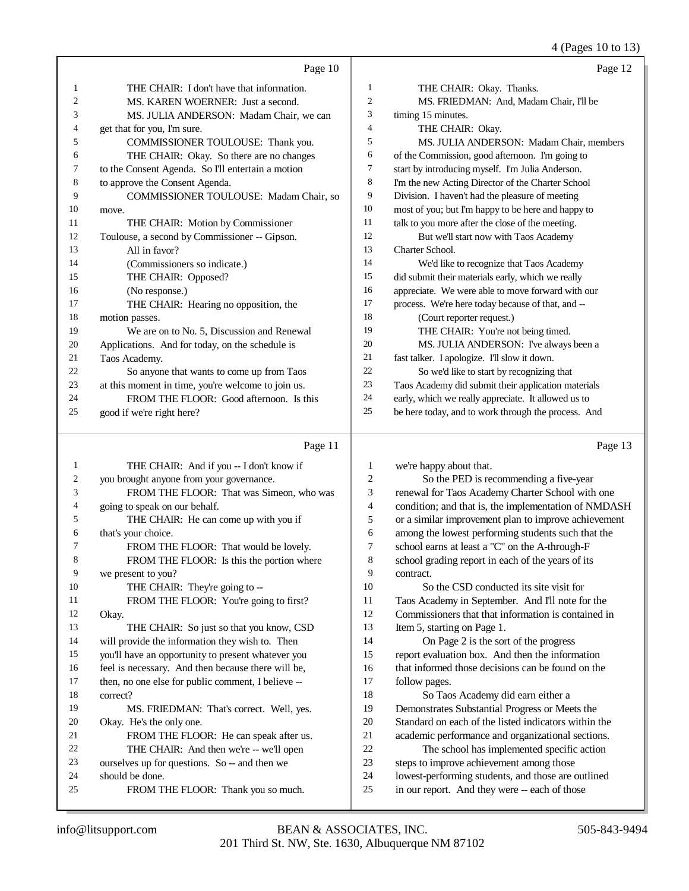Page 10

1 THE CHAIR: I don't have that information.
2 MS. KAREN WOERNER: Just a second.
3 MS. JULIA ANDERSON: Madam Chair, we can
4 get that for you, I'm sure.
5 COMMISSIONER TOULOUSE: Thank you.
6 THE CHAIR: Okay. So there are no changes
7 to the Consent Agenda. So I'll entertain a motion
8 to approve the Consent Agenda.
9 COMMISSIONER TOULOUSE: Madam Chair, so
10 move.
11 THE CHAIR: Motion by Commissioner
12 Toulouse, a second by Commissioner -- Gipson.
13 All in favor?
14 (Commissioners so indicate.)
15 THE CHAIR: Opposed?
16 (No response.)
17 THE CHAIR: Hearing no opposition, the
18 motion passes.
19 We are on to No. 5, Discussion and Renewal
20 Applications. And for today, on the schedule is
21 Taos Academy.
22 So anyone that wants to come up from Taos
23 at this moment in time, you're welcome to join us.
24 FROM THE FLOOR: Good afternoon. Is this
25 good if we're right here?

Page 11

1 THE CHAIR: And if you -- I don't know if
2 you brought anyone from your governance.
3 FROM THE FLOOR: That was Simeon, who was
4 going to speak on our behalf.
5 THE CHAIR: He can come up with you if
6 that's your choice.
7 FROM THE FLOOR: That would be lovely.
8 FROM THE FLOOR: Is this the portion where
9 we present to you?
10 THE CHAIR: They're going to --
11 FROM THE FLOOR: You're going to first?
12 Okay.
13 THE CHAIR: So just so that you know, CSD
14 will provide the information they wish to. Then
15 you'll have an opportunity to present whatever you
16 feel is necessary. And then because there will be,
17 then, no one else for public comment, I believe --
18 correct?
19 MS. FRIEDMAN: That's correct. Well, yes.
20 Okay. He's the only one.
21 FROM THE FLOOR: He can speak after us.
22 THE CHAIR: And then we're -- we'll open
23 ourselves up for questions. So -- and then we
24 should be done.
25 FROM THE FLOOR: Thank you so much.

Page 12

1 THE CHAIR: Okay. Thanks.
2 MS. FRIEDMAN: And, Madam Chair, I'll be
3 timing 15 minutes.
4 THE CHAIR: Okay.
5 MS. JULIA ANDERSON: Madam Chair, members
6 of the Commission, good afternoon. I'm going to
7 start by introducing myself. I'm Julia Anderson.
8 I'm the new Acting Director of the Charter School
9 Division. I haven't had the pleasure of meeting
10 most of you; but I'm happy to be here and happy to
11 talk to you more after the close of the meeting.
12 But we'll start now with Taos Academy
13 Charter School.
14 We'd like to recognize that Taos Academy
15 did submit their materials early, which we really
16 appreciate. We were able to move forward with our
17 process. We're here today because of that, and --
18 (Court reporter request.)
19 THE CHAIR: You're not being timed.
20 MS. JULIA ANDERSON: I've always been a
21 fast talker. I apologize. I'll slow it down.
22 So we'd like to start by recognizing that
23 Taos Academy did submit their application materials
24 early, which we really appreciate. It allowed us to
25 be here today, and to work through the process. And

Page 13

1 we're happy about that.
2 So the PED is recommending a five-year
3 renewal for Taos Academy Charter School with one
4 condition; and that is, the implementation of NMDASH
5 or a similar improvement plan to improve achievement
6 among the lowest performing students such that the
7 school earns at least a "C" on the A-through-F
8 school grading report in each of the years of its
9 contract.
10 So the CSD conducted its site visit for
11 Taos Academy in September. And I'll note for the
12 Commissioners that that information is contained in
13 Item 5, starting on Page 1.
14 On Page 2 is the sort of the progress
15 report evaluation box. And then the information
16 that informed those decisions can be found on the
17 follow pages.
18 So Taos Academy did earn either a
19 Demonstrates Substantial Progress or Meets the
20 Standard on each of the listed indicators within the
21 academic performance and organizational sections.
22 The school has implemented specific action
23 steps to improve achievement among those
24 lowest-performing students, and those are outlined
25 in our report. And they were -- each of those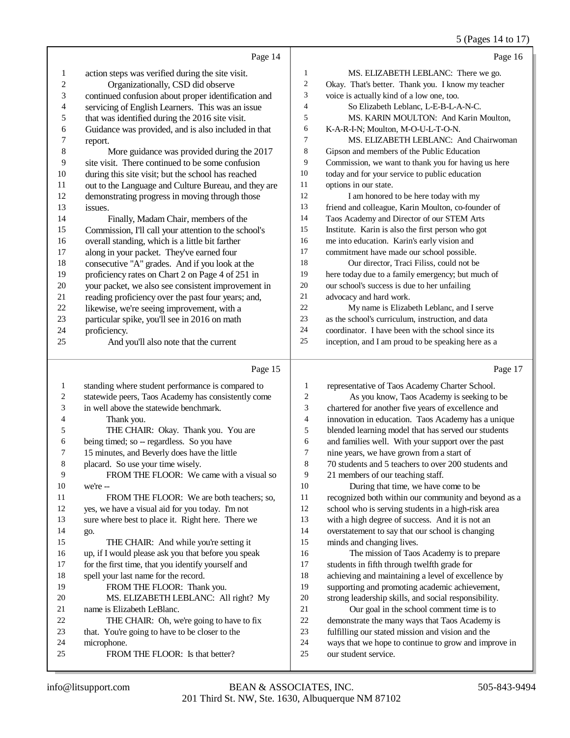Page 14

1 action steps was verified during the site visit.
2 Organizationally, CSD did observe
3 continued confusion about proper identification and
4 servicing of English Learners. This was an issue
5 that was identified during the 2016 site visit.
6 Guidance was provided, and is also included in that
7 report.
8 More guidance was provided during the 2017
9 site visit. There continued to be some confusion
10 during this site visit; but the school has reached
11 out to the Language and Culture Bureau, and they are
12 demonstrating progress in moving through those
13 issues.
14 Finally, Madam Chair, members of the
15 Commission, I'll call your attention to the school's
16 overall standing, which is a little bit farther
17 along in your packet. They've earned four
18 consecutive "A" grades. And if you look at the
19 proficiency rates on Chart 2 on Page 4 of 251 in
20 your packet, we also see consistent improvement in
21 reading proficiency over the past four years; and,
22 likewise, we're seeing improvement, with a
23 particular spike, you'll see in 2016 on math
24 proficiency.
25 And you'll also note that the current

Page 15

1 standing where student performance is compared to
2 statewide peers, Taos Academy has consistently come
3 in well above the statewide benchmark.
4 Thank you.
5 THE CHAIR: Okay. Thank you. You are
6 being timed; so -- regardless. So you have
7 15 minutes, and Beverly does have the little
8 placard. So use your time wisely.
9 FROM THE FLOOR: We came with a visual so
10 we're --
11 FROM THE FLOOR: We are both teachers; so,
12 yes, we have a visual aid for you today. I'm not
13 sure where best to place it. Right here. There we
14 go.
15 THE CHAIR: And while you're setting it
16 up, if I would please ask you that before you speak
17 for the first time, that you identify yourself and
18 spell your last name for the record.
19 FROM THE FLOOR: Thank you.
20 MS. ELIZABETH LEBLANC: All right? My
21 name is Elizabeth LeBlanc.
22 THE CHAIR: Oh, we're going to have to fix
23 that. You're going to have to be closer to the
24 microphone.
25 FROM THE FLOOR: Is that better?

Page 16

1 MS. ELIZABETH LEBLANC: There we go.
2 Okay. That's better. Thank you. I know my teacher
3 voice is actually kind of a low one, too.
4 So Elizabeth Leblanc, L-E-B-L-A-N-C.
5 MS. KARIN MOULTON: And Karin Moulton,
6 K-A-R-I-N; Moulton, M-O-U-L-T-O-N.
7 MS. ELIZABETH LEBLANC: And Chairwoman
8 Gipson and members of the Public Education
9 Commission, we want to thank you for having us here
10 today and for your service to public education
11 options in our state.
12 I am honored to be here today with my
13 friend and colleague, Karin Moulton, co-founder of
14 Taos Academy and Director of our STEM Arts
15 Institute. Karin is also the first person who got
16 me into education. Karin's early vision and
17 commitment have made our school possible.
18 Our director, Traci Filiss, could not be
19 here today due to a family emergency; but much of
20 our school's success is due to her unfailing
21 advocacy and hard work.
22 My name is Elizabeth Leblanc, and I serve
23 as the school's curriculum, instruction, and data
24 coordinator. I have been with the school since its
25 inception, and I am proud to be speaking here as a

Page 17

1 representative of Taos Academy Charter School.
2 As you know, Taos Academy is seeking to be
3 chartered for another five years of excellence and
4 innovation in education. Taos Academy has a unique
5 blended learning model that has served our students
6 and families well. With your support over the past
7 nine years, we have grown from a start of
8 70 students and 5 teachers to over 200 students and
9 21 members of our teaching staff.
10 During that time, we have come to be
11 recognized both within our community and beyond as a
12 school who is serving students in a high-risk area
13 with a high degree of success. And it is not an
14 overstatement to say that our school is changing
15 minds and changing lives.
16 The mission of Taos Academy is to prepare
17 students in fifth through twelfth grade for
18 achieving and maintaining a level of excellence by
19 supporting and promoting academic achievement,
20 strong leadership skills, and social responsibility.
21 Our goal in the school comment time is to
22 demonstrate the many ways that Taos Academy is
23 fulfilling our stated mission and vision and the
24 ways that we hope to continue to grow and improve in
25 our student service.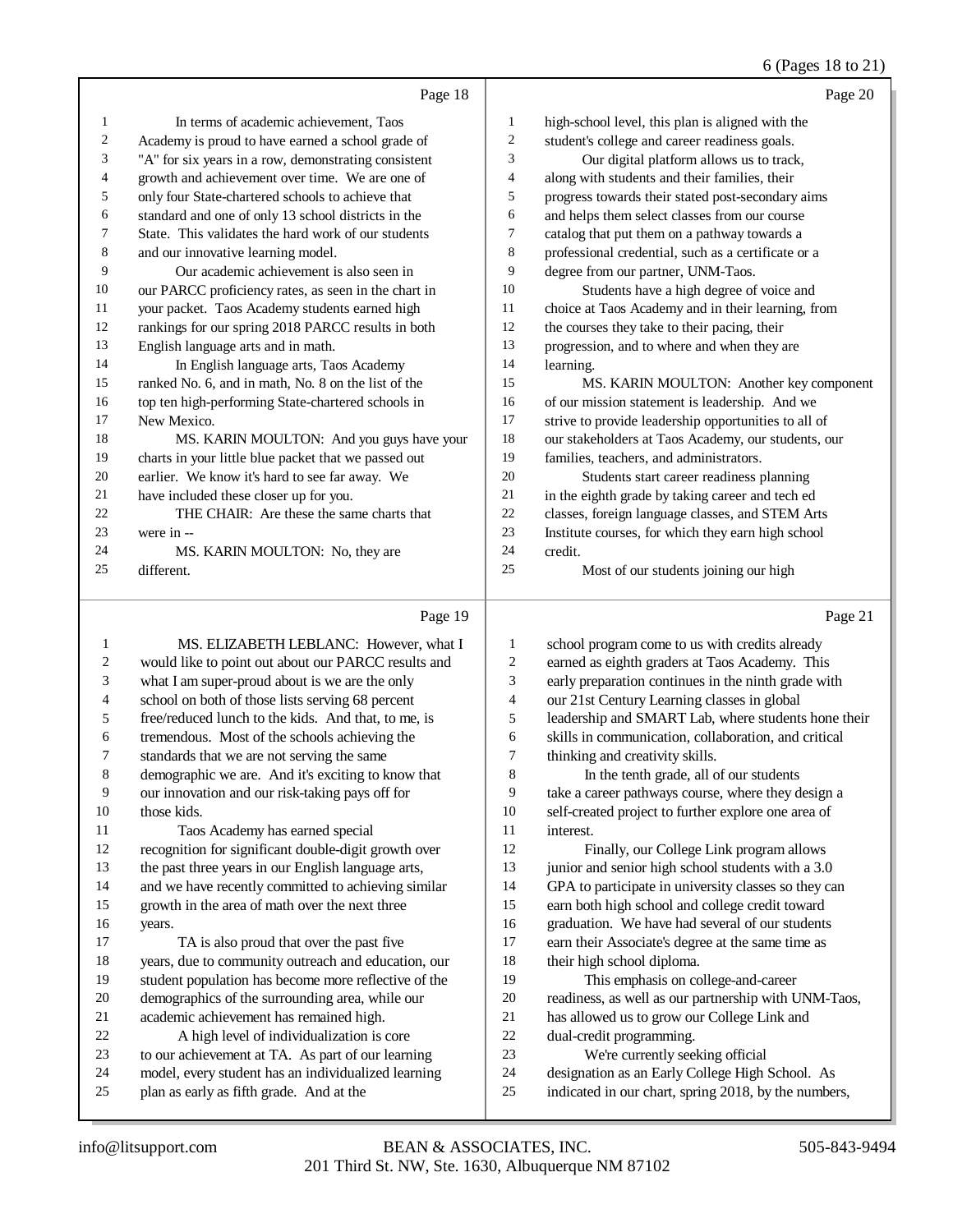Page 18

1 In terms of academic achievement, Taos
2 Academy is proud to have earned a school grade of
3 "A" for six years in a row, demonstrating consistent
4 growth and achievement over time. We are one of
5 only four State-chartered schools to achieve that
6 standard and one of only 13 school districts in the
7 State. This validates the hard work of our students
8 and our innovative learning model.
9 Our academic achievement is also seen in
10 our PARCC proficiency rates, as seen in the chart in
11 your packet. Taos Academy students earned high
12 rankings for our spring 2018 PARCC results in both
13 English language arts and in math.
14 In English language arts, Taos Academy
15 ranked No. 6, and in math, No. 8 on the list of the
16 top ten high-performing State-chartered schools in
17 New Mexico.
18 MS. KARIN MOULTON: And you guys have your
19 charts in your little blue packet that we passed out
20 earlier. We know it's hard to see far away. We
21 have included these closer up for you.
22 THE CHAIR: Are these the same charts that
23 were in --
24 MS. KARIN MOULTON: No, they are
25 different.

Page 19

1 MS. ELIZABETH LEBLANC: However, what I
2 would like to point out about our PARCC results and
3 what I am super-proud about is we are the only
4 school on both of those lists serving 68 percent
5 free/reduced lunch to the kids. And that, to me, is
6 tremendous. Most of the schools achieving the
7 standards that we are not serving the same
8 demographic we are. And it's exciting to know that
9 our innovation and our risk-taking pays off for
10 those kids.
11 Taos Academy has earned special
12 recognition for significant double-digit growth over
13 the past three years in our English language arts,
14 and we have recently committed to achieving similar
15 growth in the area of math over the next three
16 years.
17 TA is also proud that over the past five
18 years, due to community outreach and education, our
19 student population has become more reflective of the
20 demographics of the surrounding area, while our
21 academic achievement has remained high.
22 A high level of individualization is core
23 to our achievement at TA. As part of our learning
24 model, every student has an individualized learning
25 plan as early as fifth grade. And at the

Page 20

1 high-school level, this plan is aligned with the
2 student's college and career readiness goals.
3 Our digital platform allows us to track,
4 along with students and their families, their
5 progress towards their stated post-secondary aims
6 and helps them select classes from our course
7 catalog that put them on a pathway towards a
8 professional credential, such as a certificate or a
9 degree from our partner, UNM-Taos.
10 Students have a high degree of voice and
11 choice at Taos Academy and in their learning, from
12 the courses they take to their pacing, their
13 progression, and to where and when they are
14 learning.
15 MS. KARIN MOULTON: Another key component
16 of our mission statement is leadership. And we
17 strive to provide leadership opportunities to all of
18 our stakeholders at Taos Academy, our students, our
19 families, teachers, and administrators.
20 Students start career readiness planning
21 in the eighth grade by taking career and tech ed
22 classes, foreign language classes, and STEM Arts
23 Institute courses, for which they earn high school
24 credit.
25 Most of our students joining our high

Page 21

1 school program come to us with credits already
2 earned as eighth graders at Taos Academy. This
3 early preparation continues in the ninth grade with
4 our 21st Century Learning classes in global
5 leadership and SMART Lab, where students hone their
6 skills in communication, collaboration, and critical
7 thinking and creativity skills.
8 In the tenth grade, all of our students
9 take a career pathways course, where they design a
10 self-created project to further explore one area of
11 interest.
12 Finally, our College Link program allows
13 junior and senior high school students with a 3.0
14 GPA to participate in university classes so they can
15 earn both high school and college credit toward
16 graduation. We have had several of our students
17 earn their Associate's degree at the same time as
18 their high school diploma.
19 This emphasis on college-and-career
20 readiness, as well as our partnership with UNM-Taos,
21 has allowed us to grow our College Link and
22 dual-credit programming.
23 We're currently seeking official
24 designation as an Early College High School. As
25 indicated in our chart, spring 2018, by the numbers,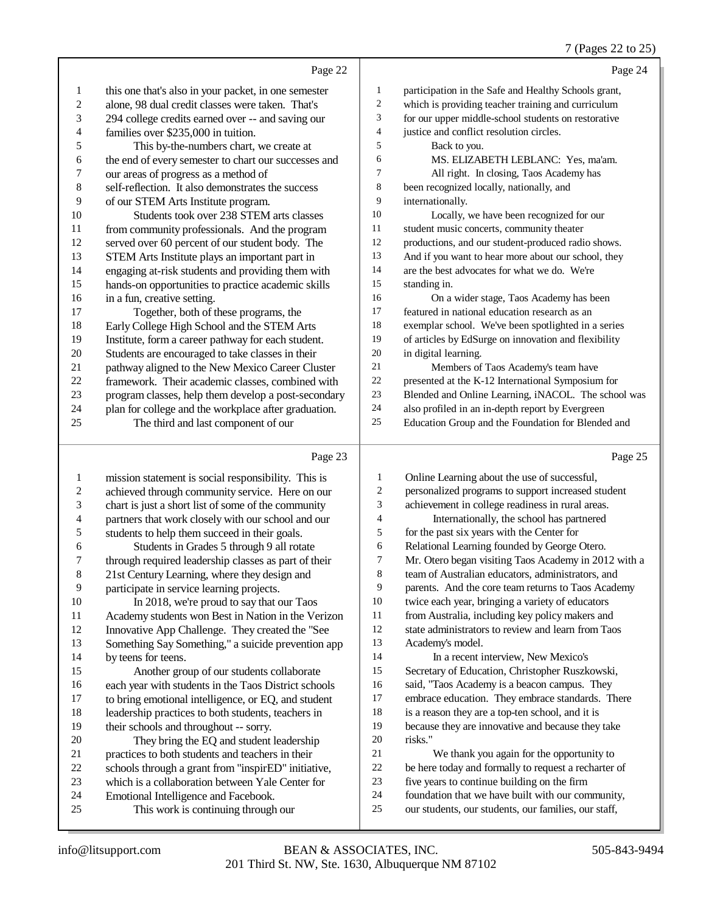Page 22

this one that's also in your packet, in one semester alone, 98 dual credit classes were taken. That's 294 college credits earned over -- and saving our families over $235,000 in tuition.

This by-the-numbers chart, we create at the end of every semester to chart our successes and our areas of progress as a method of self-reflection. It also demonstrates the success of our STEM Arts Institute program.

Students took over 238 STEM arts classes from community professionals. And the program served over 60 percent of our student body. The STEM Arts Institute plays an important part in engaging at-risk students and providing them with hands-on opportunities to practice academic skills in a fun, creative setting.

Together, both of these programs, the Early College High School and the STEM Arts Institute, form a career pathway for each student. Students are encouraged to take classes in their pathway aligned to the New Mexico Career Cluster framework. Their academic classes, combined with program classes, help them develop a post-secondary plan for college and the workplace after graduation.

The third and last component of our

Page 23

mission statement is social responsibility. This is achieved through community service. Here on our chart is just a short list of some of the community partners that work closely with our school and our students to help them succeed in their goals.

Students in Grades 5 through 9 all rotate through required leadership classes as part of their 21st Century Learning, where they design and participate in service learning projects.

In 2018, we're proud to say that our Taos Academy students won Best in Nation in the Verizon Innovative App Challenge. They created the "See Something Say Something," a suicide prevention app by teens for teens.

Another group of our students collaborate each year with students in the Taos District schools to bring emotional intelligence, or EQ, and student leadership practices to both students, teachers in their schools and throughout -- sorry.

They bring the EQ and student leadership practices to both students and teachers in their schools through a grant from "inspirED" initiative, which is a collaboration between Yale Center for Emotional Intelligence and Facebook.

This work is continuing through our

Page 24

participation in the Safe and Healthy Schools grant, which is providing teacher training and curriculum for our upper middle-school students on restorative justice and conflict resolution circles.

Back to you.

MS. ELIZABETH LEBLANC: Yes, ma'am.

All right. In closing, Taos Academy has been recognized locally, nationally, and internationally.

Locally, we have been recognized for our student music concerts, community theater productions, and our student-produced radio shows. And if you want to hear more about our school, they are the best advocates for what we do. We're standing in.

On a wider stage, Taos Academy has been featured in national education research as an exemplar school. We've been spotlighted in a series of articles by EdSurge on innovation and flexibility in digital learning.

Members of Taos Academy's team have presented at the K-12 International Symposium for Blended and Online Learning, iNACOL. The school was also profiled in an in-depth report by Evergreen Education Group and the Foundation for Blended and

Page 25

Online Learning about the use of successful, personalized programs to support increased student achievement in college readiness in rural areas.

Internationally, the school has partnered for the past six years with the Center for Relational Learning founded by George Otero. Mr. Otero began visiting Taos Academy in 2012 with a team of Australian educators, administrators, and parents. And the core team returns to Taos Academy twice each year, bringing a variety of educators from Australia, including key policy makers and state administrators to review and learn from Taos Academy's model.

In a recent interview, New Mexico's Secretary of Education, Christopher Ruszkowski, said, "Taos Academy is a beacon campus. They embrace education. They embrace standards. There is a reason they are a top-ten school, and it is because they are innovative and because they take risks."

We thank you again for the opportunity to be here today and formally to request a recharter of five years to continue building on the firm foundation that we have built with our community, our students, our students, our families, our staff,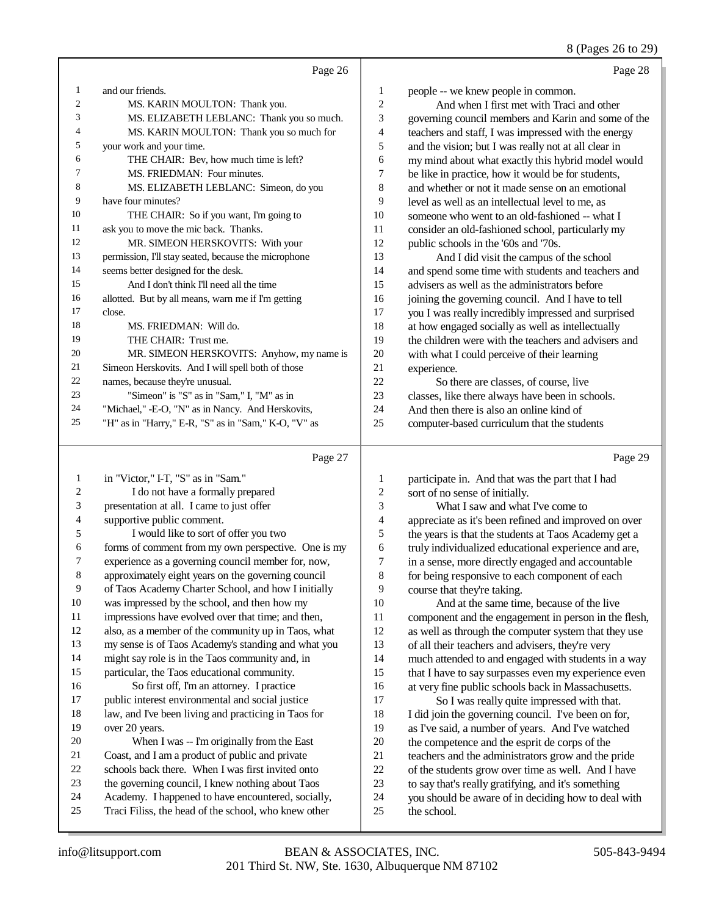Page 26

1 and our friends.
2 MS. KARIN MOULTON: Thank you.
3 MS. ELIZABETH LEBLANC: Thank you so much.
4 MS. KARIN MOULTON: Thank you so much for
5 your work and your time.
6 THE CHAIR: Bev, how much time is left?
7 MS. FRIEDMAN: Four minutes.
8 MS. ELIZABETH LEBLANC: Simeon, do you
9 have four minutes?
10 THE CHAIR: So if you want, I'm going to
11 ask you to move the mic back. Thanks.
12 MR. SIMEON HERSKOVITS: With your
13 permission, I'll stay seated, because the microphone
14 seems better designed for the desk.
15 And I don't think I'll need all the time
16 allotted. But by all means, warn me if I'm getting
17 close.
18 MS. FRIEDMAN: Will do.
19 THE CHAIR: Trust me.
20 MR. SIMEON HERSKOVITS: Anyhow, my name is
21 Simeon Herskovits. And I will spell both of those
22 names, because they're unusual.
23 "Simeon" is "S" as in "Sam," I, "M" as in
24 "Michael," -E-O, "N" as in Nancy. And Herskovits,
25 "H" as in "Harry," E-R, "S" as in "Sam," K-O, "V" as

Page 27

1 in "Victor," I-T, "S" as in "Sam."
2 I do not have a formally prepared
3 presentation at all. I came to just offer
4 supportive public comment.
5 I would like to sort of offer you two
6 forms of comment from my own perspective. One is my
7 experience as a governing council member for, now,
8 approximately eight years on the governing council
9 of Taos Academy Charter School, and how I initially
10 was impressed by the school, and then how my
11 impressions have evolved over that time; and then,
12 also, as a member of the community up in Taos, what
13 my sense is of Taos Academy's standing and what you
14 might say role is in the Taos community and, in
15 particular, the Taos educational community.
16 So first off, I'm an attorney. I practice
17 public interest environmental and social justice
18 law, and I've been living and practicing in Taos for
19 over 20 years.
20 When I was -- I'm originally from the East
21 Coast, and I am a product of public and private
22 schools back there. When I was first invited onto
23 the governing council, I knew nothing about Taos
24 Academy. I happened to have encountered, socially,
25 Traci Filiss, the head of the school, who knew other

Page 28

1 people -- we knew people in common.
2 And when I first met with Traci and other
3 governing council members and Karin and some of the
4 teachers and staff, I was impressed with the energy
5 and the vision; but I was really not at all clear in
6 my mind about what exactly this hybrid model would
7 be like in practice, how it would be for students,
8 and whether or not it made sense on an emotional
9 level as well as an intellectual level to me, as
10 someone who went to an old-fashioned -- what I
11 consider an old-fashioned school, particularly my
12 public schools in the '60s and '70s.
13 And I did visit the campus of the school
14 and spend some time with students and teachers and
15 advisers as well as the administrators before
16 joining the governing council. And I have to tell
17 you I was really incredibly impressed and surprised
18 at how engaged socially as well as intellectually
19 the children were with the teachers and advisers and
20 with what I could perceive of their learning
21 experience.
22 So there are classes, of course, live
23 classes, like there always have been in schools.
24 And then there is also an online kind of
25 computer-based curriculum that the students

Page 29

1 participate in. And that was the part that I had
2 sort of no sense of initially.
3 What I saw and what I've come to
4 appreciate as it's been refined and improved on over
5 the years is that the students at Taos Academy get a
6 truly individualized educational experience and are,
7 in a sense, more directly engaged and accountable
8 for being responsive to each component of each
9 course that they're taking.
10 And at the same time, because of the live
11 component and the engagement in person in the flesh,
12 as well as through the computer system that they use
13 of all their teachers and advisers, they're very
14 much attended to and engaged with students in a way
15 that I have to say surpasses even my experience even
16 at very fine public schools back in Massachusetts.
17 So I was really quite impressed with that.
18 I did join the governing council. I've been on for,
19 as I've said, a number of years. And I've watched
20 the competence and the esprit de corps of the
21 teachers and the administrators grow and the pride
22 of the students grow over time as well. And I have
23 to say that's really gratifying, and it's something
24 you should be aware of in deciding how to deal with
25 the school.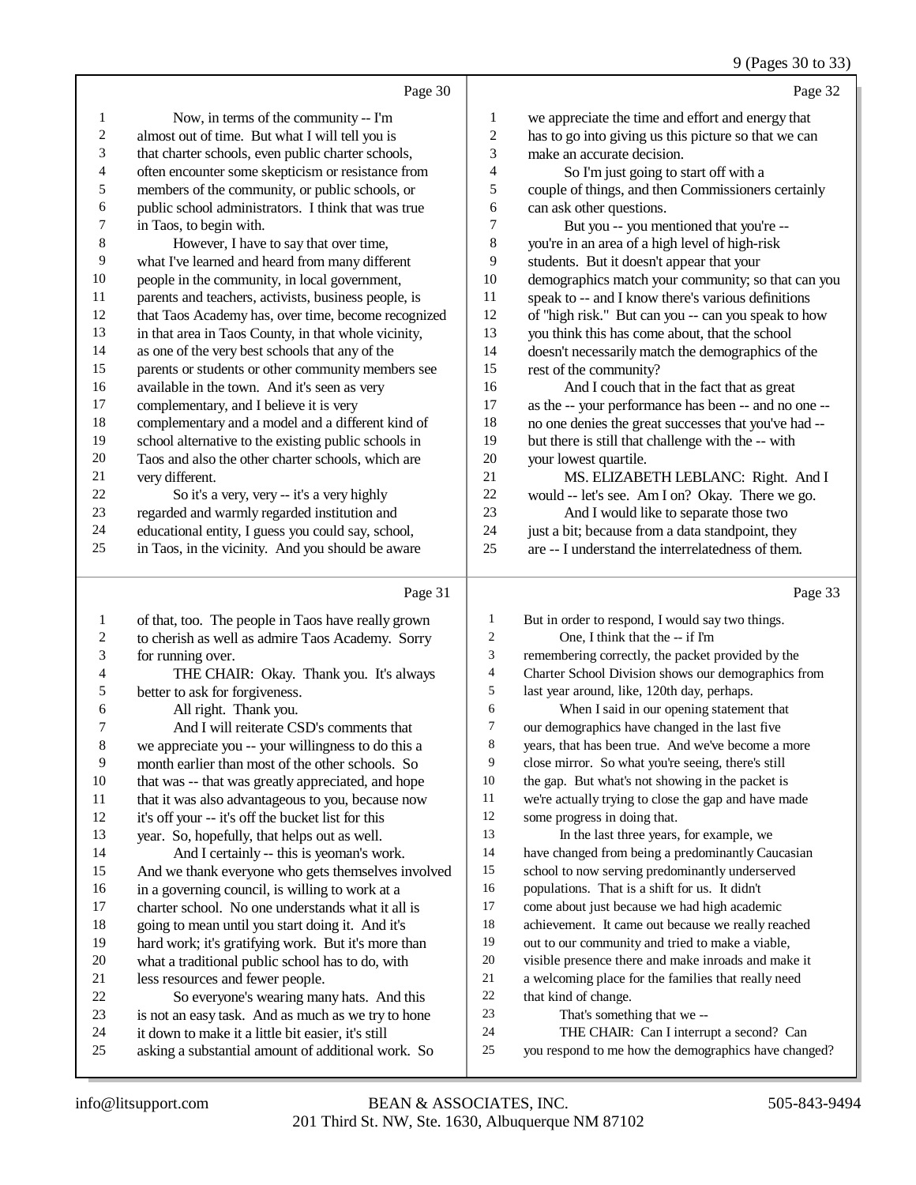Page 30

1 Now, in terms of the community -- I'm
2 almost out of time. But what I will tell you is
3 that charter schools, even public charter schools,
4 often encounter some skepticism or resistance from
5 members of the community, or public schools, or
6 public school administrators. I think that was true
7 in Taos, to begin with.
8 However, I have to say that over time,
9 what I've learned and heard from many different
10 people in the community, in local government,
11 parents and teachers, activists, business people, is
12 that Taos Academy has, over time, become recognized
13 in that area in Taos County, in that whole vicinity,
14 as one of the very best schools that any of the
15 parents or students or other community members see
16 available in the town. And it's seen as very
17 complementary, and I believe it is very
18 complementary and a model and a different kind of
19 school alternative to the existing public schools in
20 Taos and also the other charter schools, which are
21 very different.
22 So it's a very, very -- it's a very highly
23 regarded and warmly regarded institution and
24 educational entity, I guess you could say, school,
25 in Taos, in the vicinity. And you should be aware

Page 31

1 of that, too. The people in Taos have really grown
2 to cherish as well as admire Taos Academy. Sorry
3 for running over.
4 THE CHAIR: Okay. Thank you. It's always
5 better to ask for forgiveness.
6 All right. Thank you.
7 And I will reiterate CSD's comments that
8 we appreciate you -- your willingness to do this a
9 month earlier than most of the other schools. So
10 that was -- that was greatly appreciated, and hope
11 that it was also advantageous to you, because now
12 it's off your -- it's off the bucket list for this
13 year. So, hopefully, that helps out as well.
14 And I certainly -- this is yeoman's work.
15 And we thank everyone who gets themselves involved
16 in a governing council, is willing to work at a
17 charter school. No one understands what it all is
18 going to mean until you start doing it. And it's
19 hard work; it's gratifying work. But it's more than
20 what a traditional public school has to do, with
21 less resources and fewer people.
22 So everyone's wearing many hats. And this
23 is not an easy task. And as much as we try to hone
24 it down to make it a little bit easier, it's still
25 asking a substantial amount of additional work. So

Page 32

1 we appreciate the time and effort and energy that
2 has to go into giving us this picture so that we can
3 make an accurate decision.
4 So I'm just going to start off with a
5 couple of things, and then Commissioners certainly
6 can ask other questions.
7 But you -- you mentioned that you're --
8 you're in an area of a high level of high-risk
9 students. But it doesn't appear that your
10 demographics match your community; so that can you
11 speak to -- and I know there's various definitions
12 of "high risk." But can you -- can you speak to how
13 you think this has come about, that the school
14 doesn't necessarily match the demographics of the
15 rest of the community?
16 And I couch that in the fact that as great
17 as the -- your performance has been -- and no one --
18 no one denies the great successes that you've had --
19 but there is still that challenge with the -- with
20 your lowest quartile.
21 MS. ELIZABETH LEBLANC: Right. And I
22 would -- let's see. Am I on? Okay. There we go.
23 And I would like to separate those two
24 just a bit; because from a data standpoint, they
25 are -- I understand the interrelatedness of them.

Page 33

1 But in order to respond, I would say two things.
2 One, I think that the -- if I'm
3 remembering correctly, the packet provided by the
4 Charter School Division shows our demographics from
5 last year around, like, 120th day, perhaps.
6 When I said in our opening statement that
7 our demographics have changed in the last five
8 years, that has been true. And we've become a more
9 close mirror. So what you're seeing, there's still
10 the gap. But what's not showing in the packet is
11 we're actually trying to close the gap and have made
12 some progress in doing that.
13 In the last three years, for example, we
14 have changed from being a predominantly Caucasian
15 school to now serving predominantly underserved
16 populations. That is a shift for us. It didn't
17 come about just because we had high academic
18 achievement. It came out because we really reached
19 out to our community and tried to make a viable,
20 visible presence there and make inroads and make it
21 a welcoming place for the families that really need
22 that kind of change.
23 That's something that we --
24 THE CHAIR: Can I interrupt a second? Can
25 you respond to me how the demographics have changed?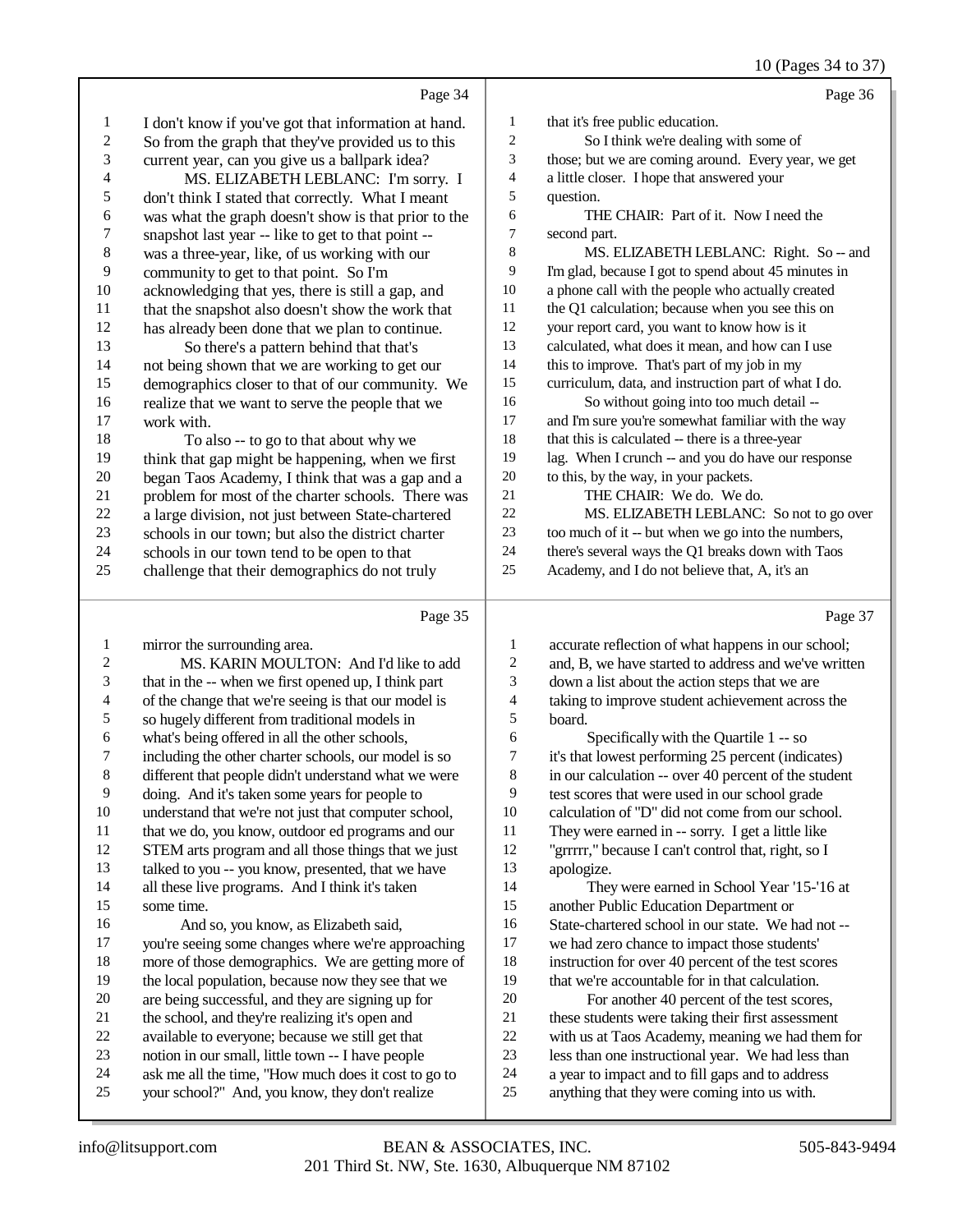Page 34

1 I don't know if you've got that information at hand.
2 So from the graph that they've provided us to this
3 current year, can you give us a ballpark idea?
4 MS. ELIZABETH LEBLANC: I'm sorry. I
5 don't think I stated that correctly. What I meant
6 was what the graph doesn't show is that prior to the
7 snapshot last year -- like to get to that point --
8 was a three-year, like, of us working with our
9 community to get to that point. So I'm
10 acknowledging that yes, there is still a gap, and
11 that the snapshot also doesn't show the work that
12 has already been done that we plan to continue.
13 So there's a pattern behind that that's
14 not being shown that we are working to get our
15 demographics closer to that of our community. We
16 realize that we want to serve the people that we
17 work with.
18 To also -- to go to that about why we
19 think that gap might be happening, when we first
20 began Taos Academy, I think that was a gap and a
21 problem for most of the charter schools. There was
22 a large division, not just between State-chartered
23 schools in our town; but also the district charter
24 schools in our town tend to be open to that
25 challenge that their demographics do not truly

Page 35

1 mirror the surrounding area.
2 MS. KARIN MOULTON: And I'd like to add
3 that in the -- when we first opened up, I think part
4 of the change that we're seeing is that our model is
5 so hugely different from traditional models in
6 what's being offered in all the other schools,
7 including the other charter schools, our model is so
8 different that people didn't understand what we were
9 doing. And it's taken some years for people to
10 understand that we're not just that computer school,
11 that we do, you know, outdoor ed programs and our
12 STEM arts program and all those things that we just
13 talked to you -- you know, presented, that we have
14 all these live programs. And I think it's taken
15 some time.
16 And so, you know, as Elizabeth said,
17 you're seeing some changes where we're approaching
18 more of those demographics. We are getting more of
19 the local population, because now they see that we
20 are being successful, and they are signing up for
21 the school, and they're realizing it's open and
22 available to everyone; because we still get that
23 notion in our small, little town -- I have people
24 ask me all the time, "How much does it cost to go to
25 your school?" And, you know, they don't realize

Page 36

1 that it's free public education.
2 So I think we're dealing with some of
3 those; but we are coming around. Every year, we get
4 a little closer. I hope that answered your
5 question.
6 THE CHAIR: Part of it. Now I need the
7 second part.
8 MS. ELIZABETH LEBLANC: Right. So -- and
9 I'm glad, because I got to spend about 45 minutes in
10 a phone call with the people who actually created
11 the Q1 calculation; because when you see this on
12 your report card, you want to know how is it
13 calculated, what does it mean, and how can I use
14 this to improve. That's part of my job in my
15 curriculum, data, and instruction part of what I do.
16 So without going into too much detail --
17 and I'm sure you're somewhat familiar with the way
18 that this is calculated -- there is a three-year
19 lag. When I crunch -- and you do have our response
20 to this, by the way, in your packets.
21 THE CHAIR: We do. We do.
22 MS. ELIZABETH LEBLANC: So not to go over
23 too much of it -- but when we go into the numbers,
24 there's several ways the Q1 breaks down with Taos
25 Academy, and I do not believe that, A, it's an

Page 37

1 accurate reflection of what happens in our school;
2 and, B, we have started to address and we've written
3 down a list about the action steps that we are
4 taking to improve student achievement across the
5 board.
6 Specifically with the Quartile 1 -- so
7 it's that lowest performing 25 percent (indicates)
8 in our calculation -- over 40 percent of the student
9 test scores that were used in our school grade
10 calculation of "D" did not come from our school.
11 They were earned in -- sorry. I get a little like
12 "grrrrr," because I can't control that, right, so I
13 apologize.
14 They were earned in School Year '15-'16 at
15 another Public Education Department or
16 State-chartered school in our state. We had not --
17 we had zero chance to impact those students'
18 instruction for over 40 percent of the test scores
19 that we're accountable for in that calculation.
20 For another 40 percent of the test scores,
21 these students were taking their first assessment
22 with us at Taos Academy, meaning we had them for
23 less than one instructional year. We had less than
24 a year to impact and to fill gaps and to address
25 anything that they were coming into us with.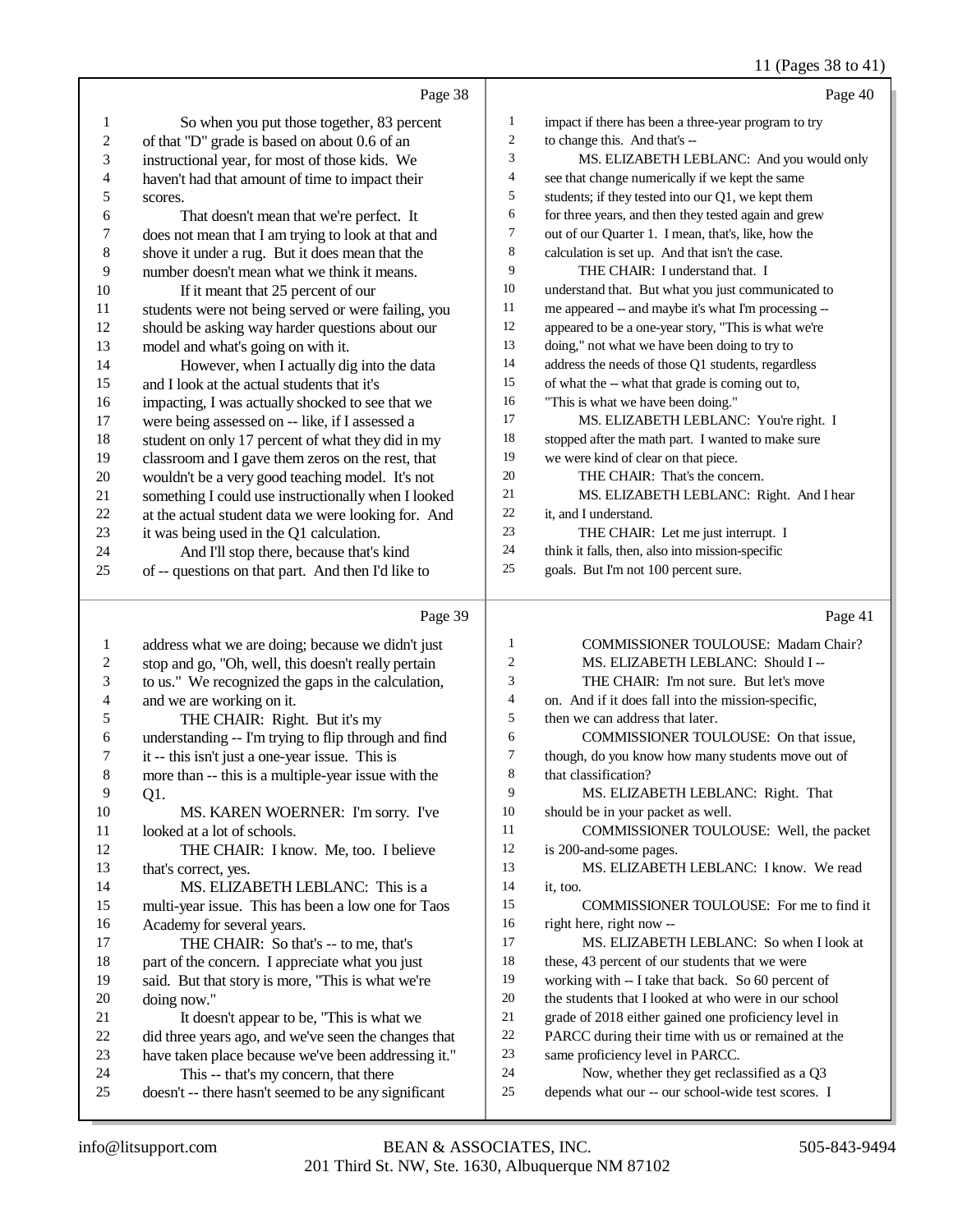Page 38

1 So when you put those together, 83 percent
2 of that "D" grade is based on about 0.6 of an
3 instructional year, for most of those kids. We
4 haven't had that amount of time to impact their
5 scores.
6 That doesn't mean that we're perfect. It
7 does not mean that I am trying to look at that and
8 shove it under a rug. But it does mean that the
9 number doesn't mean what we think it means.
10 If it meant that 25 percent of our
11 students were not being served or were failing, you
12 should be asking way harder questions about our
13 model and what's going on with it.
14 However, when I actually dig into the data
15 and I look at the actual students that it's
16 impacting, I was actually shocked to see that we
17 were being assessed on -- like, if I assessed a
18 student on only 17 percent of what they did in my
19 classroom and I gave them zeros on the rest, that
20 wouldn't be a very good teaching model. It's not
21 something I could use instructionally when I looked
22 at the actual student data we were looking for. And
23 it was being used in the Q1 calculation.
24 And I'll stop there, because that's kind
25 of -- questions on that part. And then I'd like to

Page 39

1 address what we are doing; because we didn't just
2 stop and go, "Oh, well, this doesn't really pertain
3 to us." We recognized the gaps in the calculation,
4 and we are working on it.
5 THE CHAIR: Right. But it's my
6 understanding -- I'm trying to flip through and find
7 it -- this isn't just a one-year issue. This is
8 more than -- this is a multiple-year issue with the
9 Q1.
10 MS. KAREN WOERNER: I'm sorry. I've
11 looked at a lot of schools.
12 THE CHAIR: I know. Me, too. I believe
13 that's correct, yes.
14 MS. ELIZABETH LEBLANC: This is a
15 multi-year issue. This has been a low one for Taos
16 Academy for several years.
17 THE CHAIR: So that's -- to me, that's
18 part of the concern. I appreciate what you just
19 said. But that story is more, "This is what we're
20 doing now."
21 It doesn't appear to be, "This is what we
22 did three years ago, and we've seen the changes that
23 have taken place because we've been addressing it."
24 This -- that's my concern, that there
25 doesn't -- there hasn't seemed to be any significant

Page 40

1 impact if there has been a three-year program to try
2 to change this. And that's --
3 MS. ELIZABETH LEBLANC: And you would only
4 see that change numerically if we kept the same
5 students; if they tested into our Q1, we kept them
6 for three years, and then they tested again and grew
7 out of our Quarter 1. I mean, that's, like, how the
8 calculation is set up. And that isn't the case.
9 THE CHAIR: I understand that. I
10 understand that. But what you just communicated to
11 me appeared -- and maybe it's what I'm processing --
12 appeared to be a one-year story, "This is what we're
13 doing," not what we have been doing to try to
14 address the needs of those Q1 students, regardless
15 of what the -- what that grade is coming out to,
16 "This is what we have been doing."
17 MS. ELIZABETH LEBLANC: You're right. I
18 stopped after the math part. I wanted to make sure
19 we were kind of clear on that piece.
20 THE CHAIR: That's the concern.
21 MS. ELIZABETH LEBLANC: Right. And I hear
22 it, and I understand.
23 THE CHAIR: Let me just interrupt. I
24 think it falls, then, also into mission-specific
25 goals. But I'm not 100 percent sure.

Page 41

1 COMMISSIONER TOULOUSE: Madam Chair?
2 MS. ELIZABETH LEBLANC: Should I --
3 THE CHAIR: I'm not sure. But let's move
4 on. And if it does fall into the mission-specific,
5 then we can address that later.
6 COMMISSIONER TOULOUSE: On that issue,
7 though, do you know how many students move out of
8 that classification?
9 MS. ELIZABETH LEBLANC: Right. That
10 should be in your packet as well.
11 COMMISSIONER TOULOUSE: Well, the packet
12 is 200-and-some pages.
13 MS. ELIZABETH LEBLANC: I know. We read
14 it, too.
15 COMMISSIONER TOULOUSE: For me to find it
16 right here, right now --
17 MS. ELIZABETH LEBLANC: So when I look at
18 these, 43 percent of our students that we were
19 working with -- I take that back. So 60 percent of
20 the students that I looked at who were in our school
21 grade of 2018 either gained one proficiency level in
22 PARCC during their time with us or remained at the
23 same proficiency level in PARCC.
24 Now, whether they get reclassified as a Q3
25 depends what our -- our school-wide test scores. I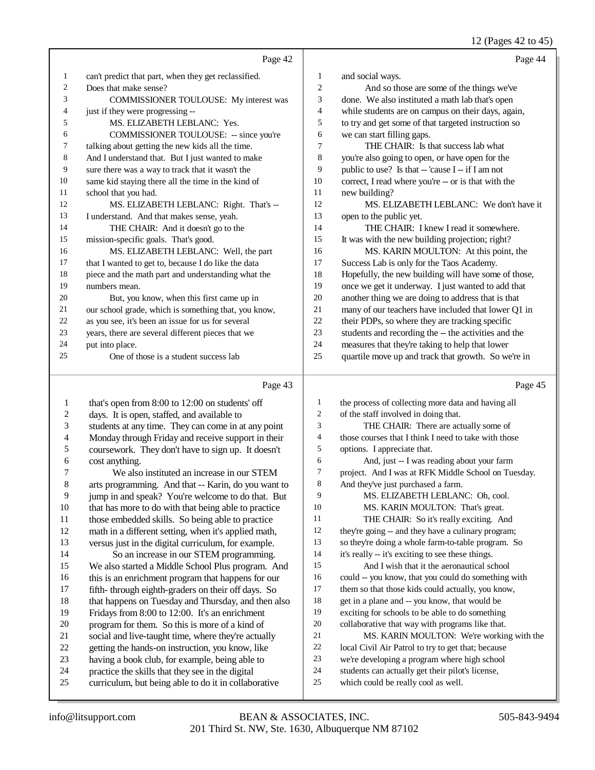Page 42

1 can't predict that part, when they get reclassified.
2 Does that make sense?
3 COMMISSIONER TOULOUSE: My interest was
4 just if they were progressing --
5 MS. ELIZABETH LEBLANC: Yes.
6 COMMISSIONER TOULOUSE: -- since you're
7 talking about getting the new kids all the time.
8 And I understand that. But I just wanted to make
9 sure there was a way to track that it wasn't the
10 same kid staying there all the time in the kind of
11 school that you had.
12 MS. ELIZABETH LEBLANC: Right. That's --
13 I understand. And that makes sense, yeah.
14 THE CHAIR: And it doesn't go to the
15 mission-specific goals. That's good.
16 MS. ELIZABETH LEBLANC: Well, the part
17 that I wanted to get to, because I do like the data
18 piece and the math part and understanding what the
19 numbers mean.
20 But, you know, when this first came up in
21 our school grade, which is something that, you know,
22 as you see, it's been an issue for us for several
23 years, there are several different pieces that we
24 put into place.
25 One of those is a student success lab

Page 43

1 that's open from 8:00 to 12:00 on students' off
2 days. It is open, staffed, and available to
3 students at any time. They can come in at any point
4 Monday through Friday and receive support in their
5 coursework. They don't have to sign up. It doesn't
6 cost anything.
7 We also instituted an increase in our STEM
8 arts programming. And that -- Karin, do you want to
9 jump in and speak? You're welcome to do that. But
10 that has more to do with that being able to practice
11 those embedded skills. So being able to practice
12 math in a different setting, when it's applied math,
13 versus just in the digital curriculum, for example.
14 So an increase in our STEM programming.
15 We also started a Middle School Plus program. And
16 this is an enrichment program that happens for our
17 fifth- through eighth-graders on their off days. So
18 that happens on Tuesday and Thursday, and then also
19 Fridays from 8:00 to 12:00. It's an enrichment
20 program for them. So this is more of a kind of
21 social and live-taught time, where they're actually
22 getting the hands-on instruction, you know, like
23 having a book club, for example, being able to
24 practice the skills that they see in the digital
25 curriculum, but being able to do it in collaborative

Page 44

1 and social ways.
2 And so those are some of the things we've
3 done. We also instituted a math lab that's open
4 while students are on campus on their days, again,
5 to try and get some of that targeted instruction so
6 we can start filling gaps.
7 THE CHAIR: Is that success lab what
8 you're also going to open, or have open for the
9 public to use? Is that -- 'cause I -- if I am not
10 correct, I read where you're -- or is that with the
11 new building?
12 MS. ELIZABETH LEBLANC: We don't have it
13 open to the public yet.
14 THE CHAIR: I knew I read it somewhere.
15 It was with the new building projection; right?
16 MS. KARIN MOULTON: At this point, the
17 Success Lab is only for the Taos Academy.
18 Hopefully, the new building will have some of those,
19 once we get it underway. I just wanted to add that
20 another thing we are doing to address that is that
21 many of our teachers have included that lower Q1 in
22 their PDPs, so where they are tracking specific
23 students and recording the -- the activities and the
24 measures that they're taking to help that lower
25 quartile move up and track that growth. So we're in

Page 45

1 the process of collecting more data and having all
2 of the staff involved in doing that.
3 THE CHAIR: There are actually some of
4 those courses that I think I need to take with those
5 options. I appreciate that.
6 And, just -- I was reading about your farm
7 project. And I was at RFK Middle School on Tuesday.
8 And they've just purchased a farm.
9 MS. ELIZABETH LEBLANC: Oh, cool.
10 MS. KARIN MOULTON: That's great.
11 THE CHAIR: So it's really exciting. And
12 they're going -- and they have a culinary program;
13 so they're doing a whole farm-to-table program. So
14 it's really -- it's exciting to see these things.
15 And I wish that it the aeronautical school
16 could -- you know, that you could do something with
17 them so that those kids could actually, you know,
18 get in a plane and -- you know, that would be
19 exciting for schools to be able to do something
20 collaborative that way with programs like that.
21 MS. KARIN MOULTON: We're working with the
22 local Civil Air Patrol to try to get that; because
23 we're developing a program where high school
24 students can actually get their pilot's license,
25 which could be really cool as well.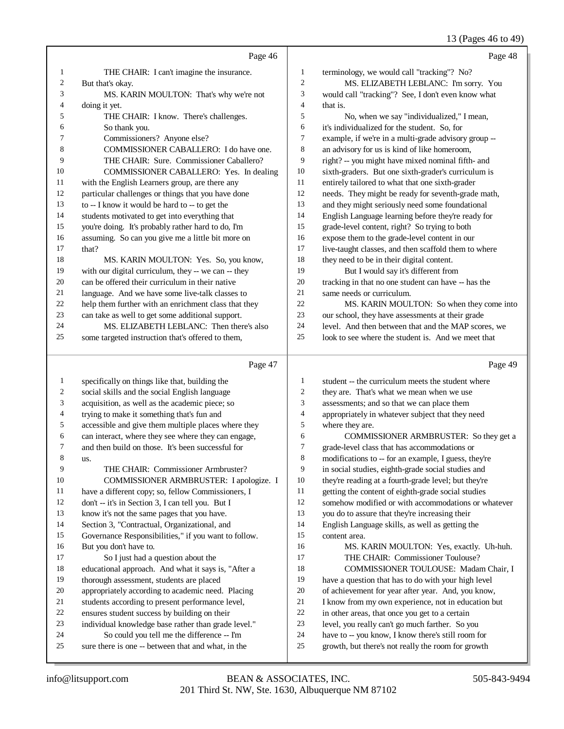Page 46

THE CHAIR: I can't imagine the insurance. But that's okay.

MS. KARIN MOULTON: That's why we're not doing it yet.

THE CHAIR: I know. There's challenges. So thank you.

Commissioners? Anyone else?

COMMISSIONER CABALLERO: I do have one.

THE CHAIR: Sure. Commissioner Caballero?

COMMISSIONER CABALLERO: Yes. In dealing with the English Learners group, are there any particular challenges or things that you have done to -- I know it would be hard to -- to get the students motivated to get into everything that you're doing. It's probably rather hard to do, I'm assuming. So can you give me a little bit more on that?

MS. KARIN MOULTON: Yes. So, you know, with our digital curriculum, they -- we can -- they can be offered their curriculum in their native language. And we have some live-talk classes to help them further with an enrichment class that they can take as well to get some additional support.

MS. ELIZABETH LEBLANC: Then there's also some targeted instruction that's offered to them,

Page 47

specifically on things like that, building the social skills and the social English language acquisition, as well as the academic piece; so trying to make it something that's fun and accessible and give them multiple places where they can interact, where they see where they can engage, and then build on those. It's been successful for us.

THE CHAIR: Commissioner Armbruster?

COMMISSIONER ARMBRUSTER: I apologize. I have a different copy; so, fellow Commissioners, I don't -- it's in Section 3, I can tell you. But I know it's not the same pages that you have. Section 3, "Contractual, Organizational, and Governance Responsibilities," if you want to follow. But you don't have to.

So I just had a question about the educational approach. And what it says is, "After a thorough assessment, students are placed appropriately according to academic need. Placing students according to present performance level, ensures student success by building on their individual knowledge base rather than grade level."

So could you tell me the difference -- I'm sure there is one -- between that and what, in the

Page 48

terminology, we would call "tracking"? No?

MS. ELIZABETH LEBLANC: I'm sorry. You would call "tracking"? See, I don't even know what that is.

No, when we say "individualized," I mean, it's individualized for the student. So, for example, if we're in a multi-grade advisory group -- an advisory for us is kind of like homeroom, right? -- you might have mixed nominal fifth- and sixth-graders. But one sixth-grader's curriculum is entirely tailored to what that one sixth-grader needs. They might be ready for seventh-grade math, and they might seriously need some foundational English Language learning before they're ready for grade-level content, right? So trying to both expose them to the grade-level content in our live-taught classes, and then scaffold them to where they need to be in their digital content.

But I would say it's different from tracking in that no one student can have -- has the same needs or curriculum.

MS. KARIN MOULTON: So when they come into our school, they have assessments at their grade level. And then between that and the MAP scores, we look to see where the student is. And we meet that

Page 49

student -- the curriculum meets the student where they are. That's what we mean when we use assessments; and so that we can place them appropriately in whatever subject that they need where they are.

COMMISSIONER ARMBRUSTER: So they get a grade-level class that has accommodations or modifications to -- for an example, I guess, they're in social studies, eighth-grade social studies and they're reading at a fourth-grade level; but they're getting the content of eighth-grade social studies somehow modified or with accommodations or whatever you do to assure that they're increasing their English Language skills, as well as getting the content area.

MS. KARIN MOULTON: Yes, exactly. Uh-huh.

THE CHAIR: Commissioner Toulouse?

COMMISSIONER TOULOUSE: Madam Chair, I have a question that has to do with your high level of achievement for year after year. And, you know, I know from my own experience, not in education but in other areas, that once you get to a certain level, you really can't go much farther. So you have to -- you know, I know there's still room for growth, but there's not really the room for growth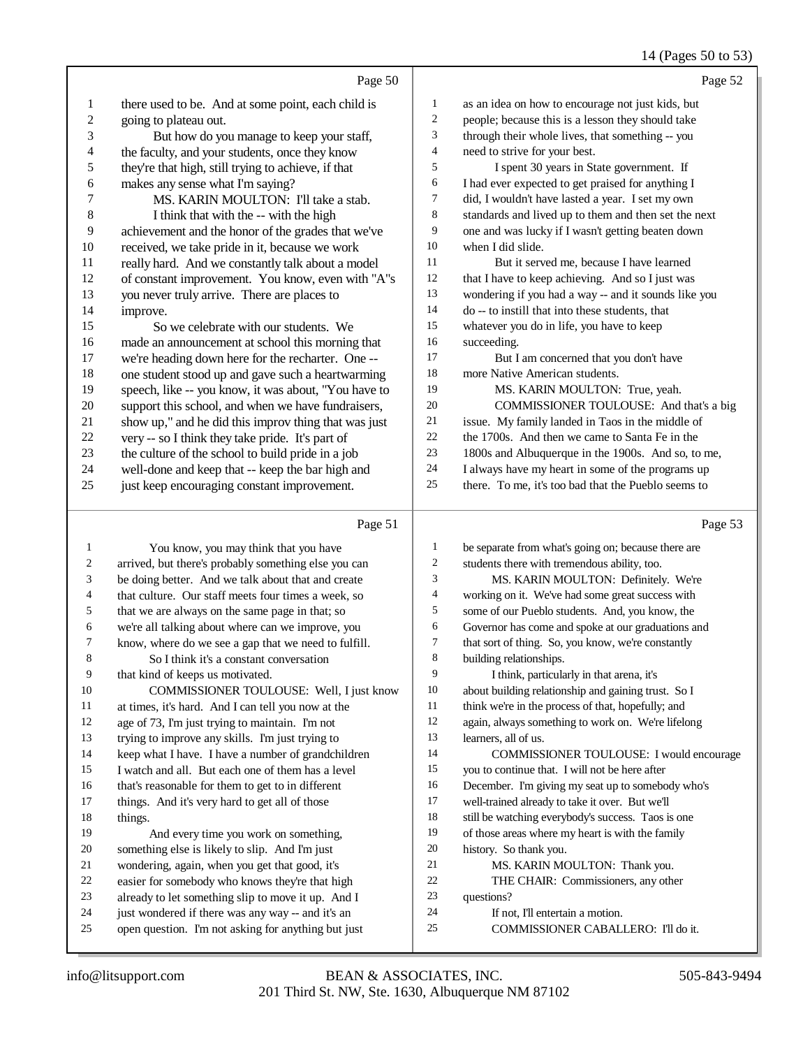Page 50

1 there used to be. And at some point, each child is
2 going to plateau out.
3 But how do you manage to keep your staff,
4 the faculty, and your students, once they know
5 they're that high, still trying to achieve, if that
6 makes any sense what I'm saying?
7 MS. KARIN MOULTON: I'll take a stab.
8 I think that with the -- with the high
9 achievement and the honor of the grades that we've
10 received, we take pride in it, because we work
11 really hard. And we constantly talk about a model
12 of constant improvement. You know, even with "A"s
13 you never truly arrive. There are places to
14 improve.
15 So we celebrate with our students. We
16 made an announcement at school this morning that
17 we're heading down here for the recharter. One --
18 one student stood up and gave such a heartwarming
19 speech, like -- you know, it was about, "You have to
20 support this school, and when we have fundraisers,
21 show up," and he did this improv thing that was just
22 very -- so I think they take pride. It's part of
23 the culture of the school to build pride in a job
24 well-done and keep that -- keep the bar high and
25 just keep encouraging constant improvement.

Page 51

1 You know, you may think that you have
2 arrived, but there's probably something else you can
3 be doing better. And we talk about that and create
4 that culture. Our staff meets four times a week, so
5 that we are always on the same page in that; so
6 we're all talking about where can we improve, you
7 know, where do we see a gap that we need to fulfill.
8 So I think it's a constant conversation
9 that kind of keeps us motivated.
10 COMMISSIONER TOULOUSE: Well, I just know
11 at times, it's hard. And I can tell you now at the
12 age of 73, I'm just trying to maintain. I'm not
13 trying to improve any skills. I'm just trying to
14 keep what I have. I have a number of grandchildren
15 I watch and all. But each one of them has a level
16 that's reasonable for them to get to in different
17 things. And it's very hard to get all of those
18 things.
19 And every time you work on something,
20 something else is likely to slip. And I'm just
21 wondering, again, when you get that good, it's
22 easier for somebody who knows they're that high
23 already to let something slip to move it up. And I
24 just wondered if there was any way -- and it's an
25 open question. I'm not asking for anything but just

Page 52

1 as an idea on how to encourage not just kids, but
2 people; because this is a lesson they should take
3 through their whole lives, that something -- you
4 need to strive for your best.
5 I spent 30 years in State government. If
6 I had ever expected to get praised for anything I
7 did, I wouldn't have lasted a year. I set my own
8 standards and lived up to them and then set the next
9 one and was lucky if I wasn't getting beaten down
10 when I did slide.
11 But it served me, because I have learned
12 that I have to keep achieving. And so I just was
13 wondering if you had a way -- and it sounds like you
14 do -- to instill that into these students, that
15 whatever you do in life, you have to keep
16 succeeding.
17 But I am concerned that you don't have
18 more Native American students.
19 MS. KARIN MOULTON: True, yeah.
20 COMMISSIONER TOULOUSE: And that's a big
21 issue. My family landed in Taos in the middle of
22 the 1700s. And then we came to Santa Fe in the
23 1800s and Albuquerque in the 1900s. And so, to me,
24 I always have my heart in some of the programs up
25 there. To me, it's too bad that the Pueblo seems to

Page 53

1 be separate from what's going on; because there are
2 students there with tremendous ability, too.
3 MS. KARIN MOULTON: Definitely. We're
4 working on it. We've had some great success with
5 some of our Pueblo students. And, you know, the
6 Governor has come and spoke at our graduations and
7 that sort of thing. So, you know, we're constantly
8 building relationships.
9 I think, particularly in that arena, it's
10 about building relationship and gaining trust. So I
11 think we're in the process of that, hopefully; and
12 again, always something to work on. We're lifelong
13 learners, all of us.
14 COMMISSIONER TOULOUSE: I would encourage
15 you to continue that. I will not be here after
16 December. I'm giving my seat up to somebody who's
17 well-trained already to take it over. But we'll
18 still be watching everybody's success. Taos is one
19 of those areas where my heart is with the family
20 history. So thank you.
21 MS. KARIN MOULTON: Thank you.
22 THE CHAIR: Commissioners, any other
23 questions?
24 If not, I'll entertain a motion.
25 COMMISSIONER CABALLERO: I'll do it.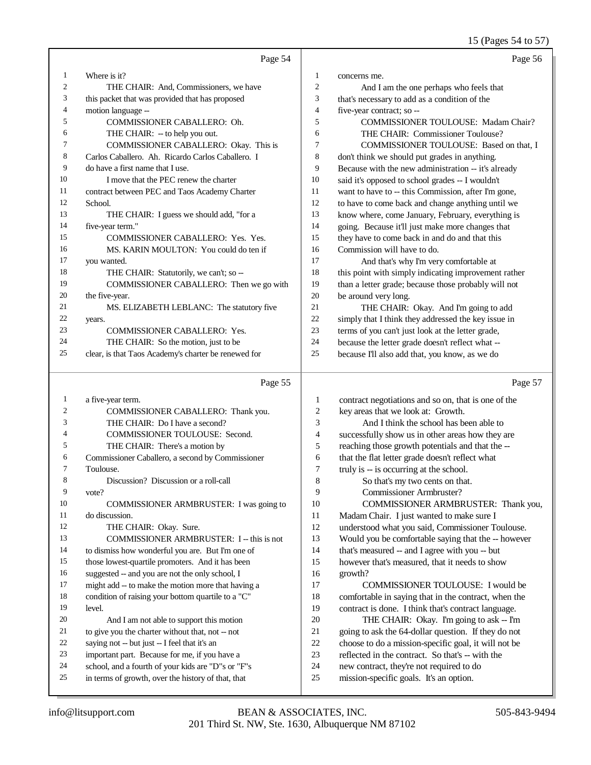Page 54

1 Where is it?
2 THE CHAIR: And, Commissioners, we have
3 this packet that was provided that has proposed
4 motion language --
5 COMMISSIONER CABALLERO: Oh.
6 THE CHAIR: -- to help you out.
7 COMMISSIONER CABALLERO: Okay. This is
8 Carlos Caballero. Ah. Ricardo Carlos Caballero. I
9 do have a first name that I use.
10 I move that the PEC renew the charter
11 contract between PEC and Taos Academy Charter
12 School.
13 THE CHAIR: I guess we should add, "for a
14 five-year term."
15 COMMISSIONER CABALLERO: Yes. Yes.
16 MS. KARIN MOULTON: You could do ten if
17 you wanted.
18 THE CHAIR: Statutorily, we can't; so --
19 COMMISSIONER CABALLERO: Then we go with
20 the five-year.
21 MS. ELIZABETH LEBLANC: The statutory five
22 years.
23 COMMISSIONER CABALLERO: Yes.
24 THE CHAIR: So the motion, just to be
25 clear, is that Taos Academy's charter be renewed for

Page 55

1 a five-year term.
2 COMMISSIONER CABALLERO: Thank you.
3 THE CHAIR: Do I have a second?
4 COMMISSIONER TOULOUSE: Second.
5 THE CHAIR: There's a motion by
6 Commissioner Caballero, a second by Commissioner
7 Toulouse.
8 Discussion? Discussion or a roll-call
9 vote?
10 COMMISSIONER ARMBRUSTER: I was going to
11 do discussion.
12 THE CHAIR: Okay. Sure.
13 COMMISSIONER ARMBRUSTER: I -- this is not
14 to dismiss how wonderful you are. But I'm one of
15 those lowest-quartile promoters. And it has been
16 suggested -- and you are not the only school, I
17 might add -- to make the motion more that having a
18 condition of raising your bottom quartile to a "C"
19 level.
20 And I am not able to support this motion
21 to give you the charter without that, not -- not
22 saying not -- but just -- I feel that it's an
23 important part. Because for me, if you have a
24 school, and a fourth of your kids are "D"s or "F"s
25 in terms of growth, over the history of that, that

Page 56

1 concerns me.
2 And I am the one perhaps who feels that
3 that's necessary to add as a condition of the
4 five-year contract; so --
5 COMMISSIONER TOULOUSE: Madam Chair?
6 THE CHAIR: Commissioner Toulouse?
7 COMMISSIONER TOULOUSE: Based on that, I
8 don't think we should put grades in anything.
9 Because with the new administration -- it's already
10 said it's opposed to school grades -- I wouldn't
11 want to have to -- this Commission, after I'm gone,
12 to have to come back and change anything until we
13 know where, come January, February, everything is
14 going. Because it'll just make more changes that
15 they have to come back in and do and that this
16 Commission will have to do.
17 And that's why I'm very comfortable at
18 this point with simply indicating improvement rather
19 than a letter grade; because those probably will not
20 be around very long.
21 THE CHAIR: Okay. And I'm going to add
22 simply that I think they addressed the key issue in
23 terms of you can't just look at the letter grade,
24 because the letter grade doesn't reflect what --
25 because I'll also add that, you know, as we do

Page 57

1 contract negotiations and so on, that is one of the
2 key areas that we look at: Growth.
3 And I think the school has been able to
4 successfully show us in other areas how they are
5 reaching those growth potentials and that the --
6 that the flat letter grade doesn't reflect what
7 truly is -- is occurring at the school.
8 So that's my two cents on that.
9 Commissioner Armbruster?
10 COMMISSIONER ARMBRUSTER: Thank you,
11 Madam Chair. I just wanted to make sure I
12 understood what you said, Commissioner Toulouse.
13 Would you be comfortable saying that the -- however
14 that's measured -- and I agree with you -- but
15 however that's measured, that it needs to show
16 growth?
17 COMMISSIONER TOULOUSE: I would be
18 comfortable in saying that in the contract, when the
19 contract is done. I think that's contract language.
20 THE CHAIR: Okay. I'm going to ask -- I'm
21 going to ask the 64-dollar question. If they do not
22 choose to do a mission-specific goal, it will not be
23 reflected in the contract. So that's -- with the
24 new contract, they're not required to do
25 mission-specific goals. It's an option.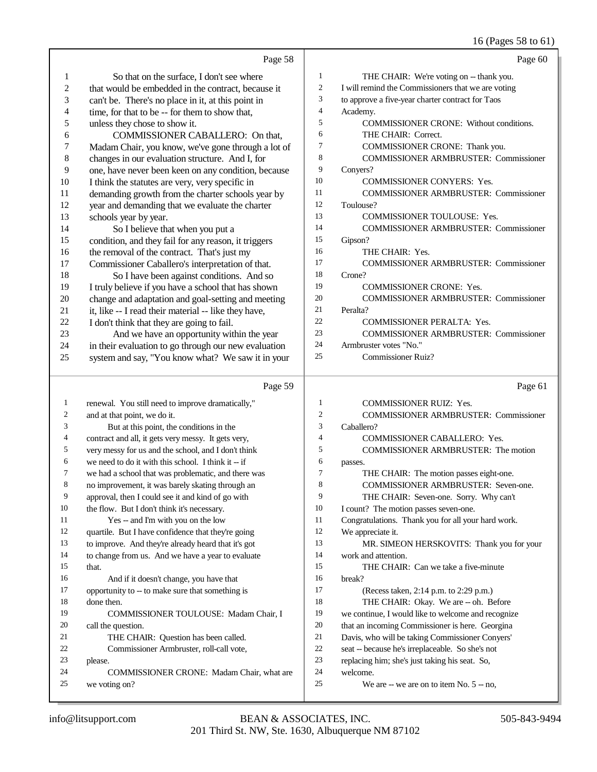Page 58

1 So that on the surface, I don't see where
2 that would be embedded in the contract, because it
3 can't be. There's no place in it, at this point in
4 time, for that to be -- for them to show that,
5 unless they chose to show it.
6 COMMISSIONER CABALLERO: On that,
7 Madam Chair, you know, we've gone through a lot of
8 changes in our evaluation structure. And I, for
9 one, have never been keen on any condition, because
10 I think the statutes are very, very specific in
11 demanding growth from the charter schools year by
12 year and demanding that we evaluate the charter
13 schools year by year.
14 So I believe that when you put a
15 condition, and they fail for any reason, it triggers
16 the removal of the contract. That's just my
17 Commissioner Caballero's interpretation of that.
18 So I have been against conditions. And so
19 I truly believe if you have a school that has shown
20 change and adaptation and goal-setting and meeting
21 it, like -- I read their material -- like they have,
22 I don't think that they are going to fail.
23 And we have an opportunity within the year
24 in their evaluation to go through our new evaluation
25 system and say, "You know what? We saw it in your

Page 59

1 renewal. You still need to improve dramatically,"
2 and at that point, we do it.
3 But at this point, the conditions in the
4 contract and all, it gets very messy. It gets very,
5 very messy for us and the school, and I don't think
6 we need to do it with this school. I think it -- if
7 we had a school that was problematic, and there was
8 no improvement, it was barely skating through an
9 approval, then I could see it and kind of go with
10 the flow. But I don't think it's necessary.
11 Yes -- and I'm with you on the low
12 quartile. But I have confidence that they're going
13 to improve. And they're already heard that it's got
14 to change from us. And we have a year to evaluate
15 that.
16 And if it doesn't change, you have that
17 opportunity to -- to make sure that something is
18 done then.
19 COMMISSIONER TOULOUSE: Madam Chair, I
20 call the question.
21 THE CHAIR: Question has been called.
22 Commissioner Armbruster, roll-call vote,
23 please.
24 COMMISSIONER CRONE: Madam Chair, what are
25 we voting on?

Page 60

1 THE CHAIR: We're voting on -- thank you.
2 I will remind the Commissioners that we are voting
3 to approve a five-year charter contract for Taos
4 Academy.
5 COMMISSIONER CRONE: Without conditions.
6 THE CHAIR: Correct.
7 COMMISSIONER CRONE: Thank you.
8 COMMISSIONER ARMBRUSTER: Commissioner
9 Conyers?
10 COMMISSIONER CONYERS: Yes.
11 COMMISSIONER ARMBRUSTER: Commissioner
12 Toulouse?
13 COMMISSIONER TOULOUSE: Yes.
14 COMMISSIONER ARMBRUSTER: Commissioner
15 Gipson?
16 THE CHAIR: Yes.
17 COMMISSIONER ARMBRUSTER: Commissioner
18 Crone?
19 COMMISSIONER CRONE: Yes.
20 COMMISSIONER ARMBRUSTER: Commissioner
21 Peralta?
22 COMMISSIONER PERALTA: Yes.
23 COMMISSIONER ARMBRUSTER: Commissioner
24 Armbruster votes "No."
25 Commissioner Ruiz?

Page 61

1 COMMISSIONER RUIZ: Yes.
2 COMMISSIONER ARMBRUSTER: Commissioner
3 Caballero?
4 COMMISSIONER CABALLERO: Yes.
5 COMMISSIONER ARMBRUSTER: The motion
6 passes.
7 THE CHAIR: The motion passes eight-one.
8 COMMISSIONER ARMBRUSTER: Seven-one.
9 THE CHAIR: Seven-one. Sorry. Why can't
10 I count? The motion passes seven-one.
11 Congratulations. Thank you for all your hard work.
12 We appreciate it.
13 MR. SIMEON HERSKOVITS: Thank you for your
14 work and attention.
15 THE CHAIR: Can we take a five-minute
16 break?
17 (Recess taken, 2:14 p.m. to 2:29 p.m.)
18 THE CHAIR: Okay. We are -- oh. Before
19 we continue, I would like to welcome and recognize
20 that an incoming Commissioner is here. Georgina
21 Davis, who will be taking Commissioner Conyers'
22 seat -- because he's irreplaceable. So she's not
23 replacing him; she's just taking his seat. So,
24 welcome.
25 We are -- we are on to item No. 5 -- no,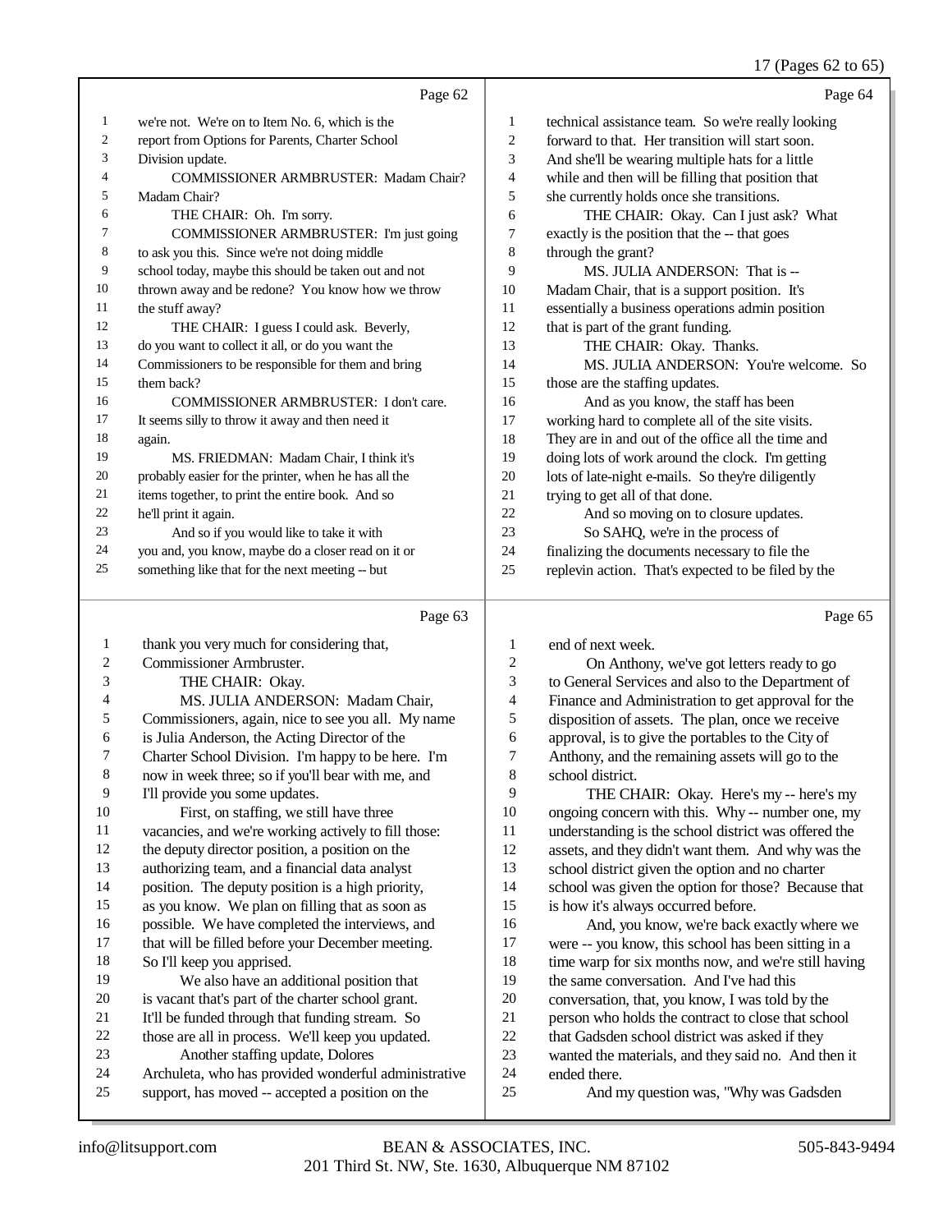Page 62

1 we're not. We're on to Item No. 6, which is the
2 report from Options for Parents, Charter School
3 Division update.
4 COMMISSIONER ARMBRUSTER: Madam Chair?
5 Madam Chair?
6 THE CHAIR: Oh. I'm sorry.
7 COMMISSIONER ARMBRUSTER: I'm just going
8 to ask you this. Since we're not doing middle
9 school today, maybe this should be taken out and not
10 thrown away and be redone? You know how we throw
11 the stuff away?
12 THE CHAIR: I guess I could ask. Beverly,
13 do you want to collect it all, or do you want the
14 Commissioners to be responsible for them and bring
15 them back?
16 COMMISSIONER ARMBRUSTER: I don't care.
17 It seems silly to throw it away and then need it
18 again.
19 MS. FRIEDMAN: Madam Chair, I think it's
20 probably easier for the printer, when he has all the
21 items together, to print the entire book. And so
22 he'll print it again.
23 And so if you would like to take it with
24 you and, you know, maybe do a closer read on it or
25 something like that for the next meeting -- but

Page 63

1 thank you very much for considering that,
2 Commissioner Armbruster.
3 THE CHAIR: Okay.
4 MS. JULIA ANDERSON: Madam Chair,
5 Commissioners, again, nice to see you all. My name
6 is Julia Anderson, the Acting Director of the
7 Charter School Division. I'm happy to be here. I'm
8 now in week three; so if you'll bear with me, and
9 I'll provide you some updates.
10 First, on staffing, we still have three
11 vacancies, and we're working actively to fill those:
12 the deputy director position, a position on the
13 authorizing team, and a financial data analyst
14 position. The deputy position is a high priority,
15 as you know. We plan on filling that as soon as
16 possible. We have completed the interviews, and
17 that will be filled before your December meeting.
18 So I'll keep you apprised.
19 We also have an additional position that
20 is vacant that's part of the charter school grant.
21 It'll be funded through that funding stream. So
22 those are all in process. We'll keep you updated.
23 Another staffing update, Dolores
24 Archuleta, who has provided wonderful administrative
25 support, has moved -- accepted a position on the

Page 64

1 technical assistance team. So we're really looking
2 forward to that. Her transition will start soon.
3 And she'll be wearing multiple hats for a little
4 while and then will be filling that position that
5 she currently holds once she transitions.
6 THE CHAIR: Okay. Can I just ask? What
7 exactly is the position that the -- that goes
8 through the grant?
9 MS. JULIA ANDERSON: That is --
10 Madam Chair, that is a support position. It's
11 essentially a business operations admin position
12 that is part of the grant funding.
13 THE CHAIR: Okay. Thanks.
14 MS. JULIA ANDERSON: You're welcome. So
15 those are the staffing updates.
16 And as you know, the staff has been
17 working hard to complete all of the site visits.
18 They are in and out of the office all the time and
19 doing lots of work around the clock. I'm getting
20 lots of late-night e-mails. So they're diligently
21 trying to get all of that done.
22 And so moving on to closure updates.
23 So SAHQ, we're in the process of
24 finalizing the documents necessary to file the
25 replevin action. That's expected to be filed by the

Page 65

1 end of next week.
2 On Anthony, we've got letters ready to go
3 to General Services and also to the Department of
4 Finance and Administration to get approval for the
5 disposition of assets. The plan, once we receive
6 approval, is to give the portables to the City of
7 Anthony, and the remaining assets will go to the
8 school district.
9 THE CHAIR: Okay. Here's my -- here's my
10 ongoing concern with this. Why -- number one, my
11 understanding is the school district was offered the
12 assets, and they didn't want them. And why was the
13 school district given the option and no charter
14 school was given the option for those? Because that
15 is how it's always occurred before.
16 And, you know, we're back exactly where we
17 were -- you know, this school has been sitting in a
18 time warp for six months now, and we're still having
19 the same conversation. And I've had this
20 conversation, that, you know, I was told by the
21 person who holds the contract to close that school
22 that Gadsden school district was asked if they
23 wanted the materials, and they said no. And then it
24 ended there.
25 And my question was, "Why was Gadsden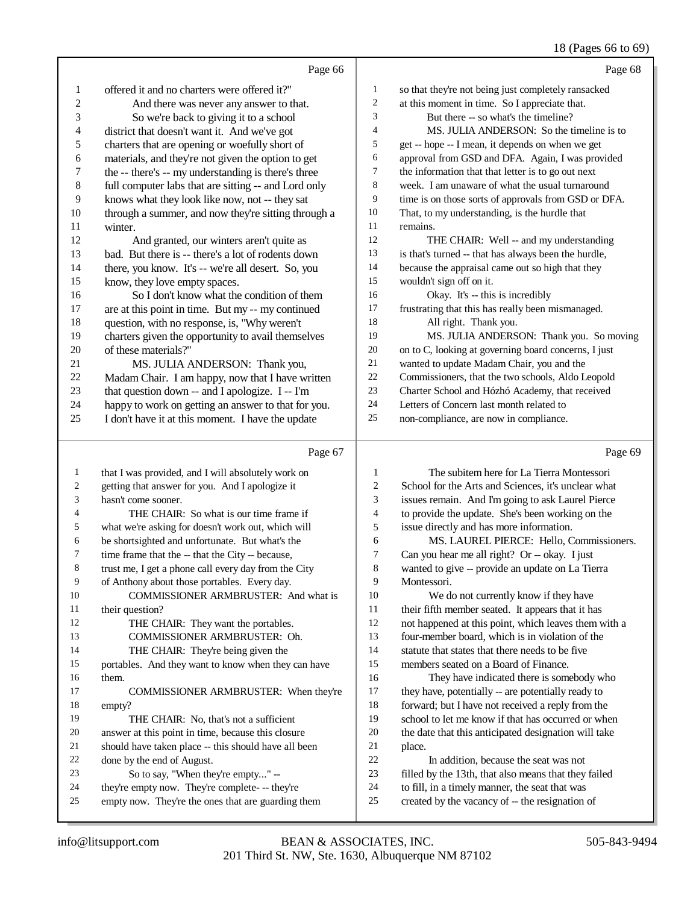Page 66

1 offered it and no charters were offered it?"
2 And there was never any answer to that.
3 So we're back to giving it to a school
4 district that doesn't want it. And we've got
5 charters that are opening or woefully short of
6 materials, and they're not given the option to get
7 the -- there's -- my understanding is there's three
8 full computer labs that are sitting -- and Lord only
9 knows what they look like now, not -- they sat
10 through a summer, and now they're sitting through a
11 winter.
12 And granted, our winters aren't quite as
13 bad. But there is -- there's a lot of rodents down
14 there, you know. It's -- we're all desert. So, you
15 know, they love empty spaces.
16 So I don't know what the condition of them
17 are at this point in time. But my -- my continued
18 question, with no response, is, "Why weren't
19 charters given the opportunity to avail themselves
20 of these materials?"
21 MS. JULIA ANDERSON: Thank you,
22 Madam Chair. I am happy, now that I have written
23 that question down -- and I -- I'm
24 happy to work on getting an answer to that for you.
25 I don't have it at this moment. I have the update

Page 67

1 that I was provided, and I will absolutely work on
2 getting that answer for you. And I apologize it
3 hasn't come sooner.
4 THE CHAIR: So what is our time frame if
5 what we're asking for doesn't work out, which will
6 be shortsighted and unfortunate. But what's the
7 time frame that the -- that the City -- because,
8 trust me, I get a phone call every day from the City
9 of Anthony about those portables. Every day.
10 COMMISSIONER ARMBRUSTER: And what is
11 their question?
12 THE CHAIR: They want the portables.
13 COMMISSIONER ARMBRUSTER: Oh.
14 THE CHAIR: They're being given the
15 portables. And they want to know when they can have
16 them.
17 COMMISSIONER ARMBRUSTER: When they're
18 empty?
19 THE CHAIR: No, that's not a sufficient
20 answer at this point in time, because this closure
21 should have taken place -- this should have all been
22 done by the end of August.
23 So to say, "When they're empty..." --
24 they're empty now. They're complete- -- they're
25 empty now. They're the ones that are guarding them

Page 68

1 so that they're not being just completely ransacked
2 at this moment in time. So I appreciate that.
3 But there -- so what's the timeline?
4 MS. JULIA ANDERSON: So the timeline is to
5 get -- hope -- I mean, it depends on when we get
6 approval from GSD and DFA. Again, I was provided
7 the information that that letter is to go out next
8 week. I am unaware of what the usual turnaround
9 time is on those sorts of approvals from GSD or DFA.
10 That, to my understanding, is the hurdle that
11 remains.
12 THE CHAIR: Well -- and my understanding
13 is that's turned -- that has always been the hurdle,
14 because the appraisal came out so high that they
15 wouldn't sign off on it.
16 Okay. It's -- this is incredibly
17 frustrating that this has really been mismanaged.
18 All right. Thank you.
19 MS. JULIA ANDERSON: Thank you. So moving
20 on to C, looking at governing board concerns, I just
21 wanted to update Madam Chair, you and the
22 Commissioners, that the two schools, Aldo Leopold
23 Charter School and Hózhó Academy, that received
24 Letters of Concern last month related to
25 non-compliance, are now in compliance.

Page 69

1 The subitem here for La Tierra Montessori
2 School for the Arts and Sciences, it's unclear what
3 issues remain. And I'm going to ask Laurel Pierce
4 to provide the update. She's been working on the
5 issue directly and has more information.
6 MS. LAUREL PIERCE: Hello, Commissioners.
7 Can you hear me all right? Or -- okay. I just
8 wanted to give -- provide an update on La Tierra
9 Montessori.
10 We do not currently know if they have
11 their fifth member seated. It appears that it has
12 not happened at this point, which leaves them with a
13 four-member board, which is in violation of the
14 statute that states that there needs to be five
15 members seated on a Board of Finance.
16 They have indicated there is somebody who
17 they have, potentially -- are potentially ready to
18 forward; but I have not received a reply from the
19 school to let me know if that has occurred or when
20 the date that this anticipated designation will take
21 place.
22 In addition, because the seat was not
23 filled by the 13th, that also means that they failed
24 to fill, in a timely manner, the seat that was
25 created by the vacancy of -- the resignation of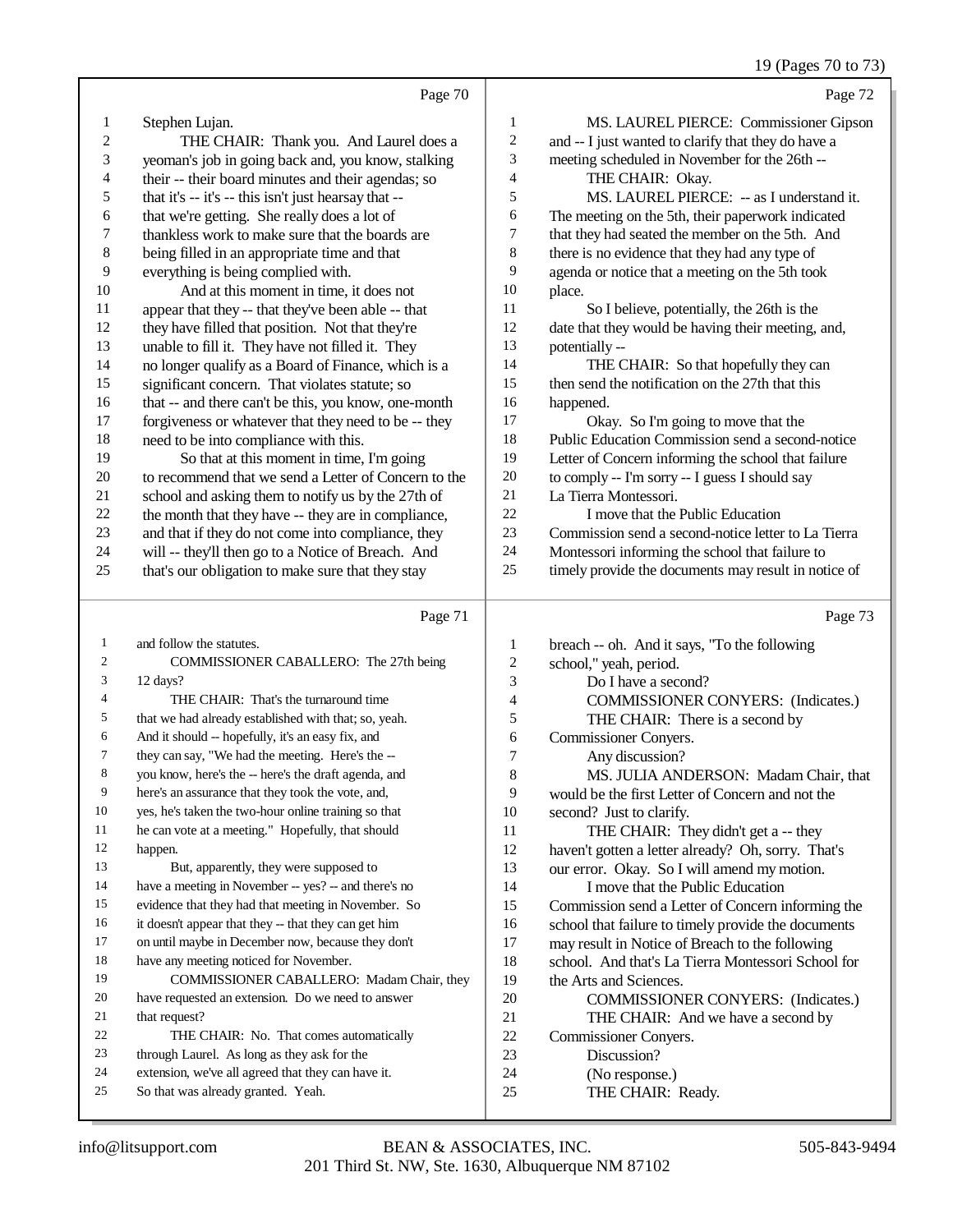Page 70

1 Stephen Lujan.
2 THE CHAIR: Thank you. And Laurel does a
3 yeoman's job in going back and, you know, stalking
4 their -- their board minutes and their agendas; so
5 that it's -- it's -- this isn't just hearsay that --
6 that we're getting. She really does a lot of
7 thankless work to make sure that the boards are
8 being filled in an appropriate time and that
9 everything is being complied with.
10 And at this moment in time, it does not
11 appear that they -- that they've been able -- that
12 they have filled that position. Not that they're
13 unable to fill it. They have not filled it. They
14 no longer qualify as a Board of Finance, which is a
15 significant concern. That violates statute; so
16 that -- and there can't be this, you know, one-month
17 forgiveness or whatever that they need to be -- they
18 need to be into compliance with this.
19 So that at this moment in time, I'm going
20 to recommend that we send a Letter of Concern to the
21 school and asking them to notify us by the 27th of
22 the month that they have -- they are in compliance,
23 and that if they do not come into compliance, they
24 will -- they'll then go to a Notice of Breach. And
25 that's our obligation to make sure that they stay

Page 71

1 and follow the statutes.
2 COMMISSIONER CABALLERO: The 27th being
3 12 days?
4 THE CHAIR: That's the turnaround time
5 that we had already established with that; so, yeah.
6 And it should -- hopefully, it's an easy fix, and
7 they can say, "We had the meeting. Here's the --
8 you know, here's the -- here's the draft agenda, and
9 here's an assurance that they took the vote, and,
10 yes, he's taken the two-hour online training so that
11 he can vote at a meeting." Hopefully, that should
12 happen.
13 But, apparently, they were supposed to
14 have a meeting in November -- yes? -- and there's no
15 evidence that they had that meeting in November. So
16 it doesn't appear that they -- that they can get him
17 on until maybe in December now, because they don't
18 have any meeting noticed for November.
19 COMMISSIONER CABALLERO: Madam Chair, they
20 have requested an extension. Do we need to answer
21 that request?
22 THE CHAIR: No. That comes automatically
23 through Laurel. As long as they ask for the
24 extension, we've all agreed that they can have it.
25 So that was already granted. Yeah.

Page 72

1 MS. LAUREL PIERCE: Commissioner Gipson
2 and -- I just wanted to clarify that they do have a
3 meeting scheduled in November for the 26th --
4 THE CHAIR: Okay.
5 MS. LAUREL PIERCE: -- as I understand it.
6 The meeting on the 5th, their paperwork indicated
7 that they had seated the member on the 5th. And
8 there is no evidence that they had any type of
9 agenda or notice that a meeting on the 5th took
10 place.
11 So I believe, potentially, the 26th is the
12 date that they would be having their meeting, and,
13 potentially --
14 THE CHAIR: So that hopefully they can
15 then send the notification on the 27th that this
16 happened.
17 Okay. So I'm going to move that the
18 Public Education Commission send a second-notice
19 Letter of Concern informing the school that failure
20 to comply -- I'm sorry -- I guess I should say
21 La Tierra Montessori.
22 I move that the Public Education
23 Commission send a second-notice letter to La Tierra
24 Montessori informing the school that failure to
25 timely provide the documents may result in notice of

Page 73

1 breach -- oh. And it says, "To the following
2 school," yeah, period.
3 Do I have a second?
4 COMMISSIONER CONYERS: (Indicates.)
5 THE CHAIR: There is a second by
6 Commissioner Conyers.
7 Any discussion?
8 MS. JULIA ANDERSON: Madam Chair, that
9 would be the first Letter of Concern and not the
10 second? Just to clarify.
11 THE CHAIR: They didn't get a -- they
12 haven't gotten a letter already? Oh, sorry. That's
13 our error. Okay. So I will amend my motion.
14 I move that the Public Education
15 Commission send a Letter of Concern informing the
16 school that failure to timely provide the documents
17 may result in Notice of Breach to the following
18 school. And that's La Tierra Montessori School for
19 the Arts and Sciences.
20 COMMISSIONER CONYERS: (Indicates.)
21 THE CHAIR: And we have a second by
22 Commissioner Conyers.
23 Discussion?
24 (No response.)
25 THE CHAIR: Ready.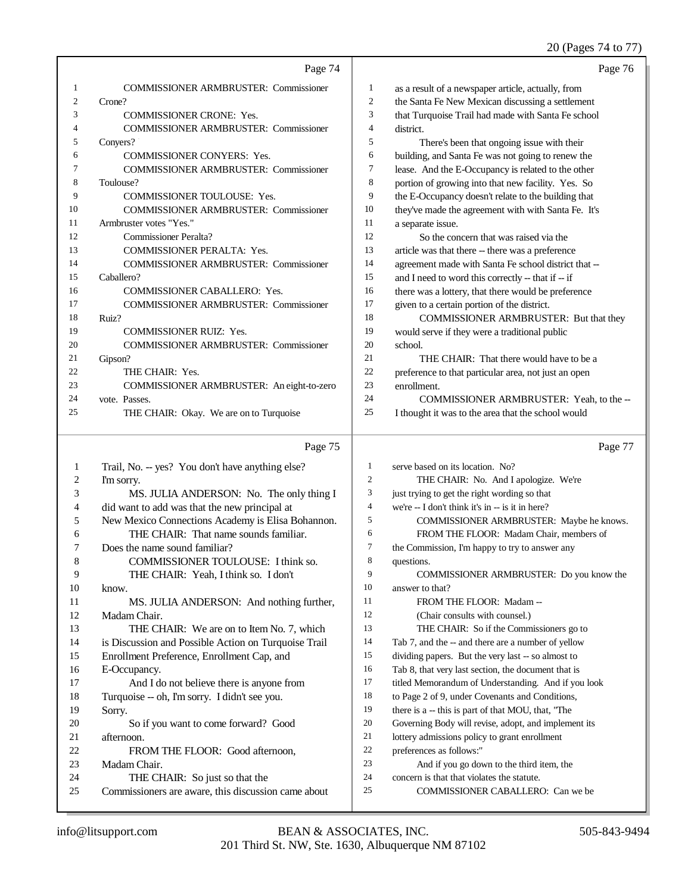Page 74

1 COMMISSIONER ARMBRUSTER: Commissioner
2 Crone?
3 COMMISSIONER CRONE: Yes.
4 COMMISSIONER ARMBRUSTER: Commissioner
5 Conyers?
6 COMMISSIONER CONYERS: Yes.
7 COMMISSIONER ARMBRUSTER: Commissioner
8 Toulouse?
9 COMMISSIONER TOULOUSE: Yes.
10 COMMISSIONER ARMBRUSTER: Commissioner
11 Armbruster votes "Yes."
12 Commissioner Peralta?
13 COMMISSIONER PERALTA: Yes.
14 COMMISSIONER ARMBRUSTER: Commissioner
15 Caballero?
16 COMMISSIONER CABALLERO: Yes.
17 COMMISSIONER ARMBRUSTER: Commissioner
18 Ruiz?
19 COMMISSIONER RUIZ: Yes.
20 COMMISSIONER ARMBRUSTER: Commissioner
21 Gipson?
22 THE CHAIR: Yes.
23 COMMISSIONER ARMBRUSTER: An eight-to-zero
24 vote. Passes.
25 THE CHAIR: Okay. We are on to Turquoise

Page 75

1 Trail, No. -- yes? You don't have anything else?
2 I'm sorry.
3 MS. JULIA ANDERSON: No. The only thing I
4 did want to add was that the new principal at
5 New Mexico Connections Academy is Elisa Bohannon.
6 THE CHAIR: That name sounds familiar.
7 Does the name sound familiar?
8 COMMISSIONER TOULOUSE: I think so.
9 THE CHAIR: Yeah, I think so. I don't
10 know.
11 MS. JULIA ANDERSON: And nothing further,
12 Madam Chair.
13 THE CHAIR: We are on to Item No. 7, which
14 is Discussion and Possible Action on Turquoise Trail
15 Enrollment Preference, Enrollment Cap, and
16 E-Occupancy.
17 And I do not believe there is anyone from
18 Turquoise -- oh, I'm sorry. I didn't see you.
19 Sorry.
20 So if you want to come forward? Good
21 afternoon.
22 FROM THE FLOOR: Good afternoon,
23 Madam Chair.
24 THE CHAIR: So just so that the
25 Commissioners are aware, this discussion came about

Page 76

1 as a result of a newspaper article, actually, from
2 the Santa Fe New Mexican discussing a settlement
3 that Turquoise Trail had made with Santa Fe school
4 district.
5 There's been that ongoing issue with their
6 building, and Santa Fe was not going to renew the
7 lease. And the E-Occupancy is related to the other
8 portion of growing into that new facility. Yes. So
9 the E-Occupancy doesn't relate to the building that
10 they've made the agreement with with Santa Fe. It's
11 a separate issue.
12 So the concern that was raised via the
13 article was that there -- there was a preference
14 agreement made with Santa Fe school district that --
15 and I need to word this correctly -- that if -- if
16 there was a lottery, that there would be preference
17 given to a certain portion of the district.
18 COMMISSIONER ARMBRUSTER: But that they
19 would serve if they were a traditional public
20 school.
21 THE CHAIR: That there would have to be a
22 preference to that particular area, not just an open
23 enrollment.
24 COMMISSIONER ARMBRUSTER: Yeah, to the --
25 I thought it was to the area that the school would

Page 77

1 serve based on its location. No?
2 THE CHAIR: No. And I apologize. We're
3 just trying to get the right wording so that
4 we're -- I don't think it's in -- is it in here?
5 COMMISSIONER ARMBRUSTER: Maybe he knows.
6 FROM THE FLOOR: Madam Chair, members of
7 the Commission, I'm happy to try to answer any
8 questions.
9 COMMISSIONER ARMBRUSTER: Do you know the
10 answer to that?
11 FROM THE FLOOR: Madam --
12 (Chair consults with counsel.)
13 THE CHAIR: So if the Commissioners go to
14 Tab 7, and the -- and there are a number of yellow
15 dividing papers. But the very last -- so almost to
16 Tab 8, that very last section, the document that is
17 titled Memorandum of Understanding. And if you look
18 to Page 2 of 9, under Covenants and Conditions,
19 there is a -- this is part of that MOU, that, "The
20 Governing Body will revise, adopt, and implement its
21 lottery admissions policy to grant enrollment
22 preferences as follows:"
23 And if you go down to the third item, the
24 concern is that that violates the statute.
25 COMMISSIONER CABALLERO: Can we be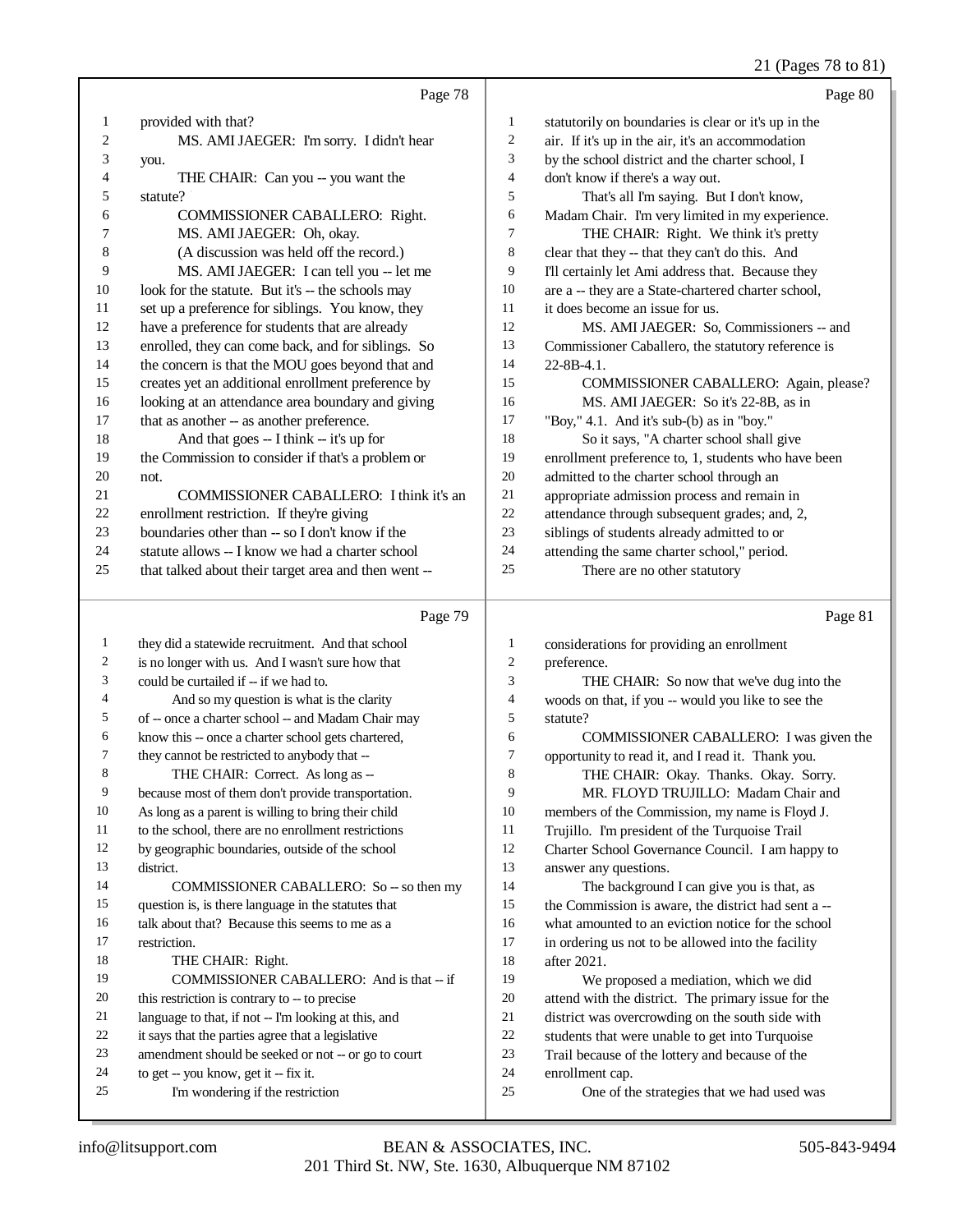Page 78

1 provided with that?
2 MS. AMI JAEGER: I'm sorry. I didn't hear
3 you.
4 THE CHAIR: Can you -- you want the
5 statute?
6 COMMISSIONER CABALLERO: Right.
7 MS. AMI JAEGER: Oh, okay.
8 (A discussion was held off the record.)
9 MS. AMI JAEGER: I can tell you -- let me
10 look for the statute. But it's -- the schools may
11 set up a preference for siblings. You know, they
12 have a preference for students that are already
13 enrolled, they can come back, and for siblings. So
14 the concern is that the MOU goes beyond that and
15 creates yet an additional enrollment preference by
16 looking at an attendance area boundary and giving
17 that as another -- as another preference.
18 And that goes -- I think -- it's up for
19 the Commission to consider if that's a problem or
20 not.
21 COMMISSIONER CABALLERO: I think it's an
22 enrollment restriction. If they're giving
23 boundaries other than -- so I don't know if the
24 statute allows -- I know we had a charter school
25 that talked about their target area and then went --

Page 79

1 they did a statewide recruitment. And that school
2 is no longer with us. And I wasn't sure how that
3 could be curtailed if -- if we had to.
4 And so my question is what is the clarity
5 of -- once a charter school -- and Madam Chair may
6 know this -- once a charter school gets chartered,
7 they cannot be restricted to anybody that --
8 THE CHAIR: Correct. As long as --
9 because most of them don't provide transportation.
10 As long as a parent is willing to bring their child
11 to the school, there are no enrollment restrictions
12 by geographic boundaries, outside of the school
13 district.
14 COMMISSIONER CABALLERO: So -- so then my
15 question is, is there language in the statutes that
16 talk about that? Because this seems to me as a
17 restriction.
18 THE CHAIR: Right.
19 COMMISSIONER CABALLERO: And is that -- if
20 this restriction is contrary to -- to precise
21 language to that, if not -- I'm looking at this, and
22 it says that the parties agree that a legislative
23 amendment should be seeked or not -- or go to court
24 to get -- you know, get it -- fix it.
25 I'm wondering if the restriction

Page 80

1 statutorily on boundaries is clear or it's up in the
2 air. If it's up in the air, it's an accommodation
3 by the school district and the charter school, I
4 don't know if there's a way out.
5 That's all I'm saying. But I don't know,
6 Madam Chair. I'm very limited in my experience.
7 THE CHAIR: Right. We think it's pretty
8 clear that they -- that they can't do this. And
9 I'll certainly let Ami address that. Because they
10 are a -- they are a State-chartered charter school,
11 it does become an issue for us.
12 MS. AMI JAEGER: So, Commissioners -- and
13 Commissioner Caballero, the statutory reference is
14 22-8B-4.1.
15 COMMISSIONER CABALLERO: Again, please?
16 MS. AMI JAEGER: So it's 22-8B, as in
17 "Boy," 4.1. And it's sub-(b) as in "boy."
18 So it says, "A charter school shall give
19 enrollment preference to, 1, students who have been
20 admitted to the charter school through an
21 appropriate admission process and remain in
22 attendance through subsequent grades; and, 2,
23 siblings of students already admitted to or
24 attending the same charter school," period.
25 There are no other statutory

Page 81

1 considerations for providing an enrollment
2 preference.
3 THE CHAIR: So now that we've dug into the
4 woods on that, if you -- would you like to see the
5 statute?
6 COMMISSIONER CABALLERO: I was given the
7 opportunity to read it, and I read it. Thank you.
8 THE CHAIR: Okay. Thanks. Okay. Sorry.
9 MR. FLOYD TRUJILLO: Madam Chair and
10 members of the Commission, my name is Floyd J.
11 Trujillo. I'm president of the Turquoise Trail
12 Charter School Governance Council. I am happy to
13 answer any questions.
14 The background I can give you is that, as
15 the Commission is aware, the district had sent a --
16 what amounted to an eviction notice for the school
17 in ordering us not to be allowed into the facility
18 after 2021.
19 We proposed a mediation, which we did
20 attend with the district. The primary issue for the
21 district was overcrowding on the south side with
22 students that were unable to get into Turquoise
23 Trail because of the lottery and because of the
24 enrollment cap.
25 One of the strategies that we had used was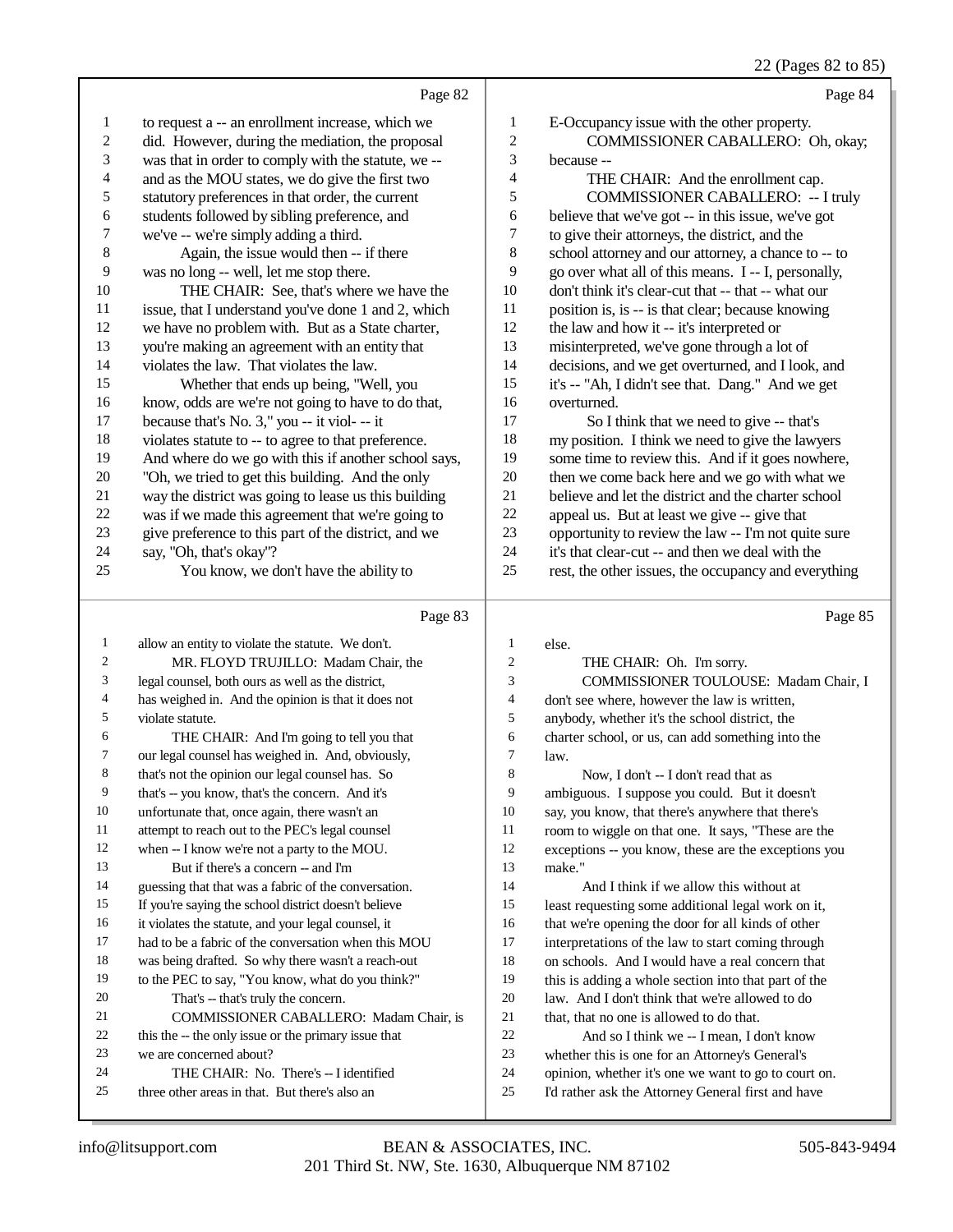Page 82

1 to request a -- an enrollment increase, which we
2 did. However, during the mediation, the proposal
3 was that in order to comply with the statute, we --
4 and as the MOU states, we do give the first two
5 statutory preferences in that order, the current
6 students followed by sibling preference, and
7 we've -- we're simply adding a third.
8 Again, the issue would then -- if there
9 was no long -- well, let me stop there.
10 THE CHAIR: See, that's where we have the
11 issue, that I understand you've done 1 and 2, which
12 we have no problem with. But as a State charter,
13 you're making an agreement with an entity that
14 violates the law. That violates the law.
15 Whether that ends up being, "Well, you
16 know, odds are we're not going to have to do that,
17 because that's No. 3," you -- it viol- -- it
18 violates statute to -- to agree to that preference.
19 And where do we go with this if another school says,
20 "Oh, we tried to get this building. And the only
21 way the district was going to lease us this building
22 was if we made this agreement that we're going to
23 give preference to this part of the district, and we
24 say, "Oh, that's okay"?
25 You know, we don't have the ability to

Page 83

1 allow an entity to violate the statute. We don't.
2 MR. FLOYD TRUJILLO: Madam Chair, the
3 legal counsel, both ours as well as the district,
4 has weighed in. And the opinion is that it does not
5 violate statute.
6 THE CHAIR: And I'm going to tell you that
7 our legal counsel has weighed in. And, obviously,
8 that's not the opinion our legal counsel has. So
9 that's -- you know, that's the concern. And it's
10 unfortunate that, once again, there wasn't an
11 attempt to reach out to the PEC's legal counsel
12 when -- I know we're not a party to the MOU.
13 But if there's a concern -- and I'm
14 guessing that that was a fabric of the conversation.
15 If you're saying the school district doesn't believe
16 it violates the statute, and your legal counsel, it
17 had to be a fabric of the conversation when this MOU
18 was being drafted. So why there wasn't a reach-out
19 to the PEC to say, "You know, what do you think?"
20 That's -- that's truly the concern.
21 COMMISSIONER CABALLERO: Madam Chair, is
22 this the -- the only issue or the primary issue that
23 we are concerned about?
24 THE CHAIR: No. There's -- I identified
25 three other areas in that. But there's also an

Page 84

1 E-Occupancy issue with the other property.
2 COMMISSIONER CABALLERO: Oh, okay;
3 because --
4 THE CHAIR: And the enrollment cap.
5 COMMISSIONER CABALLERO: -- I truly
6 believe that we've got -- in this issue, we've got
7 to give their attorneys, the district, and the
8 school attorney and our attorney, a chance to -- to
9 go over what all of this means. I -- I, personally,
10 don't think it's clear-cut that -- that -- what our
11 position is, is -- is that clear; because knowing
12 the law and how it -- it's interpreted or
13 misinterpreted, we've gone through a lot of
14 decisions, and we get overturned, and I look, and
15 it's -- "Ah, I didn't see that. Dang." And we get
16 overturned.
17 So I think that we need to give -- that's
18 my position. I think we need to give the lawyers
19 some time to review this. And if it goes nowhere,
20 then we come back here and we go with what we
21 believe and let the district and the charter school
22 appeal us. But at least we give -- give that
23 opportunity to review the law -- I'm not quite sure
24 it's that clear-cut -- and then we deal with the
25 rest, the other issues, the occupancy and everything

Page 85

1 else.
2 THE CHAIR: Oh. I'm sorry.
3 COMMISSIONER TOULOUSE: Madam Chair, I
4 don't see where, however the law is written,
5 anybody, whether it's the school district, the
6 charter school, or us, can add something into the
7 law.
8 Now, I don't -- I don't read that as
9 ambiguous. I suppose you could. But it doesn't
10 say, you know, that there's anywhere that there's
11 room to wiggle on that one. It says, "These are the
12 exceptions -- you know, these are the exceptions you
13 make."
14 And I think if we allow this without at
15 least requesting some additional legal work on it,
16 that we're opening the door for all kinds of other
17 interpretations of the law to start coming through
18 on schools. And I would have a real concern that
19 this is adding a whole section into that part of the
20 law. And I don't think that we're allowed to do
21 that, that no one is allowed to do that.
22 And so I think we -- I mean, I don't know
23 whether this is one for an Attorney's General's
24 opinion, whether it's one we want to go to court on.
25 I'd rather ask the Attorney General first and have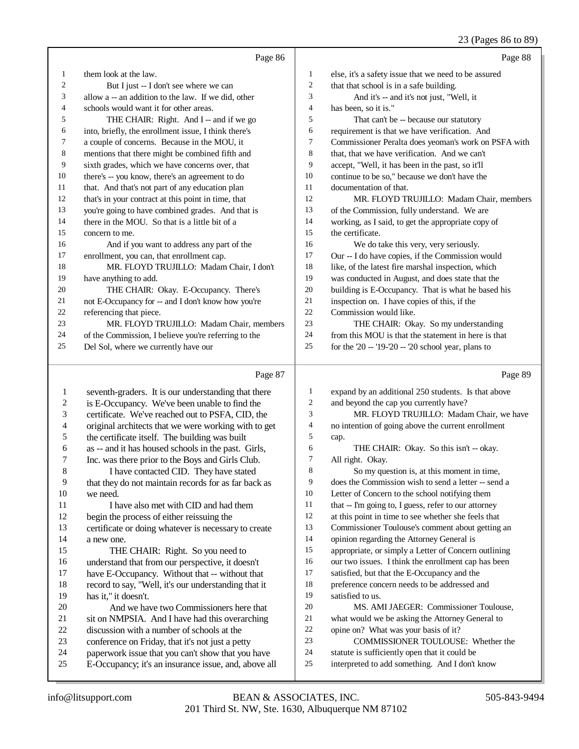Page 86

1 them look at the law.
2 But I just -- I don't see where we can
3 allow a -- an addition to the law. If we did, other
4 schools would want it for other areas.
5 THE CHAIR: Right. And I -- and if we go
6 into, briefly, the enrollment issue, I think there's
7 a couple of concerns. Because in the MOU, it
8 mentions that there might be combined fifth and
9 sixth grades, which we have concerns over, that
10 there's -- you know, there's an agreement to do
11 that. And that's not part of any education plan
12 that's in your contract at this point in time, that
13 you're going to have combined grades. And that is
14 there in the MOU. So that is a little bit of a
15 concern to me.
16 And if you want to address any part of the
17 enrollment, you can, that enrollment cap.
18 MR. FLOYD TRUJILLO: Madam Chair, I don't
19 have anything to add.
20 THE CHAIR: Okay. E-Occupancy. There's
21 not E-Occupancy for -- and I don't know how you're
22 referencing that piece.
23 MR. FLOYD TRUJILLO: Madam Chair, members
24 of the Commission, I believe you're referring to the
25 Del Sol, where we currently have our

Page 87

1 seventh-graders. It is our understanding that there
2 is E-Occupancy. We've been unable to find the
3 certificate. We've reached out to PSFA, CID, the
4 original architects that we were working with to get
5 the certificate itself. The building was built
6 as -- and it has housed schools in the past. Girls,
7 Inc. was there prior to the Boys and Girls Club.
8 I have contacted CID. They have stated
9 that they do not maintain records for as far back as
10 we need.
11 I have also met with CID and had them
12 begin the process of either reissuing the
13 certificate or doing whatever is necessary to create
14 a new one.
15 THE CHAIR: Right. So you need to
16 understand that from our perspective, it doesn't
17 have E-Occupancy. Without that -- without that
18 record to say, "Well, it's our understanding that it
19 has it," it doesn't.
20 And we have two Commissioners here that
21 sit on NMPSIA. And I have had this overarching
22 discussion with a number of schools at the
23 conference on Friday, that it's not just a petty
24 paperwork issue that you can't show that you have
25 E-Occupancy; it's an insurance issue, and, above all

Page 88

1 else, it's a safety issue that we need to be assured
2 that that school is in a safe building.
3 And it's -- and it's not just, "Well, it
4 has been, so it is."
5 That can't be -- because our statutory
6 requirement is that we have verification. And
7 Commissioner Peralta does yeoman's work on PSFA with
8 that, that we have verification. And we can't
9 accept, "Well, it has been in the past, so it'll
10 continue to be so," because we don't have the
11 documentation of that.
12 MR. FLOYD TRUJILLO: Madam Chair, members
13 of the Commission, fully understand. We are
14 working, as I said, to get the appropriate copy of
15 the certificate.
16 We do take this very, very seriously.
17 Our -- I do have copies, if the Commission would
18 like, of the latest fire marshal inspection, which
19 was conducted in August, and does state that the
20 building is E-Occupancy. That is what he based his
21 inspection on. I have copies of this, if the
22 Commission would like.
23 THE CHAIR: Okay. So my understanding
24 from this MOU is that the statement in here is that
25 for the '20 -- '19-'20 -- '20 school year, plans to

Page 89

1 expand by an additional 250 students. Is that above
2 and beyond the cap you currently have?
3 MR. FLOYD TRUJILLO: Madam Chair, we have
4 no intention of going above the current enrollment
5 cap.
6 THE CHAIR: Okay. So this isn't -- okay.
7 All right. Okay.
8 So my question is, at this moment in time,
9 does the Commission wish to send a letter -- send a
10 Letter of Concern to the school notifying them
11 that -- I'm going to, I guess, refer to our attorney
12 at this point in time to see whether she feels that
13 Commissioner Toulouse's comment about getting an
14 opinion regarding the Attorney General is
15 appropriate, or simply a Letter of Concern outlining
16 our two issues. I think the enrollment cap has been
17 satisfied, but that the E-Occupancy and the
18 preference concern needs to be addressed and
19 satisfied to us.
20 MS. AMI JAEGER: Commissioner Toulouse,
21 what would we be asking the Attorney General to
22 opine on? What was your basis of it?
23 COMMISSIONER TOULOUSE: Whether the
24 statute is sufficiently open that it could be
25 interpreted to add something. And I don't know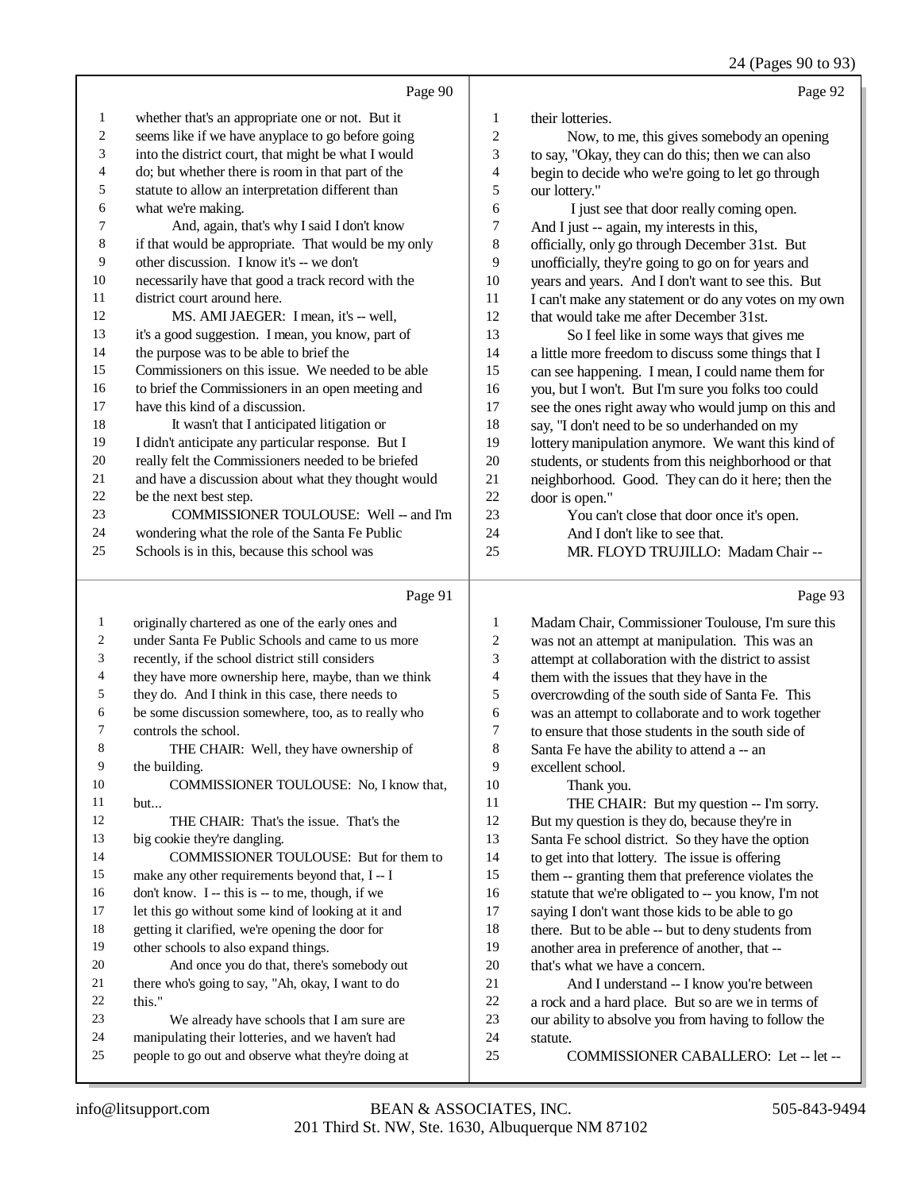Page 90

whether that's an appropriate one or not. But it seems like if we have anyplace to go before going into the district court, that might be what I would do; but whether there is room in that part of the statute to allow an interpretation different than what we're making.

And, again, that's why I said I don't know if that would be appropriate. That would be my only other discussion. I know it's -- we don't necessarily have that good a track record with the district court around here.

MS. AMI JAEGER: I mean, it's -- well, it's a good suggestion. I mean, you know, part of the purpose was to be able to brief the Commissioners on this issue. We needed to be able to brief the Commissioners in an open meeting and have this kind of a discussion.

It wasn't that I anticipated litigation or I didn't anticipate any particular response. But I really felt the Commissioners needed to be briefed and have a discussion about what they thought would be the next best step.

COMMISSIONER TOULOUSE: Well -- and I'm wondering what the role of the Santa Fe Public Schools is in this, because this school was

Page 91

originally chartered as one of the early ones and under Santa Fe Public Schools and came to us more recently, if the school district still considers they have more ownership here, maybe, than we think they do. And I think in this case, there needs to be some discussion somewhere, too, as to really who controls the school.

THE CHAIR: Well, they have ownership of the building.

COMMISSIONER TOULOUSE: No, I know that, but...

THE CHAIR: That's the issue. That's the big cookie they're dangling.

COMMISSIONER TOULOUSE: But for them to make any other requirements beyond that, I -- I don't know. I -- this is -- to me, though, if we let this go without some kind of looking at it and getting it clarified, we're opening the door for other schools to also expand things.

And once you do that, there's somebody out there who's going to say, "Ah, okay, I want to do this."

We already have schools that I am sure are manipulating their lotteries, and we haven't had people to go out and observe what they're doing at

Page 92

their lotteries.

Now, to me, this gives somebody an opening to say, "Okay, they can do this; then we can also begin to decide who we're going to let go through our lottery."

I just see that door really coming open. And I just -- again, my interests in this, officially, only go through December 31st. But unofficially, they're going to go on for years and years and years. And I don't want to see this. But I can't make any statement or do any votes on my own that would take me after December 31st.

So I feel like in some ways that gives me a little more freedom to discuss some things that I can see happening. I mean, I could name them for you, but I won't. But I'm sure you folks too could see the ones right away who would jump on this and say, "I don't need to be so underhanded on my lottery manipulation anymore. We want this kind of students, or students from this neighborhood or that neighborhood. Good. They can do it here; then the door is open."

You can't close that door once it's open.

And I don't like to see that.

MR. FLOYD TRUJILLO: Madam Chair --

Page 93

Madam Chair, Commissioner Toulouse, I'm sure this was not an attempt at manipulation. This was an attempt at collaboration with the district to assist them with the issues that they have in the overcrowding of the south side of Santa Fe. This was an attempt to collaborate and to work together to ensure that those students in the south side of Santa Fe have the ability to attend a -- an excellent school.

Thank you.

THE CHAIR: But my question -- I'm sorry. But my question is they do, because they're in Santa Fe school district. So they have the option to get into that lottery. The issue is offering them -- granting them that preference violates the statute that we're obligated to -- you know, I'm not saying I don't want those kids to be able to go there. But to be able -- but to deny students from another area in preference of another, that -- that's what we have a concern.

And I understand -- I know you're between a rock and a hard place. But so are we in terms of our ability to absolve you from having to follow the statute.

COMMISSIONER CABALLERO: Let -- let --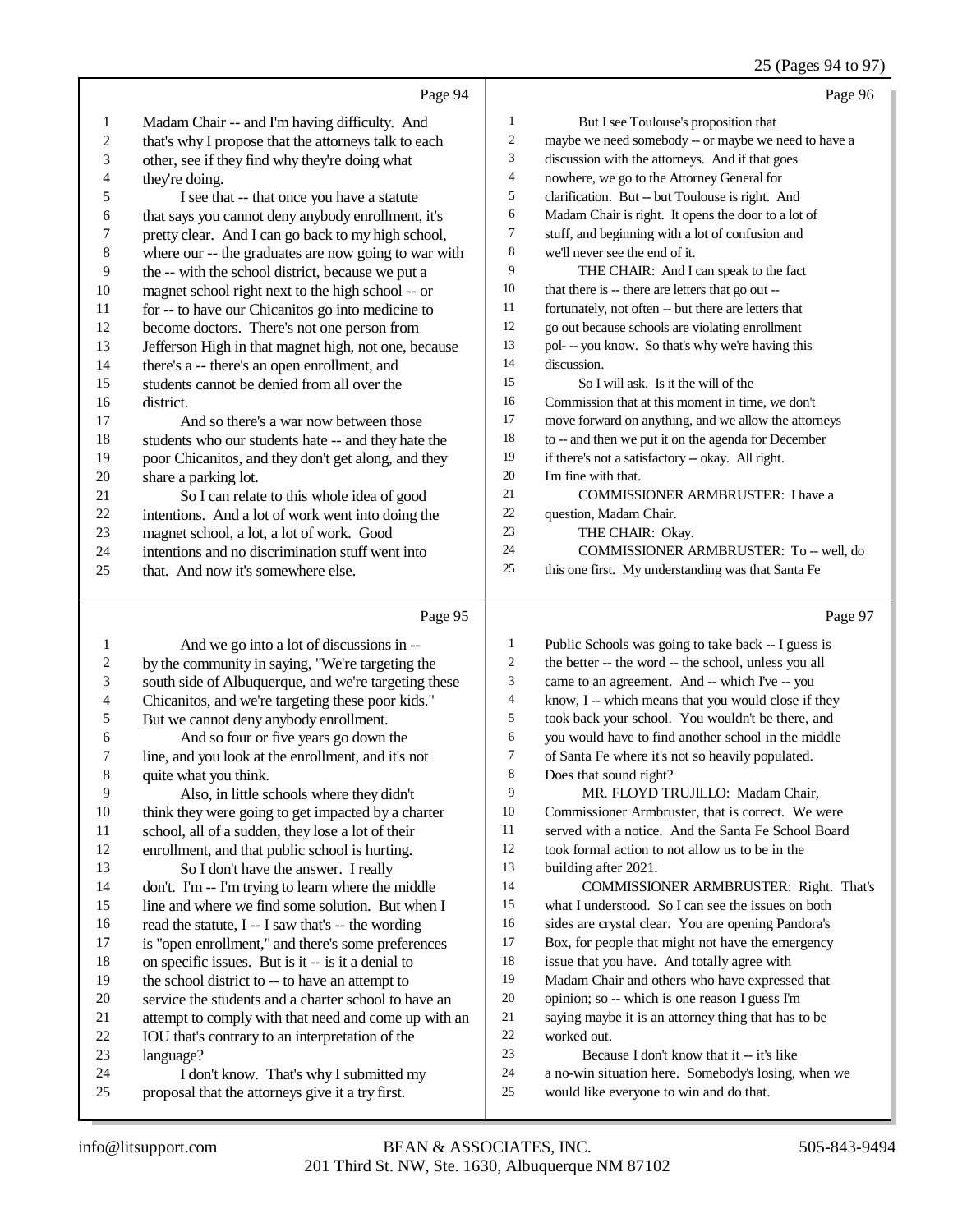Page 94

1 Madam Chair -- and I'm having difficulty. And
2 that's why I propose that the attorneys talk to each
3 other, see if they find why they're doing what
4 they're doing.
5 I see that -- that once you have a statute
6 that says you cannot deny anybody enrollment, it's
7 pretty clear. And I can go back to my high school,
8 where our -- the graduates are now going to war with
9 the -- with the school district, because we put a
10 magnet school right next to the high school -- or
11 for -- to have our Chicanitos go into medicine to
12 become doctors. There's not one person from
13 Jefferson High in that magnet high, not one, because
14 there's a -- there's an open enrollment, and
15 students cannot be denied from all over the
16 district.
17 And so there's a war now between those
18 students who our students hate -- and they hate the
19 poor Chicanitos, and they don't get along, and they
20 share a parking lot.
21 So I can relate to this whole idea of good
22 intentions. And a lot of work went into doing the
23 magnet school, a lot, a lot of work. Good
24 intentions and no discrimination stuff went into
25 that. And now it's somewhere else.

Page 95

1 And we go into a lot of discussions in --
2 by the community in saying, "We're targeting the
3 south side of Albuquerque, and we're targeting these
4 Chicanitos, and we're targeting these poor kids."
5 But we cannot deny anybody enrollment.
6 And so four or five years go down the
7 line, and you look at the enrollment, and it's not
8 quite what you think.
9 Also, in little schools where they didn't
10 think they were going to get impacted by a charter
11 school, all of a sudden, they lose a lot of their
12 enrollment, and that public school is hurting.
13 So I don't have the answer. I really
14 don't. I'm -- I'm trying to learn where the middle
15 line and where we find some solution. But when I
16 read the statute, I -- I saw that's -- the wording
17 is "open enrollment," and there's some preferences
18 on specific issues. But is it -- is it a denial to
19 the school district to -- to have an attempt to
20 service the students and a charter school to have an
21 attempt to comply with that need and come up with an
22 IOU that's contrary to an interpretation of the
23 language?
24 I don't know. That's why I submitted my
25 proposal that the attorneys give it a try first.

Page 96

1 But I see Toulouse's proposition that
2 maybe we need somebody -- or maybe we need to have a
3 discussion with the attorneys. And if that goes
4 nowhere, we go to the Attorney General for
5 clarification. But -- but Toulouse is right. And
6 Madam Chair is right. It opens the door to a lot of
7 stuff, and beginning with a lot of confusion and
8 we'll never see the end of it.
9 THE CHAIR: And I can speak to the fact
10 that there is -- there are letters that go out --
11 fortunately, not often -- but there are letters that
12 go out because schools are violating enrollment
13 pol- -- you know. So that's why we're having this
14 discussion.
15 So I will ask. Is it the will of the
16 Commission that at this moment in time, we don't
17 move forward on anything, and we allow the attorneys
18 to -- and then we put it on the agenda for December
19 if there's not a satisfactory -- okay. All right.
20 I'm fine with that.
21 COMMISSIONER ARMBRUSTER: I have a
22 question, Madam Chair.
23 THE CHAIR: Okay.
24 COMMISSIONER ARMBRUSTER: To -- well, do
25 this one first. My understanding was that Santa Fe

Page 97

1 Public Schools was going to take back -- I guess is
2 the better -- the word -- the school, unless you all
3 came to an agreement. And -- which I've -- you
4 know, I -- which means that you would close if they
5 took back your school. You wouldn't be there, and
6 you would have to find another school in the middle
7 of Santa Fe where it's not so heavily populated.
8 Does that sound right?
9 MR. FLOYD TRUJILLO: Madam Chair,
10 Commissioner Armbruster, that is correct. We were
11 served with a notice. And the Santa Fe School Board
12 took formal action to not allow us to be in the
13 building after 2021.
14 COMMISSIONER ARMBRUSTER: Right. That's
15 what I understood. So I can see the issues on both
16 sides are crystal clear. You are opening Pandora's
17 Box, for people that might not have the emergency
18 issue that you have. And totally agree with
19 Madam Chair and others who have expressed that
20 opinion; so -- which is one reason I guess I'm
21 saying maybe it is an attorney thing that has to be
22 worked out.
23 Because I don't know that it -- it's like
24 a no-win situation here. Somebody's losing, when we
25 would like everyone to win and do that.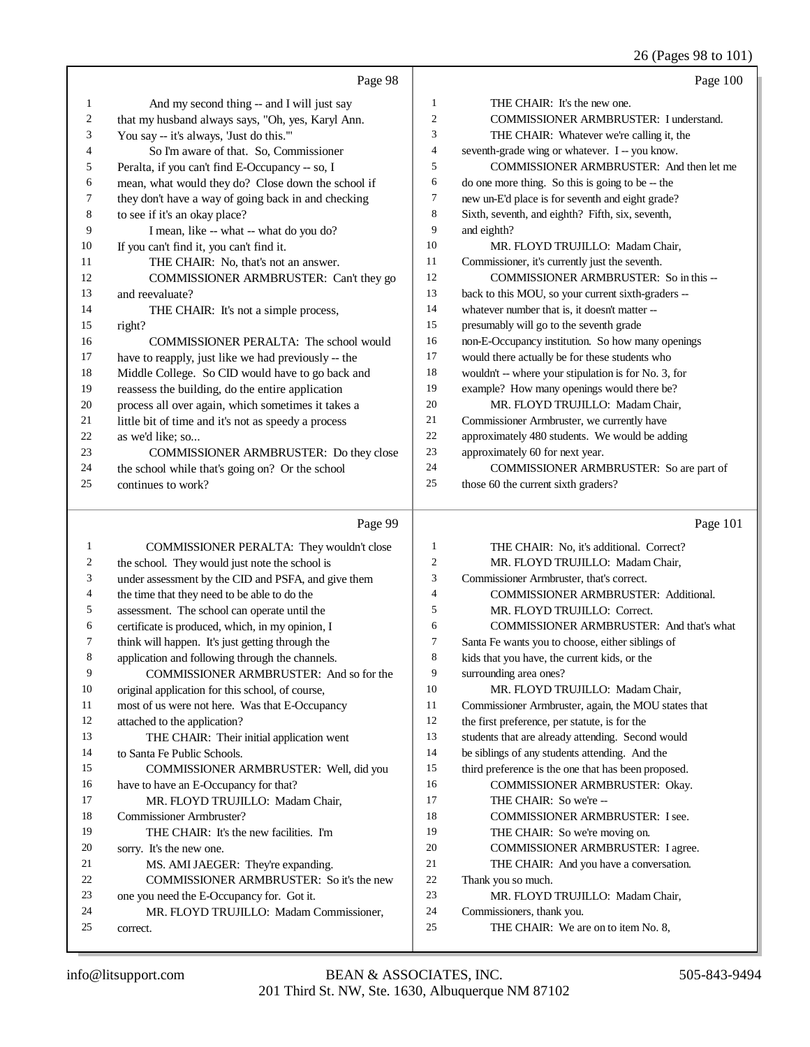Page 98

1 And my second thing -- and I will just say
2 that my husband always says, "Oh, yes, Karyl Ann.
3 You say -- it's always, 'Just do this.'"
4 So I'm aware of that. So, Commissioner
5 Peralta, if you can't find E-Occupancy -- so, I
6 mean, what would they do? Close down the school if
7 they don't have a way of going back in and checking
8 to see if it's an okay place?
9 I mean, like -- what -- what do you do?
10 If you can't find it, you can't find it.
11 THE CHAIR: No, that's not an answer.
12 COMMISSIONER ARMBRUSTER: Can't they go
13 and reevaluate?
14 THE CHAIR: It's not a simple process,
15 right?
16 COMMISSIONER PERALTA: The school would
17 have to reapply, just like we had previously -- the
18 Middle College. So CID would have to go back and
19 reassess the building, do the entire application
20 process all over again, which sometimes it takes a
21 little bit of time and it's not as speedy a process
22 as we'd like; so...
23 COMMISSIONER ARMBRUSTER: Do they close
24 the school while that's going on? Or the school
25 continues to work?

Page 99

1 COMMISSIONER PERALTA: They wouldn't close
2 the school. They would just note the school is
3 under assessment by the CID and PSFA, and give them
4 the time that they need to be able to do the
5 assessment. The school can operate until the
6 certificate is produced, which, in my opinion, I
7 think will happen. It's just getting through the
8 application and following through the channels.
9 COMMISSIONER ARMBRUSTER: And so for the
10 original application for this school, of course,
11 most of us were not here. Was that E-Occupancy
12 attached to the application?
13 THE CHAIR: Their initial application went
14 to Santa Fe Public Schools.
15 COMMISSIONER ARMBRUSTER: Well, did you
16 have to have an E-Occupancy for that?
17 MR. FLOYD TRUJILLO: Madam Chair,
18 Commissioner Armbruster?
19 THE CHAIR: It's the new facilities. I'm
20 sorry. It's the new one.
21 MS. AMI JAEGER: They're expanding.
22 COMMISSIONER ARMBRUSTER: So it's the new
23 one you need the E-Occupancy for. Got it.
24 MR. FLOYD TRUJILLO: Madam Commissioner,
25 correct.

Page 100

1 THE CHAIR: It's the new one.
2 COMMISSIONER ARMBRUSTER: I understand.
3 THE CHAIR: Whatever we're calling it, the
4 seventh-grade wing or whatever. I -- you know.
5 COMMISSIONER ARMBRUSTER: And then let me
6 do one more thing. So this is going to be -- the
7 new un-E'd place is for seventh and eight grade?
8 Sixth, seventh, and eighth? Fifth, six, seventh,
9 and eighth?
10 MR. FLOYD TRUJILLO: Madam Chair,
11 Commissioner, it's currently just the seventh.
12 COMMISSIONER ARMBRUSTER: So in this --
13 back to this MOU, so your current sixth-graders --
14 whatever number that is, it doesn't matter --
15 presumably will go to the seventh grade
16 non-E-Occupancy institution. So how many openings
17 would there actually be for these students who
18 wouldn't -- where your stipulation is for No. 3, for
19 example? How many openings would there be?
20 MR. FLOYD TRUJILLO: Madam Chair,
21 Commissioner Armbruster, we currently have
22 approximately 480 students. We would be adding
23 approximately 60 for next year.
24 COMMISSIONER ARMBRUSTER: So are part of
25 those 60 the current sixth graders?

Page 101

1 THE CHAIR: No, it's additional. Correct?
2 MR. FLOYD TRUJILLO: Madam Chair,
3 Commissioner Armbruster, that's correct.
4 COMMISSIONER ARMBRUSTER: Additional.
5 MR. FLOYD TRUJILLO: Correct.
6 COMMISSIONER ARMBRUSTER: And that's what
7 Santa Fe wants you to choose, either siblings of
8 kids that you have, the current kids, or the
9 surrounding area ones?
10 MR. FLOYD TRUJILLO: Madam Chair,
11 Commissioner Armbruster, again, the MOU states that
12 the first preference, per statute, is for the
13 students that are already attending. Second would
14 be siblings of any students attending. And the
15 third preference is the one that has been proposed.
16 COMMISSIONER ARMBRUSTER: Okay.
17 THE CHAIR: So we're --
18 COMMISSIONER ARMBRUSTER: I see.
19 THE CHAIR: So we're moving on.
20 COMMISSIONER ARMBRUSTER: I agree.
21 THE CHAIR: And you have a conversation.
22 Thank you so much.
23 MR. FLOYD TRUJILLO: Madam Chair,
24 Commissioners, thank you.
25 THE CHAIR: We are on to item No. 8,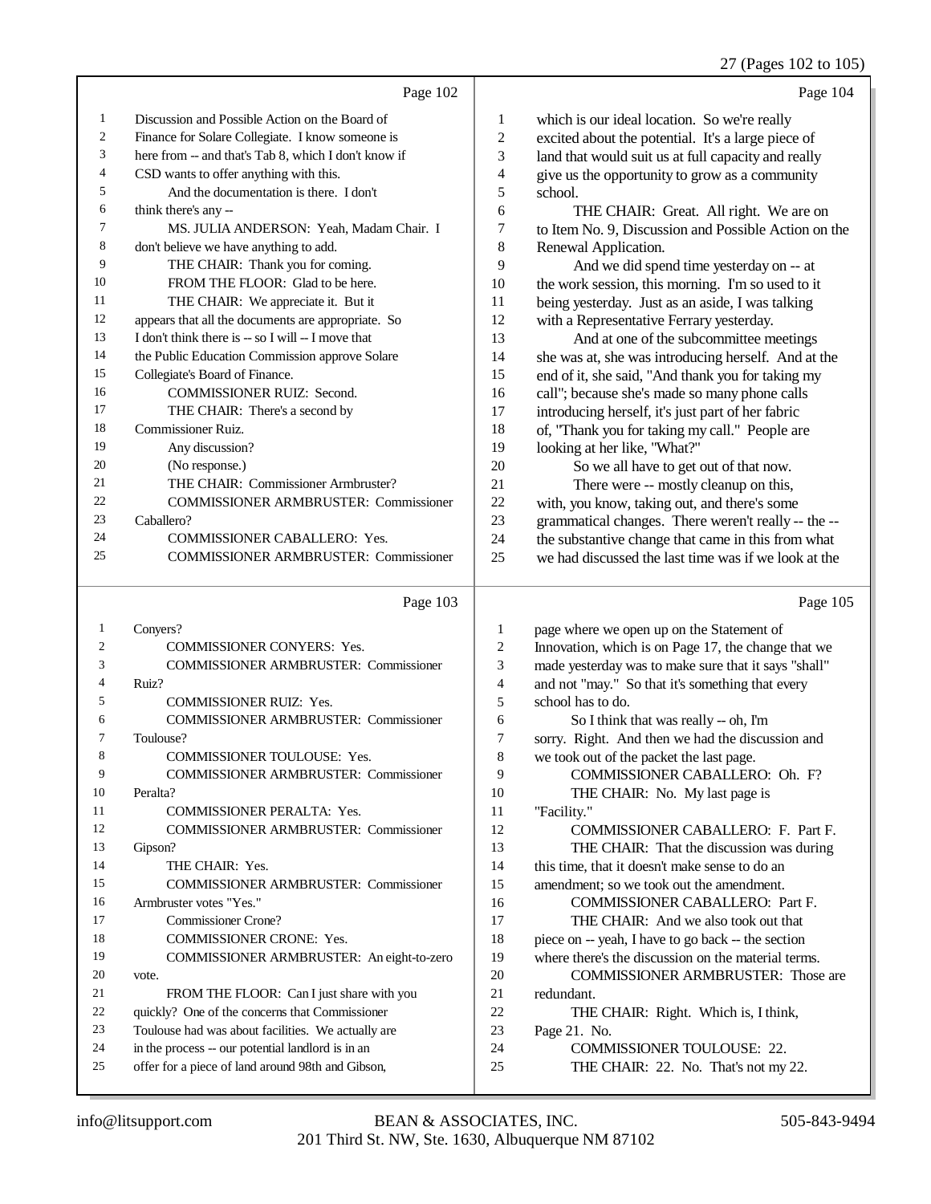Page 102

1 Discussion and Possible Action on the Board of
2 Finance for Solare Collegiate. I know someone is
3 here from -- and that's Tab 8, which I don't know if
4 CSD wants to offer anything with this.
5 And the documentation is there. I don't
6 think there's any --
7 MS. JULIA ANDERSON: Yeah, Madam Chair. I
8 don't believe we have anything to add.
9 THE CHAIR: Thank you for coming.
10 FROM THE FLOOR: Glad to be here.
11 THE CHAIR: We appreciate it. But it
12 appears that all the documents are appropriate. So
13 I don't think there is -- so I will -- I move that
14 the Public Education Commission approve Solare
15 Collegiate's Board of Finance.
16 COMMISSIONER RUIZ: Second.
17 THE CHAIR: There's a second by
18 Commissioner Ruiz.
19 Any discussion?
20 (No response.)
21 THE CHAIR: Commissioner Armbruster?
22 COMMISSIONER ARMBRUSTER: Commissioner
23 Caballero?
24 COMMISSIONER CABALLERO: Yes.
25 COMMISSIONER ARMBRUSTER: Commissioner

Page 103

1 Conyers?
2 COMMISSIONER CONYERS: Yes.
3 COMMISSIONER ARMBRUSTER: Commissioner
4 Ruiz?
5 COMMISSIONER RUIZ: Yes.
6 COMMISSIONER ARMBRUSTER: Commissioner
7 Toulouse?
8 COMMISSIONER TOULOUSE: Yes.
9 COMMISSIONER ARMBRUSTER: Commissioner
10 Peralta?
11 COMMISSIONER PERALTA: Yes.
12 COMMISSIONER ARMBRUSTER: Commissioner
13 Gipson?
14 THE CHAIR: Yes.
15 COMMISSIONER ARMBRUSTER: Commissioner
16 Armbruster votes "Yes."
17 Commissioner Crone?
18 COMMISSIONER CRONE: Yes.
19 COMMISSIONER ARMBRUSTER: An eight-to-zero
20 vote.
21 FROM THE FLOOR: Can I just share with you
22 quickly? One of the concerns that Commissioner
23 Toulouse had was about facilities. We actually are
24 in the process -- our potential landlord is in an
25 offer for a piece of land around 98th and Gibson,

Page 104

1 which is our ideal location. So we're really
2 excited about the potential. It's a large piece of
3 land that would suit us at full capacity and really
4 give us the opportunity to grow as a community
5 school.
6 THE CHAIR: Great. All right. We are on
7 to Item No. 9, Discussion and Possible Action on the
8 Renewal Application.
9 And we did spend time yesterday on -- at
10 the work session, this morning. I'm so used to it
11 being yesterday. Just as an aside, I was talking
12 with a Representative Ferrary yesterday.
13 And at one of the subcommittee meetings
14 she was at, she was introducing herself. And at the
15 end of it, she said, "And thank you for taking my
16 call"; because she's made so many phone calls
17 introducing herself, it's just part of her fabric
18 of, "Thank you for taking my call." People are
19 looking at her like, "What?"
20 So we all have to get out of that now.
21 There were -- mostly cleanup on this,
22 with, you know, taking out, and there's some
23 grammatical changes. There weren't really -- the --
24 the substantive change that came in this from what
25 we had discussed the last time was if we look at the

Page 105

1 page where we open up on the Statement of
2 Innovation, which is on Page 17, the change that we
3 made yesterday was to make sure that it says "shall"
4 and not "may." So that it's something that every
5 school has to do.
6 So I think that was really -- oh, I'm
7 sorry. Right. And then we had the discussion and
8 we took out of the packet the last page.
9 COMMISSIONER CABALLERO: Oh. F?
10 THE CHAIR: No. My last page is
11 "Facility."
12 COMMISSIONER CABALLERO: F. Part F.
13 THE CHAIR: That the discussion was during
14 this time, that it doesn't make sense to do an
15 amendment; so we took out the amendment.
16 COMMISSIONER CABALLERO: Part F.
17 THE CHAIR: And we also took out that
18 piece on -- yeah, I have to go back -- the section
19 where there's the discussion on the material terms.
20 COMMISSIONER ARMBRUSTER: Those are
21 redundant.
22 THE CHAIR: Right. Which is, I think,
23 Page 21. No.
24 COMMISSIONER TOULOUSE: 22.
25 THE CHAIR: 22. No. That's not my 22.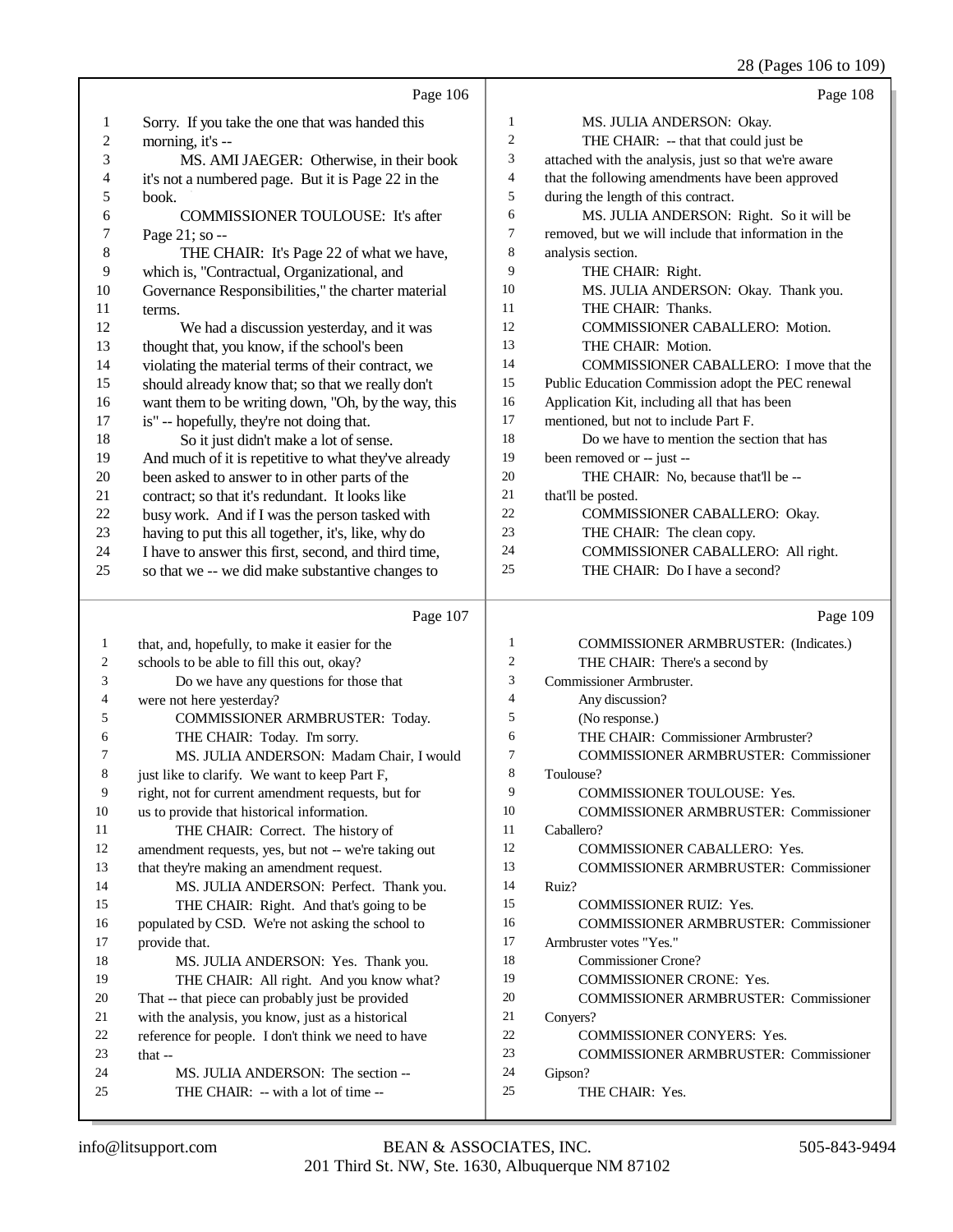Page 106

1 Sorry. If you take the one that was handed this
2 morning, it's --
3 MS. AMI JAEGER: Otherwise, in their book
4 it's not a numbered page. But it is Page 22 in the
5 book.
6 COMMISSIONER TOULOUSE: It's after
7 Page 21; so --
8 THE CHAIR: It's Page 22 of what we have,
9 which is, "Contractual, Organizational, and
10 Governance Responsibilities," the charter material
11 terms.
12 We had a discussion yesterday, and it was
13 thought that, you know, if the school's been
14 violating the material terms of their contract, we
15 should already know that; so that we really don't
16 want them to be writing down, "Oh, by the way, this
17 is" -- hopefully, they're not doing that.
18 So it just didn't make a lot of sense.
19 And much of it is repetitive to what they've already
20 been asked to answer to in other parts of the
21 contract; so that it's redundant. It looks like
22 busy work. And if I was the person tasked with
23 having to put this all together, it's, like, why do
24 I have to answer this first, second, and third time,
25 so that we -- we did make substantive changes to

Page 107

1 that, and, hopefully, to make it easier for the
2 schools to be able to fill this out, okay?
3 Do we have any questions for those that
4 were not here yesterday?
5 COMMISSIONER ARMBRUSTER: Today.
6 THE CHAIR: Today. I'm sorry.
7 MS. JULIA ANDERSON: Madam Chair, I would
8 just like to clarify. We want to keep Part F,
9 right, not for current amendment requests, but for
10 us to provide that historical information.
11 THE CHAIR: Correct. The history of
12 amendment requests, yes, but not -- we're taking out
13 that they're making an amendment request.
14 MS. JULIA ANDERSON: Perfect. Thank you.
15 THE CHAIR: Right. And that's going to be
16 populated by CSD. We're not asking the school to
17 provide that.
18 MS. JULIA ANDERSON: Yes. Thank you.
19 THE CHAIR: All right. And you know what?
20 That -- that piece can probably just be provided
21 with the analysis, you know, just as a historical
22 reference for people. I don't think we need to have
23 that --
24 MS. JULIA ANDERSON: The section --
25 THE CHAIR: -- with a lot of time --

Page 108

1 MS. JULIA ANDERSON: Okay.
2 THE CHAIR: -- that that could just be
3 attached with the analysis, just so that we're aware
4 that the following amendments have been approved
5 during the length of this contract.
6 MS. JULIA ANDERSON: Right. So it will be
7 removed, but we will include that information in the
8 analysis section.
9 THE CHAIR: Right.
10 MS. JULIA ANDERSON: Okay. Thank you.
11 THE CHAIR: Thanks.
12 COMMISSIONER CABALLERO: Motion.
13 THE CHAIR: Motion.
14 COMMISSIONER CABALLERO: I move that the
15 Public Education Commission adopt the PEC renewal
16 Application Kit, including all that has been
17 mentioned, but not to include Part F.
18 Do we have to mention the section that has
19 been removed or -- just --
20 THE CHAIR: No, because that'll be --
21 that'll be posted.
22 COMMISSIONER CABALLERO: Okay.
23 THE CHAIR: The clean copy.
24 COMMISSIONER CABALLERO: All right.
25 THE CHAIR: Do I have a second?

Page 109

1 COMMISSIONER ARMBRUSTER: (Indicates.)
2 THE CHAIR: There's a second by
3 Commissioner Armbruster.
4 Any discussion?
5 (No response.)
6 THE CHAIR: Commissioner Armbruster?
7 COMMISSIONER ARMBRUSTER: Commissioner
8 Toulouse?
9 COMMISSIONER TOULOUSE: Yes.
10 COMMISSIONER ARMBRUSTER: Commissioner
11 Caballero?
12 COMMISSIONER CABALLERO: Yes.
13 COMMISSIONER ARMBRUSTER: Commissioner
14 Ruiz?
15 COMMISSIONER RUIZ: Yes.
16 COMMISSIONER ARMBRUSTER: Commissioner
17 Armbruster votes "Yes."
18 Commissioner Crone?
19 COMMISSIONER CRONE: Yes.
20 COMMISSIONER ARMBRUSTER: Commissioner
21 Conyers?
22 COMMISSIONER CONYERS: Yes.
23 COMMISSIONER ARMBRUSTER: Commissioner
24 Gipson?
25 THE CHAIR: Yes.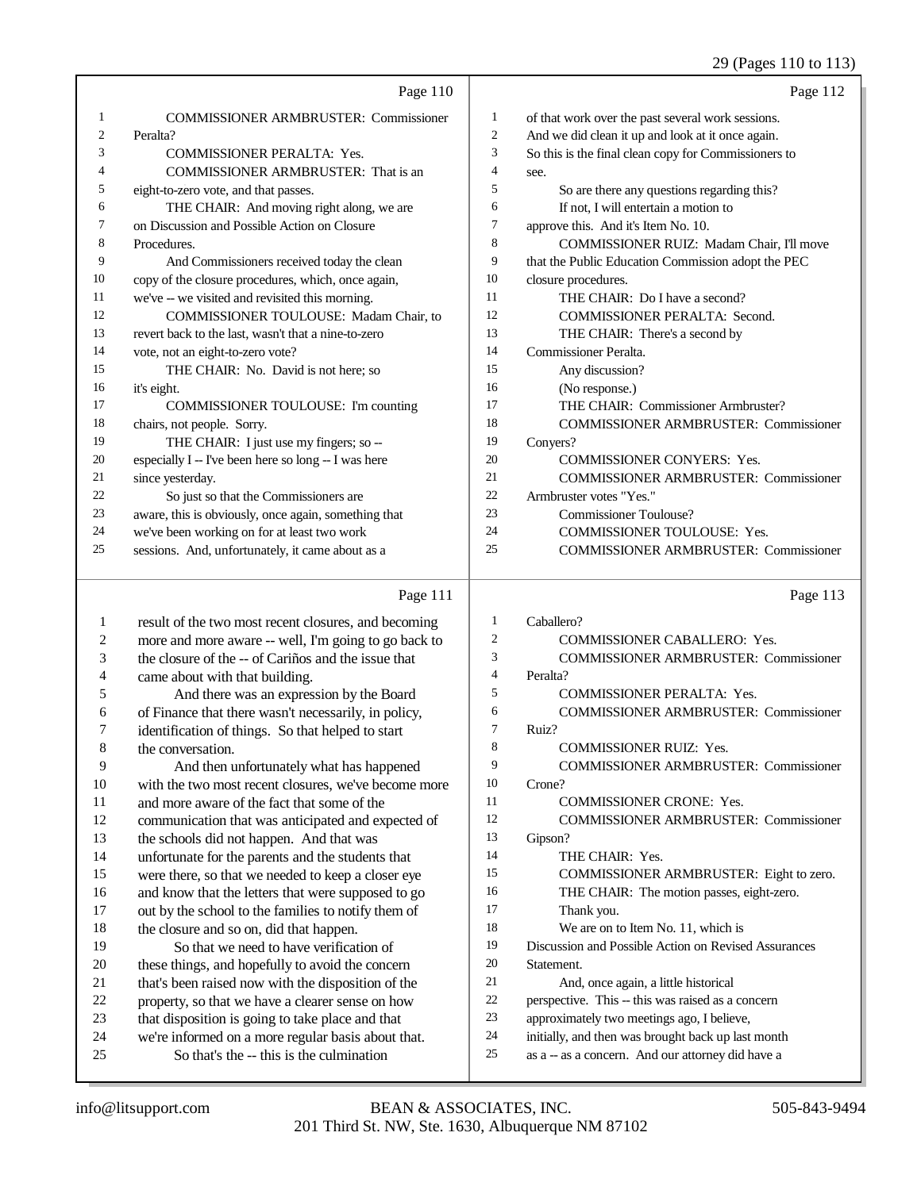Page 110

1 COMMISSIONER ARMBRUSTER: Commissioner
2 Peralta?
3 COMMISSIONER PERALTA: Yes.
4 COMMISSIONER ARMBRUSTER: That is an
5 eight-to-zero vote, and that passes.
6 THE CHAIR: And moving right along, we are
7 on Discussion and Possible Action on Closure
8 Procedures.
9 And Commissioners received today the clean
10 copy of the closure procedures, which, once again,
11 we've -- we visited and revisited this morning.
12 COMMISSIONER TOULOUSE: Madam Chair, to
13 revert back to the last, wasn't that a nine-to-zero
14 vote, not an eight-to-zero vote?
15 THE CHAIR: No. David is not here; so
16 it's eight.
17 COMMISSIONER TOULOUSE: I'm counting
18 chairs, not people. Sorry.
19 THE CHAIR: I just use my fingers; so --
20 especially I -- I've been here so long -- I was here
21 since yesterday.
22 So just so that the Commissioners are
23 aware, this is obviously, once again, something that
24 we've been working on for at least two work
25 sessions. And, unfortunately, it came about as a

Page 111

1 result of the two most recent closures, and becoming
2 more and more aware -- well, I'm going to go back to
3 the closure of the -- of Cariños and the issue that
4 came about with that building.
5 And there was an expression by the Board
6 of Finance that there wasn't necessarily, in policy,
7 identification of things. So that helped to start
8 the conversation.
9 And then unfortunately what has happened
10 with the two most recent closures, we've become more
11 and more aware of the fact that some of the
12 communication that was anticipated and expected of
13 the schools did not happen. And that was
14 unfortunate for the parents and the students that
15 were there, so that we needed to keep a closer eye
16 and know that the letters that were supposed to go
17 out by the school to the families to notify them of
18 the closure and so on, did that happen.
19 So that we need to have verification of
20 these things, and hopefully to avoid the concern
21 that's been raised now with the disposition of the
22 property, so that we have a clearer sense on how
23 that disposition is going to take place and that
24 we're informed on a more regular basis about that.
25 So that's the -- this is the culmination

Page 112

1 of that work over the past several work sessions.
2 And we did clean it up and look at it once again.
3 So this is the final clean copy for Commissioners to
4 see.
5 So are there any questions regarding this?
6 If not, I will entertain a motion to
7 approve this. And it's Item No. 10.
8 COMMISSIONER RUIZ: Madam Chair, I'll move
9 that the Public Education Commission adopt the PEC
10 closure procedures.
11 THE CHAIR: Do I have a second?
12 COMMISSIONER PERALTA: Second.
13 THE CHAIR: There's a second by
14 Commissioner Peralta.
15 Any discussion?
16 (No response.)
17 THE CHAIR: Commissioner Armbruster?
18 COMMISSIONER ARMBRUSTER: Commissioner
19 Conyers?
20 COMMISSIONER CONYERS: Yes.
21 COMMISSIONER ARMBRUSTER: Commissioner
22 Armbruster votes "Yes."
23 Commissioner Toulouse?
24 COMMISSIONER TOULOUSE: Yes.
25 COMMISSIONER ARMBRUSTER: Commissioner

Page 113

1 Caballero?
2 COMMISSIONER CABALLERO: Yes.
3 COMMISSIONER ARMBRUSTER: Commissioner
4 Peralta?
5 COMMISSIONER PERALTA: Yes.
6 COMMISSIONER ARMBRUSTER: Commissioner
7 Ruiz?
8 COMMISSIONER RUIZ: Yes.
9 COMMISSIONER ARMBRUSTER: Commissioner
10 Crone?
11 COMMISSIONER CRONE: Yes.
12 COMMISSIONER ARMBRUSTER: Commissioner
13 Gipson?
14 THE CHAIR: Yes.
15 COMMISSIONER ARMBRUSTER: Eight to zero.
16 THE CHAIR: The motion passes, eight-zero.
17 Thank you.
18 We are on to Item No. 11, which is
19 Discussion and Possible Action on Revised Assurances
20 Statement.
21 And, once again, a little historical
22 perspective. This -- this was raised as a concern
23 approximately two meetings ago, I believe,
24 initially, and then was brought back up last month
25 as a -- as a concern. And our attorney did have a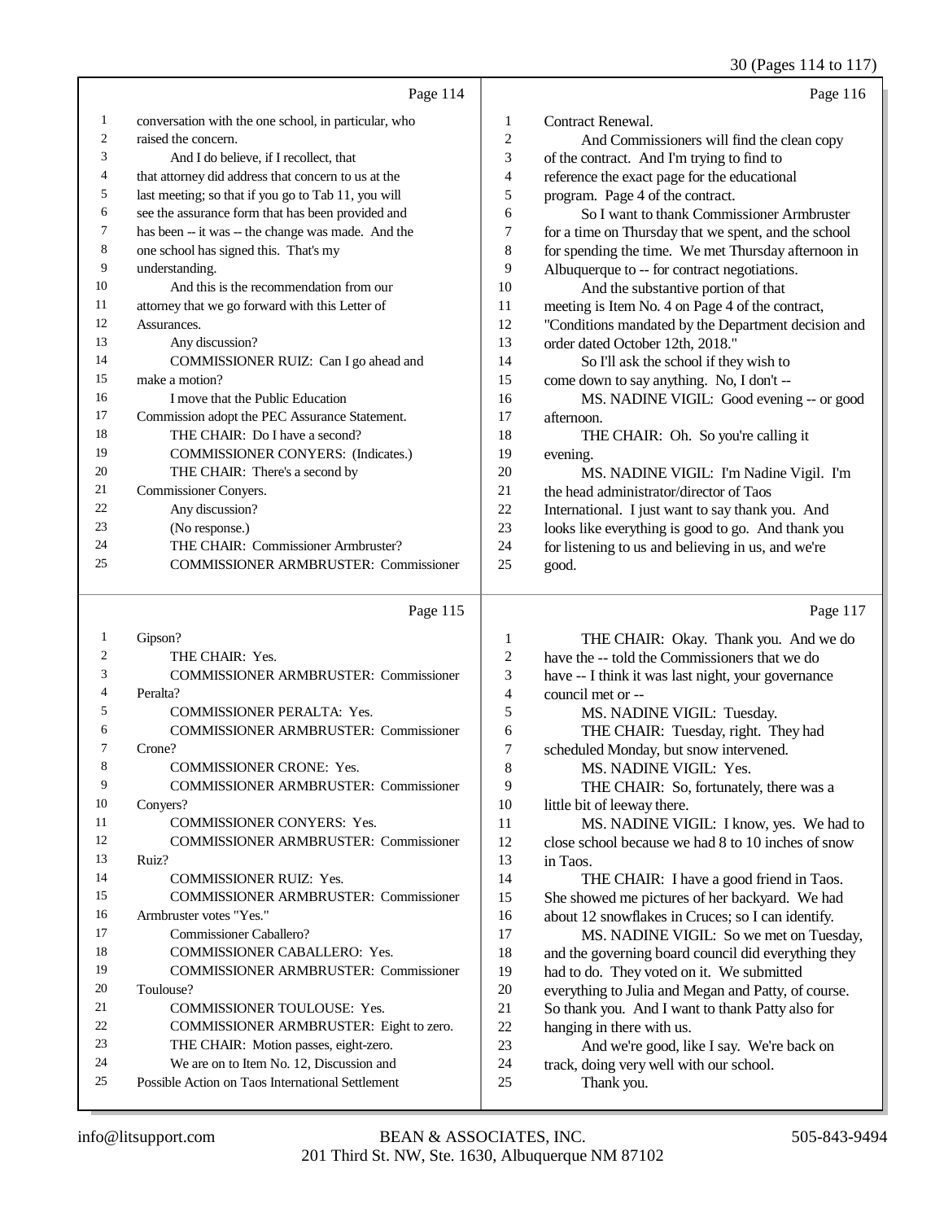Page 114

conversation with the one school, in particular, who raised the concern.

And I do believe, if I recollect, that that attorney did address that concern to us at the last meeting; so that if you go to Tab 11, you will see the assurance form that has been provided and has been -- it was -- the change was made. And the one school has signed this. That's my understanding.

And this is the recommendation from our attorney that we go forward with this Letter of Assurances.

Any discussion?

COMMISSIONER RUIZ: Can I go ahead and make a motion?

I move that the Public Education Commission adopt the PEC Assurance Statement.

THE CHAIR: Do I have a second?

COMMISSIONER CONYERS: (Indicates.)

THE CHAIR: There's a second by Commissioner Conyers.

Any discussion?

(No response.)

THE CHAIR: Commissioner Armbruster?

COMMISSIONER ARMBRUSTER: Commissioner

Page 115

Gipson?

THE CHAIR: Yes.

COMMISSIONER ARMBRUSTER: Commissioner Peralta?

COMMISSIONER PERALTA: Yes.

COMMISSIONER ARMBRUSTER: Commissioner Crone?

COMMISSIONER CRONE: Yes.

COMMISSIONER ARMBRUSTER: Commissioner Conyers?

COMMISSIONER CONYERS: Yes.

COMMISSIONER ARMBRUSTER: Commissioner Ruiz?

COMMISSIONER RUIZ: Yes.

COMMISSIONER ARMBRUSTER: Commissioner Armbruster votes "Yes."

Commissioner Caballero?

COMMISSIONER CABALLERO: Yes.

COMMISSIONER ARMBRUSTER: Commissioner Toulouse?

COMMISSIONER TOULOUSE: Yes.

COMMISSIONER ARMBRUSTER: Eight to zero.

THE CHAIR: Motion passes, eight-zero.

We are on to Item No. 12, Discussion and Possible Action on Taos International Settlement

Page 116

Contract Renewal.

And Commissioners will find the clean copy of the contract. And I'm trying to find to reference the exact page for the educational program. Page 4 of the contract.

So I want to thank Commissioner Armbruster for a time on Thursday that we spent, and the school for spending the time. We met Thursday afternoon in Albuquerque to -- for contract negotiations.

And the substantive portion of that meeting is Item No. 4 on Page 4 of the contract, "Conditions mandated by the Department decision and order dated October 12th, 2018."

So I'll ask the school if they wish to come down to say anything. No, I don't --

MS. NADINE VIGIL: Good evening -- or good afternoon.

THE CHAIR: Oh. So you're calling it evening.

MS. NADINE VIGIL: I'm Nadine Vigil. I'm the head administrator/director of Taos International. I just want to say thank you. And looks like everything is good to go. And thank you for listening to us and believing in us, and we're good.

Page 117

THE CHAIR: Okay. Thank you. And we do have the -- told the Commissioners that we do have -- I think it was last night, your governance council met or --

MS. NADINE VIGIL: Tuesday.

THE CHAIR: Tuesday, right. They had scheduled Monday, but snow intervened.

MS. NADINE VIGIL: Yes.

THE CHAIR: So, fortunately, there was a little bit of leeway there.

MS. NADINE VIGIL: I know, yes. We had to close school because we had 8 to 10 inches of snow in Taos.

THE CHAIR: I have a good friend in Taos. She showed me pictures of her backyard. We had about 12 snowflakes in Cruces; so I can identify.

MS. NADINE VIGIL: So we met on Tuesday, and the governing board council did everything they had to do. They voted on it. We submitted everything to Julia and Megan and Patty, of course. So thank you. And I want to thank Patty also for hanging in there with us.

And we're good, like I say. We're back on track, doing very well with our school.

Thank you.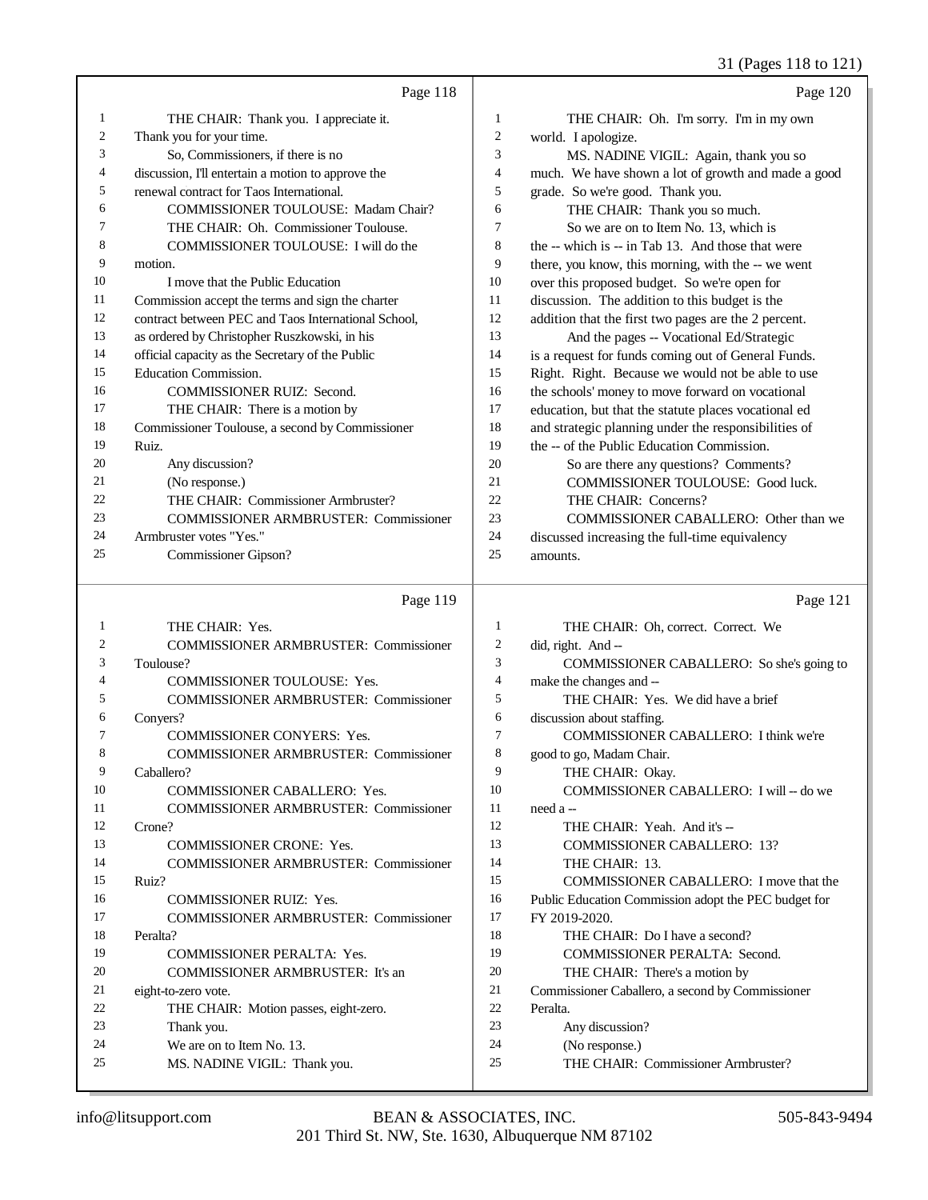Page 118

1 THE CHAIR: Thank you. I appreciate it.
2 Thank you for your time.
3 So, Commissioners, if there is no
4 discussion, I'll entertain a motion to approve the
5 renewal contract for Taos International.
6 COMMISSIONER TOULOUSE: Madam Chair?
7 THE CHAIR: Oh. Commissioner Toulouse.
8 COMMISSIONER TOULOUSE: I will do the
9 motion.
10 I move that the Public Education
11 Commission accept the terms and sign the charter
12 contract between PEC and Taos International School,
13 as ordered by Christopher Ruszkowski, in his
14 official capacity as the Secretary of the Public
15 Education Commission.
16 COMMISSIONER RUIZ: Second.
17 THE CHAIR: There is a motion by
18 Commissioner Toulouse, a second by Commissioner
19 Ruiz.
20 Any discussion?
21 (No response.)
22 THE CHAIR: Commissioner Armbruster?
23 COMMISSIONER ARMBRUSTER: Commissioner
24 Armbruster votes "Yes."
25 Commissioner Gipson?

Page 119

1 THE CHAIR: Yes.
2 COMMISSIONER ARMBRUSTER: Commissioner
3 Toulouse?
4 COMMISSIONER TOULOUSE: Yes.
5 COMMISSIONER ARMBRUSTER: Commissioner
6 Conyers?
7 COMMISSIONER CONYERS: Yes.
8 COMMISSIONER ARMBRUSTER: Commissioner
9 Caballero?
10 COMMISSIONER CABALLERO: Yes.
11 COMMISSIONER ARMBRUSTER: Commissioner
12 Crone?
13 COMMISSIONER CRONE: Yes.
14 COMMISSIONER ARMBRUSTER: Commissioner
15 Ruiz?
16 COMMISSIONER RUIZ: Yes.
17 COMMISSIONER ARMBRUSTER: Commissioner
18 Peralta?
19 COMMISSIONER PERALTA: Yes.
20 COMMISSIONER ARMBRUSTER: It's an
21 eight-to-zero vote.
22 THE CHAIR: Motion passes, eight-zero.
23 Thank you.
24 We are on to Item No. 13.
25 MS. NADINE VIGIL: Thank you.

Page 120

1 THE CHAIR: Oh. I'm sorry. I'm in my own
2 world. I apologize.
3 MS. NADINE VIGIL: Again, thank you so
4 much. We have shown a lot of growth and made a good
5 grade. So we're good. Thank you.
6 THE CHAIR: Thank you so much.
7 So we are on to Item No. 13, which is
8 the -- which is -- in Tab 13. And those that were
9 there, you know, this morning, with the -- we went
10 over this proposed budget. So we're open for
11 discussion. The addition to this budget is the
12 addition that the first two pages are the 2 percent.
13 And the pages -- Vocational Ed/Strategic
14 is a request for funds coming out of General Funds.
15 Right. Right. Because we would not be able to use
16 the schools' money to move forward on vocational
17 education, but that the statute places vocational ed
18 and strategic planning under the responsibilities of
19 the -- of the Public Education Commission.
20 So are there any questions? Comments?
21 COMMISSIONER TOULOUSE: Good luck.
22 THE CHAIR: Concerns?
23 COMMISSIONER CABALLERO: Other than we
24 discussed increasing the full-time equivalency
25 amounts.

Page 121

1 THE CHAIR: Oh, correct. Correct. We
2 did, right. And --
3 COMMISSIONER CABALLERO: So she's going to
4 make the changes and --
5 THE CHAIR: Yes. We did have a brief
6 discussion about staffing.
7 COMMISSIONER CABALLERO: I think we're
8 good to go, Madam Chair.
9 THE CHAIR: Okay.
10 COMMISSIONER CABALLERO: I will -- do we
11 need a --
12 THE CHAIR: Yeah. And it's --
13 COMMISSIONER CABALLERO: 13?
14 THE CHAIR: 13.
15 COMMISSIONER CABALLERO: I move that the
16 Public Education Commission adopt the PEC budget for
17 FY 2019-2020.
18 THE CHAIR: Do I have a second?
19 COMMISSIONER PERALTA: Second.
20 THE CHAIR: There's a motion by
21 Commissioner Caballero, a second by Commissioner
22 Peralta.
23 Any discussion?
24 (No response.)
25 THE CHAIR: Commissioner Armbruster?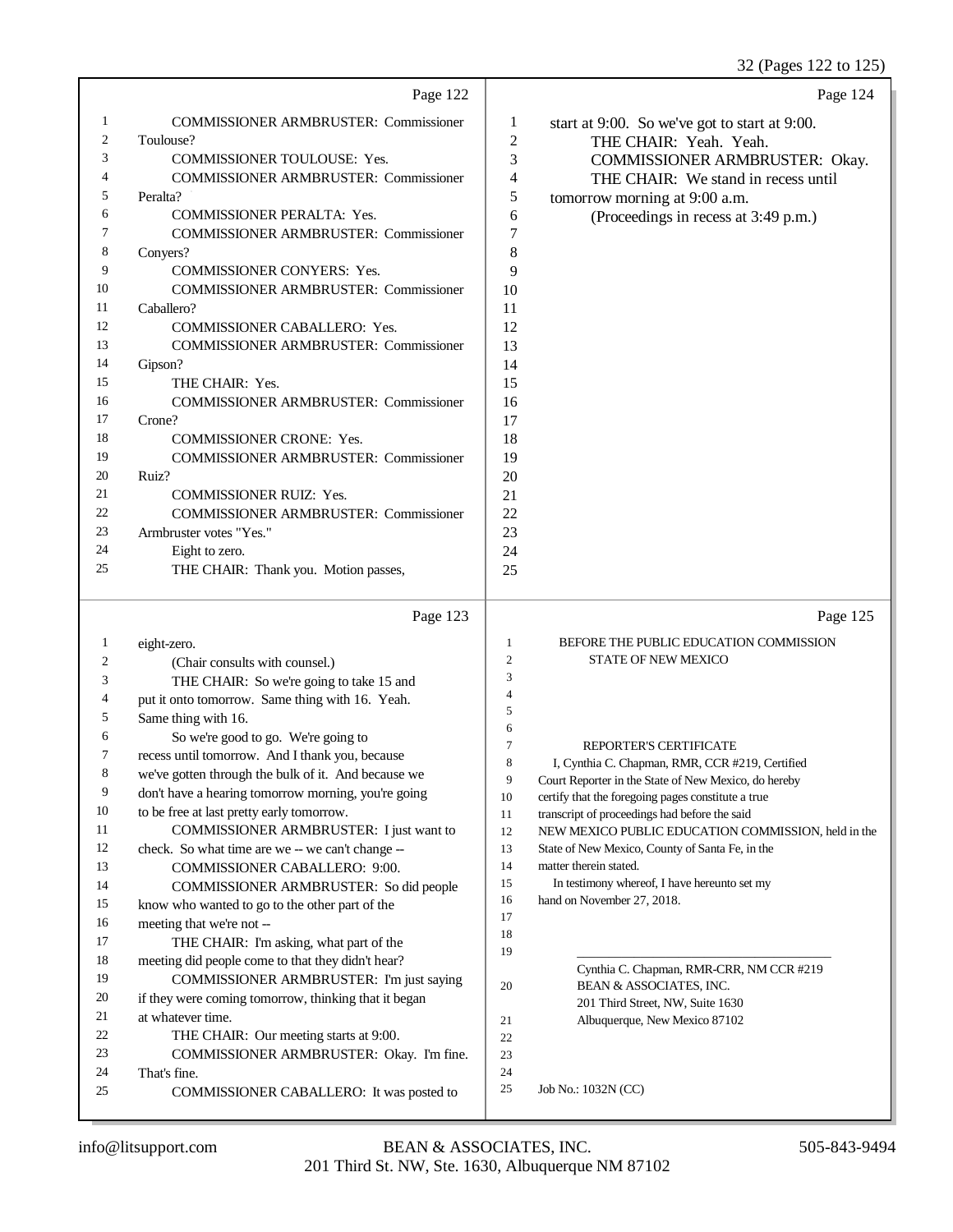Page 122

1 COMMISSIONER ARMBRUSTER: Commissioner
2 Toulouse?
3 COMMISSIONER TOULOUSE: Yes.
4 COMMISSIONER ARMBRUSTER: Commissioner
5 Peralta?
6 COMMISSIONER PERALTA: Yes.
7 COMMISSIONER ARMBRUSTER: Commissioner
8 Conyers?
9 COMMISSIONER CONYERS: Yes.
10 COMMISSIONER ARMBRUSTER: Commissioner
11 Caballero?
12 COMMISSIONER CABALLERO: Yes.
13 COMMISSIONER ARMBRUSTER: Commissioner
14 Gipson?
15 THE CHAIR: Yes.
16 COMMISSIONER ARMBRUSTER: Commissioner
17 Crone?
18 COMMISSIONER CRONE: Yes.
19 COMMISSIONER ARMBRUSTER: Commissioner
20 Ruiz?
21 COMMISSIONER RUIZ: Yes.
22 COMMISSIONER ARMBRUSTER: Commissioner
23 Armbruster votes "Yes."
24 Eight to zero.
25 THE CHAIR: Thank you. Motion passes,

Page 123

1 eight-zero.
2 (Chair consults with counsel.)
3 THE CHAIR: So we're going to take 15 and
4 put it onto tomorrow. Same thing with 16. Yeah.
5 Same thing with 16.
6 So we're good to go. We're going to
7 recess until tomorrow. And I thank you, because
8 we've gotten through the bulk of it. And because we
9 don't have a hearing tomorrow morning, you're going
10 to be free at last pretty early tomorrow.
11 COMMISSIONER ARMBRUSTER: I just want to
12 check. So what time are we -- we can't change --
13 COMMISSIONER CABALLERO: 9:00.
14 COMMISSIONER ARMBRUSTER: So did people
15 know who wanted to go to the other part of the
16 meeting that we're not --
17 THE CHAIR: I'm asking, what part of the
18 meeting did people come to that they didn't hear?
19 COMMISSIONER ARMBRUSTER: I'm just saying
20 if they were coming tomorrow, thinking that it began
21 at whatever time.
22 THE CHAIR: Our meeting starts at 9:00.
23 COMMISSIONER ARMBRUSTER: Okay. I'm fine.
24 That's fine.
25 COMMISSIONER CABALLERO: It was posted to

Page 124

1 start at 9:00. So we've got to start at 9:00.
2 THE CHAIR: Yeah. Yeah.
3 COMMISSIONER ARMBRUSTER: Okay.
4 THE CHAIR: We stand in recess until
5 tomorrow morning at 9:00 a.m.
6 (Proceedings in recess at 3:49 p.m.)
7
8
9
10
11
12
13
14
15
16
17
18
19
20
21
22
23
24
25

Page 125

1 BEFORE THE PUBLIC EDUCATION COMMISSION
2 STATE OF NEW MEXICO
3
4
5
6
7 REPORTER'S CERTIFICATE
8 I, Cynthia C. Chapman, RMR, CCR #219, Certified
9 Court Reporter in the State of New Mexico, do hereby
10 certify that the foregoing pages constitute a true
11 transcript of proceedings had before the said
12 NEW MEXICO PUBLIC EDUCATION COMMISSION, held in the
13 State of New Mexico, County of Santa Fe, in the
14 matter therein stated.
15 In testimony whereof, I have hereunto set my
16 hand on November 27, 2018.
17
18
19 \_\_\_\_\_\_\_\_\_\_\_\_\_\_\_\_\_\_\_\_\_\_\_\_\_\_\_\_\_\_\_\_\_\_\_\_\_\_
Cynthia C. Chapman, RMR-CRR, NM CCR #219
20 BEAN & ASSOCIATES, INC.
201 Third Street, NW, Suite 1630
21 Albuquerque, New Mexico 87102
22
23
24
25 Job No.: 1032N (CC)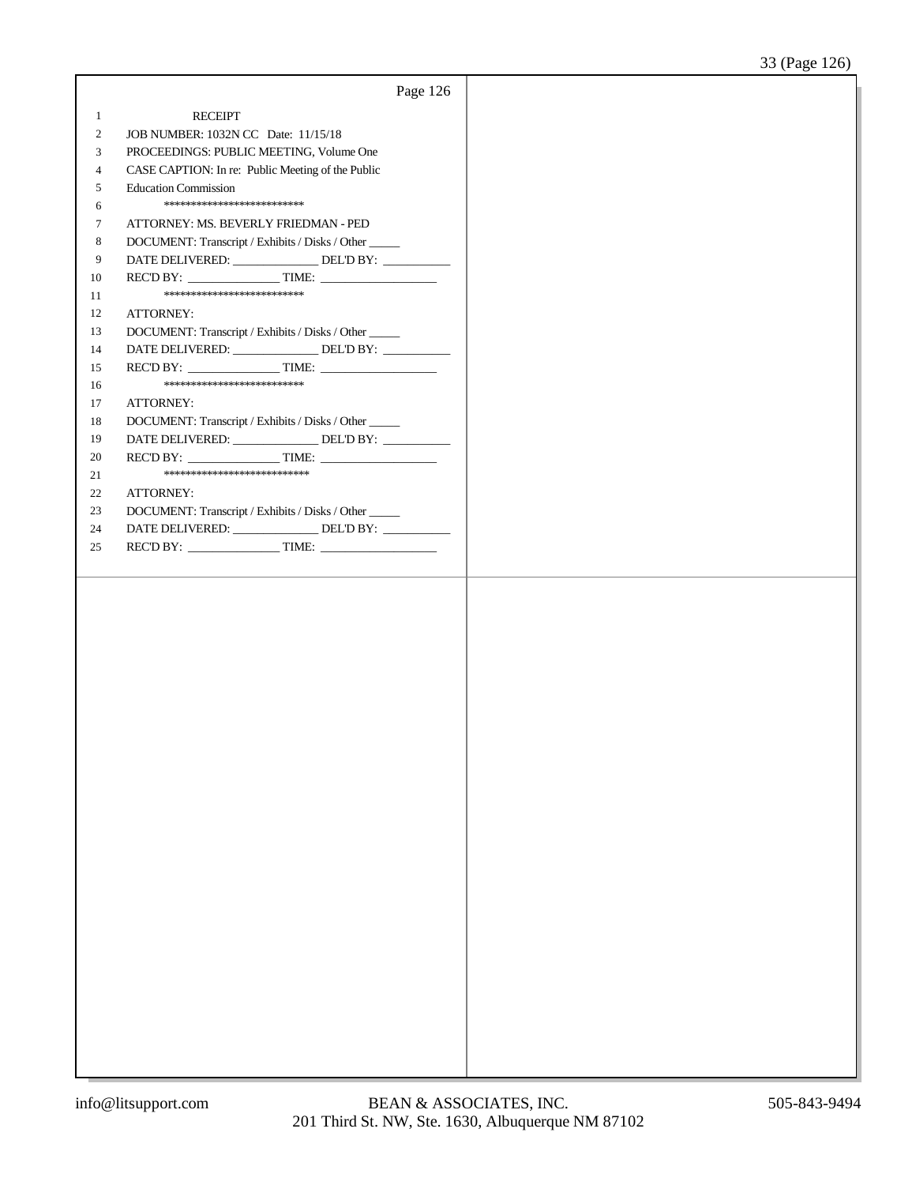RECEIPT

JOB NUMBER: 1032N CC Date: 11/15/18

PROCEEDINGS: PUBLIC MEETING, Volume One

CASE CAPTION: In re: Public Meeting of the Public Education Commission

**************************

ATTORNEY: MS. BEVERLY FRIEDMAN - PED

DOCUMENT: Transcript / Exhibits / Disks / Other _____

DATE DELIVERED: ______________ DEL'D BY: ___________

REC'D BY: _______________ TIME: ___________________

**************************

ATTORNEY:

DOCUMENT: Transcript / Exhibits / Disks / Other _____

DATE DELIVERED: ______________ DEL'D BY: ___________

REC'D BY: _______________ TIME: ___________________

**************************

ATTORNEY:

DOCUMENT: Transcript / Exhibits / Disks / Other _____

DATE DELIVERED: ______________ DEL'D BY: ___________

REC'D BY: _______________ TIME: ___________________

***************************

ATTORNEY:

DOCUMENT: Transcript / Exhibits / Disks / Other _____

DATE DELIVERED: ______________ DEL'D BY: ___________

REC'D BY: _______________ TIME: ___________________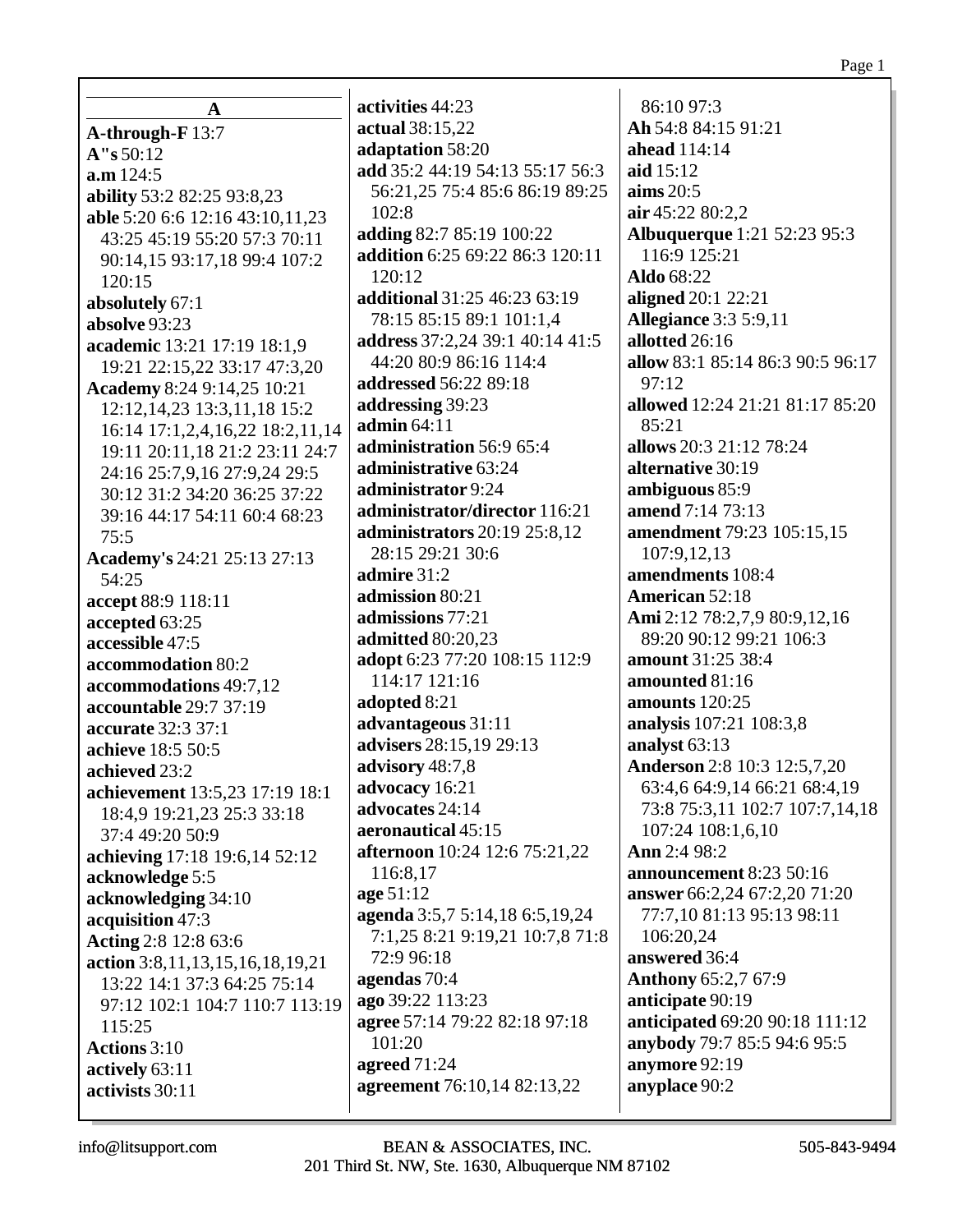**A**

**A-through-F** 13:7
**A"s** 50:12
**a.m** 124:5
**ability** 53:2 82:25 93:8,23
**able** 5:20 6:6 12:16 43:10,11,23 43:25 45:19 55:20 57:3 70:11 90:14,15 93:17,18 99:4 107:2 120:15
**absolutely** 67:1
**absolve** 93:23
**academic** 13:21 17:19 18:1,9 19:21 22:15,22 33:17 47:3,20
**Academy** 8:24 9:14,25 10:21 12:12,14,23 13:3,11,18 15:2 16:14 17:1,2,4,16,22 18:2,11,14 19:11 20:11,18 21:2 23:11 24:7 24:16 25:7,9,16 27:9,24 29:5 30:12 31:2 34:20 36:25 37:22 39:16 44:17 54:11 60:4 68:23 75:5
**Academy's** 24:21 25:13 27:13 54:25
**accept** 88:9 118:11
**accepted** 63:25
**accessible** 47:5
**accommodation** 80:2
**accommodations** 49:7,12
**accountable** 29:7 37:19
**accurate** 32:3 37:1
**achieve** 18:5 50:5
**achieved** 23:2
**achievement** 13:5,23 17:19 18:1 18:4,9 19:21,23 25:3 33:18 37:4 49:20 50:9
**achieving** 17:18 19:6,14 52:12
**acknowledge** 5:5
**acknowledging** 34:10
**acquisition** 47:3
**Acting** 2:8 12:8 63:6
**action** 3:8,11,13,15,16,18,19,21 13:22 14:1 37:3 64:25 75:14 97:12 102:1 104:7 110:7 113:19 115:25
**Actions** 3:10
**actively** 63:11
**activists** 30:11
**activities** 44:23
**actual** 38:15,22
**adaptation** 58:20
**add** 35:2 44:19 54:13 55:17 56:3 56:21,25 75:4 85:6 86:19 89:25 102:8
**adding** 82:7 85:19 100:22
**addition** 6:25 69:22 86:3 120:11 120:12
**additional** 31:25 46:23 63:19 78:15 85:15 89:1 101:1,4
**address** 37:2,24 39:1 40:14 41:5 44:20 80:9 86:16 114:4
**addressed** 56:22 89:18
**addressing** 39:23
**admin** 64:11
**administration** 56:9 65:4
**administrative** 63:24
**administrator** 9:24
**administrator/director** 116:21
**administrators** 20:19 25:8,12 28:15 29:21 30:6
**admire** 31:2
**admission** 80:21
**admissions** 77:21
**admitted** 80:20,23
**adopt** 6:23 77:20 108:15 112:9 114:17 121:16
**adopted** 8:21
**advantageous** 31:11
**advisers** 28:15,19 29:13
**advisory** 48:7,8
**advocacy** 16:21
**advocates** 24:14
**aeronautical** 45:15
**afternoon** 10:24 12:6 75:21,22 116:8,17
**age** 51:12
**agenda** 3:5,7 5:14,18 6:5,19,24 7:1,25 8:21 9:19,21 10:7,8 71:8 72:9 96:18
**agendas** 70:4
**ago** 39:22 113:23
**agree** 57:14 79:22 82:18 97:18 101:20
**agreed** 71:24
**agreement** 76:10,14 82:13,22 86:10 97:3
**Ah** 54:8 84:15 91:21
**ahead** 114:14
**aid** 15:12
**aims** 20:5
**air** 45:22 80:2,2
**Albuquerque** 1:21 52:23 95:3 116:9 125:21
**Aldo** 68:22
**aligned** 20:1 22:21
**Allegiance** 3:3 5:9,11
**allotted** 26:16
**allow** 83:1 85:14 86:3 90:5 96:17 97:12
**allowed** 12:24 21:21 81:17 85:20 85:21
**allows** 20:3 21:12 78:24
**alternative** 30:19
**ambiguous** 85:9
**amend** 7:14 73:13
**amendment** 79:23 105:15,15 107:9,12,13
**amendments** 108:4
**American** 52:18
**Ami** 2:12 78:2,7,9 80:9,12,16 89:20 90:12 99:21 106:3
**amount** 31:25 38:4
**amounted** 81:16
**amounts** 120:25
**analysis** 107:21 108:3,8
**analyst** 63:13
**Anderson** 2:8 10:3 12:5,7,20 63:4,6 64:9,14 66:21 68:4,19 73:8 75:3,11 102:7 107:7,14,18 107:24 108:1,6,10
**Ann** 2:4 98:2
**announcement** 8:23 50:16
**answer** 66:2,24 67:2,20 71:20 77:7,10 81:13 95:13 98:11 106:20,24
**answered** 36:4
**Anthony** 65:2,7 67:9
**anticipate** 90:19
**anticipated** 69:20 90:18 111:12
**anybody** 79:7 85:5 94:6 95:5
**anymore** 92:19
**anyplace** 90:2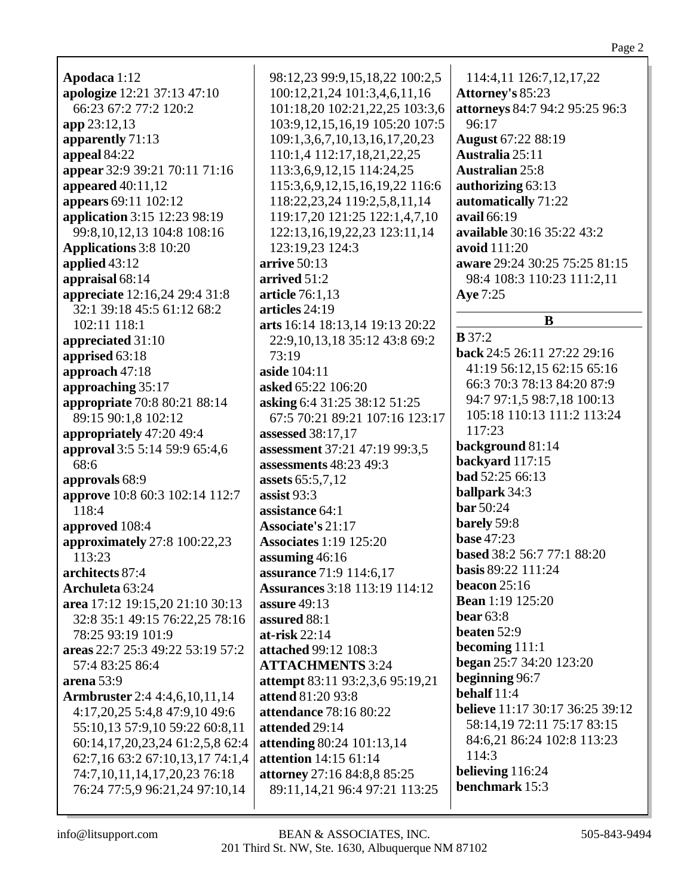**Apodaca** 1:12
**apologize** 12:21 37:13 47:10 66:23 67:2 77:2 120:2
**app** 23:12,13
**apparently** 71:13
**appeal** 84:22
**appear** 32:9 39:21 70:11 71:16
**appeared** 40:11,12
**appears** 69:11 102:12
**application** 3:15 12:23 98:19 99:8,10,12,13 104:8 108:16
**Applications** 3:8 10:20
**applied** 43:12
**appraisal** 68:14
**appreciate** 12:16,24 29:4 31:8 32:1 39:18 45:5 61:12 68:2 102:11 118:1
**appreciated** 31:10
**apprised** 63:18
**approach** 47:18
**approaching** 35:17
**appropriate** 70:8 80:21 88:14 89:15 90:1,8 102:12
**appropriately** 47:20 49:4
**approval** 3:5 5:14 59:9 65:4,6 68:6
**approvals** 68:9
**approve** 10:8 60:3 102:14 112:7 118:4
**approved** 108:4
**approximately** 27:8 100:22,23 113:23
**architects** 87:4
**Archuleta** 63:24
**area** 17:12 19:15,20 21:10 30:13 32:8 35:1 49:15 76:22,25 78:16 78:25 93:19 101:9
**areas** 22:7 25:3 49:22 53:19 57:2 57:4 83:25 86:4
**arena** 53:9
**Armbruster** 2:4 4:4,6,10,11,14 4:17,20,25 5:4,8 47:9,10 49:6 55:10,13 57:9,10 59:22 60:8,11 60:14,17,20,23,24 61:2,5,8 62:4 62:7,16 63:2 67:10,13,17 74:1,4 74:7,10,11,14,17,20,23 76:18 76:24 77:5,9 96:21,24 97:10,14 98:12,23 99:9,15,18,22 100:2,5 100:12,21,24 101:3,4,6,11,16 101:18,20 102:21,22,25 103:3,6 103:9,12,15,16,19 105:20 107:5 109:1,3,6,7,10,13,16,17,20,23 110:1,4 112:17,18,21,22,25 113:3,6,9,12,15 114:24,25 115:3,6,9,12,15,16,19,22 116:6 118:22,23,24 119:2,5,8,11,14 119:17,20 121:25 122:1,4,7,10 122:13,16,19,22,23 123:11,14 123:19,23 124:3
**arrive** 50:13
**arrived** 51:2
**article** 76:1,13
**articles** 24:19
**arts** 16:14 18:13,14 19:13 20:22 22:9,10,13,18 35:12 43:8 69:2 73:19
**aside** 104:11
**asked** 65:22 106:20
**asking** 6:4 31:25 38:12 51:25 67:5 70:21 89:21 107:16 123:17
**assessed** 38:17,17
**assessment** 37:21 47:19 99:3,5
**assessments** 48:23 49:3
**assets** 65:5,7,12
**assist** 93:3
**assistance** 64:1
**Associate's** 21:17
**Associates** 1:19 125:20
**assuming** 46:16
**assurance** 71:9 114:6,17
**Assurances** 3:18 113:19 114:12
**assure** 49:13
**assured** 88:1
**at-risk** 22:14
**attached** 99:12 108:3
**ATTACHMENTS** 3:24
**attempt** 83:11 93:2,3,6 95:19,21
**attend** 81:20 93:8
**attendance** 78:16 80:22
**attended** 29:14
**attending** 80:24 101:13,14
**attention** 14:15 61:14
**attorney** 27:16 84:8,8 85:25 89:11,14,21 96:4 97:21 113:25 114:4,11 126:7,12,17,22
**Attorney's** 85:23
**attorneys** 84:7 94:2 95:25 96:3 96:17
**August** 67:22 88:19
**Australia** 25:11
**Australian** 25:8
**authorizing** 63:13
**automatically** 71:22
**avail** 66:19
**available** 30:16 35:22 43:2
**avoid** 111:20
**aware** 29:24 30:25 75:25 81:15 98:4 108:3 110:23 111:2,11
**Aye** 7:25

### B

**B** 37:2
**back** 24:5 26:11 27:22 29:16 41:19 56:12,15 62:15 65:16 66:3 70:3 78:13 84:20 87:9 94:7 97:1,5 98:7,18 100:13 105:18 110:13 111:2 113:24 117:23
**background** 81:14
**backyard** 117:15
**bad** 52:25 66:13
**ballpark** 34:3
**bar** 50:24
**barely** 59:8
**base** 47:23
**based** 38:2 56:7 77:1 88:20
**basis** 89:22 111:24
**beacon** 25:16
**Bean** 1:19 125:20
**bear** 63:8
**beaten** 52:9
**becoming** 111:1
**began** 25:7 34:20 123:20
**beginning** 96:7
**behalf** 11:4
**believe** 11:17 30:17 36:25 39:12 58:14,19 72:11 75:17 83:15 84:6,21 86:24 102:8 113:23 114:3
**believing** 116:24
**benchmark** 15:3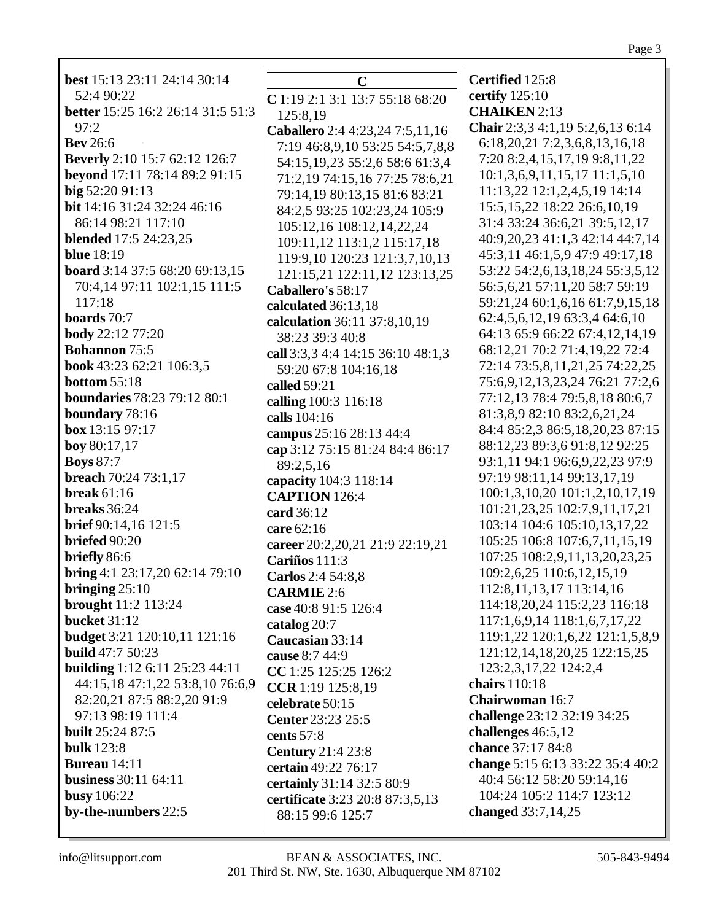**best** 15:13 23:11 24:14 30:14 52:4 90:22
**better** 15:25 16:2 26:14 31:5 51:3 97:2
**Bev** 26:6
**Beverly** 2:10 15:7 62:12 126:7
**beyond** 17:11 78:14 89:2 91:15
**big** 52:20 91:13
**bit** 14:16 31:24 32:24 46:16 86:14 98:21 117:10
**blended** 17:5 24:23,25
**blue** 18:19
**board** 3:14 37:5 68:20 69:13,15 70:4,14 97:11 102:1,15 111:5 117:18
**boards** 70:7
**body** 22:12 77:20
**Bohannon** 75:5
**book** 43:23 62:21 106:3,5
**bottom** 55:18
**boundaries** 78:23 79:12 80:1
**boundary** 78:16
**box** 13:15 97:17
**boy** 80:17,17
**Boys** 87:7
**breach** 70:24 73:1,17
**break** 61:16
**breaks** 36:24
**brief** 90:14,16 121:5
**briefed** 90:20
**briefly** 86:6
**bring** 4:1 23:17,20 62:14 79:10
**bringing** 25:10
**brought** 11:2 113:24
**bucket** 31:12
**budget** 3:21 120:10,11 121:16
**build** 47:7 50:23
**building** 1:12 6:11 25:23 44:11 44:15,18 47:1,22 53:8,10 76:6,9 82:20,21 87:5 88:2,20 91:9 97:13 98:19 111:4
**built** 25:24 87:5
**bulk** 123:8
**Bureau** 14:11
**business** 30:11 64:11
**busy** 106:22
**by-the-numbers** 22:5

## C

**C** 1:19 2:1 3:1 13:7 55:18 68:20 125:8,19
**Caballero** 2:4 4:23,24 7:5,11,16 7:19 46:8,9,10 53:25 54:5,7,8,8 54:15,19,23 55:2,6 58:6 61:3,4 71:2,19 74:15,16 77:25 78:6,21 79:14,19 80:13,15 81:6 83:21 84:2,5 93:25 102:23,24 105:9 105:12,16 108:12,14,22,24 109:11,12 113:1,2 115:17,18 119:9,10 120:23 121:3,7,10,13 121:15,21 122:11,12 123:13,25
**Caballero's** 58:17
**calculated** 36:13,18
**calculation** 36:11 37:8,10,19 38:23 39:3 40:8
**call** 3:3,3 4:4 14:15 36:10 48:1,3 59:20 67:8 104:16,18
**called** 59:21
**calling** 100:3 116:18
**calls** 104:16
**campus** 25:16 28:13 44:4
**cap** 3:12 75:15 81:24 84:4 86:17 89:2,5,16
**capacity** 104:3 118:14
**CAPTION** 126:4
**card** 36:12
**care** 62:16
**career** 20:2,20,21 21:9 22:19,21
**Cariños** 111:3
**Carlos** 2:4 54:8,8
**CARMIE** 2:6
**case** 40:8 91:5 126:4
**catalog** 20:7
**Caucasian** 33:14
**cause** 8:7 44:9
**CC** 1:25 125:25 126:2
**CCR** 1:19 125:8,19
**celebrate** 50:15
**Center** 23:23 25:5
**cents** 57:8
**Century** 21:4 23:8
**certain** 49:22 76:17
**certainly** 31:14 32:5 80:9
**certificate** 3:23 20:8 87:3,5,13 88:15 99:6 125:7
**Certified** 125:8
**certify** 125:10
**CHAIKEN** 2:13
**Chair** 2:3,3 4:1,19 5:2,6,13 6:14 6:18,20,21 7:2,3,6,8,13,16,18 7:20 8:2,4,15,17,19 9:8,11,22 10:1,3,6,9,11,15,17 11:1,5,10 11:13,22 12:1,2,4,5,19 14:14 15:5,15,22 18:22 26:6,10,19 31:4 33:24 36:6,21 39:5,12,17 40:9,20,23 41:1,3 42:14 44:7,14 45:3,11 46:1,5,9 47:9 49:17,18 53:22 54:2,6,13,18,24 55:3,5,12 56:5,6,21 57:11,20 58:7 59:19 59:21,24 60:1,6,16 61:7,9,15,18 62:4,5,6,12,19 63:3,4 64:6,10 64:13 65:9 66:22 67:4,12,14,19 68:12,21 70:2 71:4,19,22 72:4 72:14 73:5,8,11,21,25 74:22,25 75:6,9,12,13,23,24 76:21 77:2,6 77:12,13 78:4 79:5,8,18 80:6,7 81:3,8,9 82:10 83:2,6,21,24 84:4 85:2,3 86:5,18,20,23 87:15 88:12,23 89:3,6 91:8,12 92:25 93:1,11 94:1 96:6,9,22,23 97:9 97:19 98:11,14 99:13,17,19 100:1,3,10,20 101:1,2,10,17,19 101:21,23,25 102:7,9,11,17,21 103:14 104:6 105:10,13,17,22 105:25 106:8 107:6,7,11,15,19 107:25 108:2,9,11,13,20,23,25 109:2,6,25 110:6,12,15,19 112:8,11,13,17 113:14,16 114:18,20,24 115:2,23 116:18 117:1,6,9,14 118:1,6,7,17,22 119:1,22 120:1,6,22 121:1,5,8,9 121:12,14,18,20,25 122:15,25 123:2,3,17,22 124:2,4
**chairs** 110:18
**Chairwoman** 16:7
**challenge** 23:12 32:19 34:25
**challenges** 46:5,12
**chance** 37:17 84:8
**change** 5:15 6:13 33:22 35:4 40:2 40:4 56:12 58:20 59:14,16 104:24 105:2 114:7 123:12
**changed** 33:7,14,25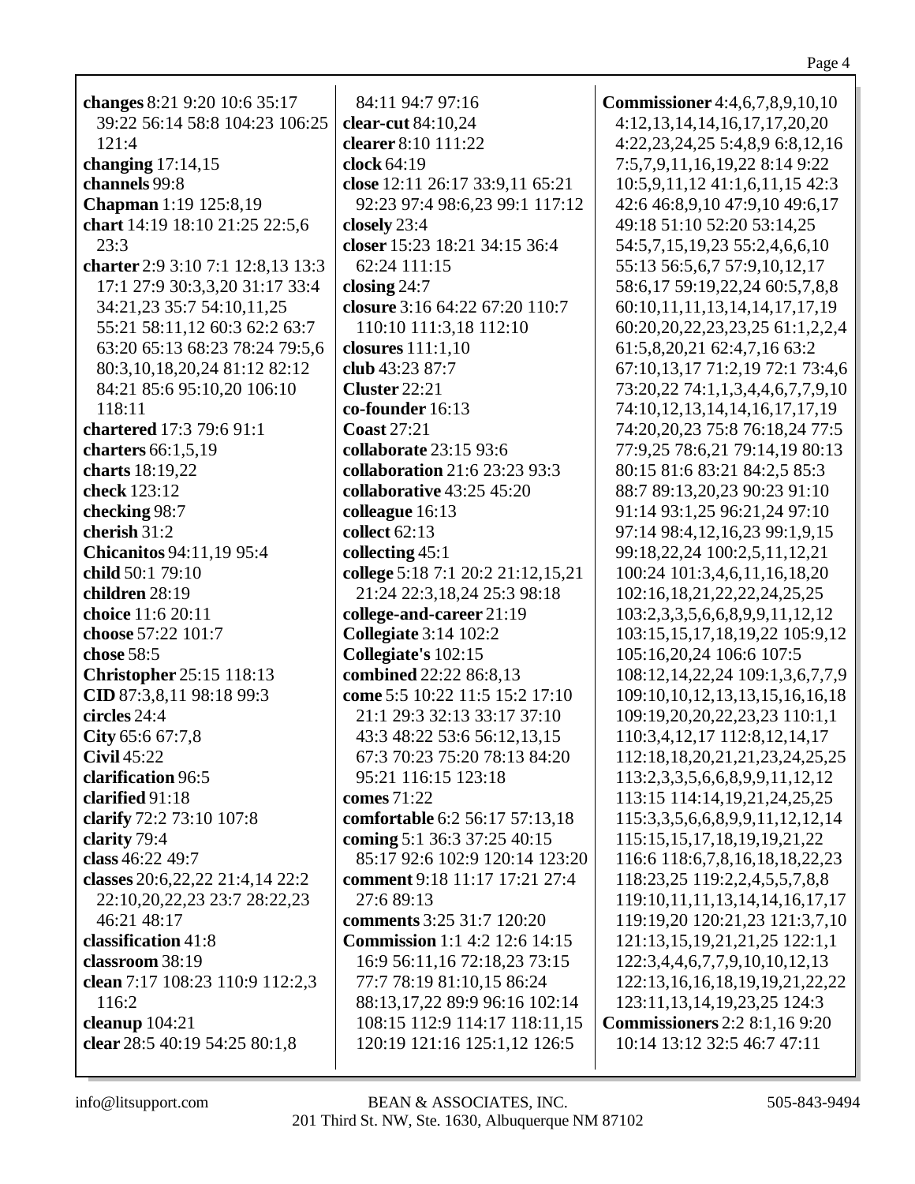**changes** 8:21 9:20 10:6 35:17 39:22 56:14 58:8 104:23 106:25 121:4
**changing** 17:14,15
**channels** 99:8
**Chapman** 1:19 125:8,19
**chart** 14:19 18:10 21:25 22:5,6 23:3
**charter** 2:9 3:10 7:1 12:8,13 13:3 17:1 27:9 30:3,3,20 31:17 33:4 34:21,23 35:7 54:10,11,25 55:21 58:11,12 60:3 62:2 63:7 63:20 65:13 68:23 78:24 79:5,6 80:3,10,18,20,24 81:12 82:12 84:21 85:6 95:10,20 106:10 118:11
**chartered** 17:3 79:6 91:1
**charters** 66:1,5,19
**charts** 18:19,22
**check** 123:12
**checking** 98:7
**cherish** 31:2
**Chicanitos** 94:11,19 95:4
**child** 50:1 79:10
**children** 28:19
**choice** 11:6 20:11
**choose** 57:22 101:7
**chose** 58:5
**Christopher** 25:15 118:13
**CID** 87:3,8,11 98:18 99:3
**circles** 24:4
**City** 65:6 67:7,8
**Civil** 45:22
**clarification** 96:5
**clarified** 91:18
**clarify** 72:2 73:10 107:8
**clarity** 79:4
**class** 46:22 49:7
**classes** 20:6,22,22 21:4,14 22:2 22:10,20,22,23 23:7 28:22,23 46:21 48:17
**classification** 41:8
**classroom** 38:19
**clean** 7:17 108:23 110:9 112:2,3 116:2
**cleanup** 104:21
**clear** 28:5 40:19 54:25 80:1,8 84:11 94:7 97:16
**clear-cut** 84:10,24
**clearer** 8:10 111:22
**clock** 64:19
**close** 12:11 26:17 33:9,11 65:21 92:23 97:4 98:6,23 99:1 117:12
**closely** 23:4
**closer** 15:23 18:21 34:15 36:4 62:24 111:15
**closing** 24:7
**closure** 3:16 64:22 67:20 110:7 110:10 111:3,18 112:10
**closures** 111:1,10
**club** 43:23 87:7
**Cluster** 22:21
**co-founder** 16:13
**Coast** 27:21
**collaborate** 23:15 93:6
**collaboration** 21:6 23:23 93:3
**collaborative** 43:25 45:20
**colleague** 16:13
**collect** 62:13
**collecting** 45:1
**college** 5:18 7:1 20:2 21:12,15,21 21:24 22:3,18,24 25:3 98:18
**college-and-career** 21:19
**Collegiate** 3:14 102:2
**Collegiate's** 102:15
**combined** 22:22 86:8,13
**come** 5:5 10:22 11:5 15:2 17:10 21:1 29:3 32:13 33:17 37:10 43:3 48:22 53:6 56:12,13,15 67:3 70:23 75:20 78:13 84:20 95:21 116:15 123:18
**comes** 71:22
**comfortable** 6:2 56:17 57:13,18
**coming** 5:1 36:3 37:25 40:15 85:17 92:6 102:9 120:14 123:20
**comment** 9:18 11:17 17:21 27:4 27:6 89:13
**comments** 3:25 31:7 120:20
**Commission** 1:1 4:2 12:6 14:15 16:9 56:11,16 72:18,23 73:15 77:7 78:19 81:10,15 86:24 88:13,17,22 89:9 96:16 102:14 108:15 112:9 114:17 118:11,15 120:19 121:16 125:1,12 126:5
**Commissioner** 4:4,6,7,8,9,10,10 4:12,13,14,14,16,17,17,20,20 4:22,23,24,25 5:4,8,9 6:8,12,16 7:5,7,9,11,16,19,22 8:14 9:22 10:5,9,11,12 41:1,6,11,15 42:3 42:6 46:8,9,10 47:9,10 49:6,17 49:18 51:10 52:20 53:14,25 54:5,7,15,19,23 55:2,4,6,6,10 55:13 56:5,6,7 57:9,10,12,17 58:6,17 59:19,22,24 60:5,7,8,8 60:10,11,11,13,14,14,17,17,19 60:20,20,22,23,23,25 61:1,2,2,4 61:5,8,20,21 62:4,7,16 63:2 67:10,13,17 71:2,19 72:1 73:4,6 73:20,22 74:1,1,3,4,4,6,7,7,9,10 74:10,12,13,14,14,16,17,17,19 74:20,20,23 75:8 76:18,24 77:5 77:9,25 78:6,21 79:14,19 80:13 80:15 81:6 83:21 84:2,5 85:3 88:7 89:13,20,23 90:23 91:10 91:14 93:1,25 96:21,24 97:10 97:14 98:4,12,16,23 99:1,9,15 99:18,22,24 100:2,5,11,12,21 100:24 101:3,4,6,11,16,18,20 102:16,18,21,22,22,24,25,25 103:2,3,3,5,6,6,8,9,9,11,12,12 103:15,15,17,18,19,22 105:9,12 105:16,20,24 106:6 107:5 108:12,14,22,24 109:1,3,6,7,7,9 109:10,10,12,13,13,15,16,16,18 109:19,20,20,22,23,23 110:1,1 110:3,4,12,17 112:8,12,14,17 112:18,18,20,21,21,23,24,25,25 113:2,3,3,5,6,6,8,9,9,11,12,12 113:15 114:14,19,21,24,25,25 115:3,3,5,6,6,8,9,9,11,12,12,14 115:15,15,17,18,19,19,21,22 116:6 118:6,7,8,16,18,18,22,23 118:23,25 119:2,2,4,5,5,7,8,8 119:10,11,11,13,14,14,16,17,17 119:19,20 120:21,23 121:3,7,10 121:13,15,19,21,21,25 122:1,1 122:3,4,4,6,7,7,9,10,10,12,13 122:13,16,16,18,19,19,21,22,22 123:11,13,14,19,23,25 124:3
**Commissioners** 2:2 8:1,16 9:20 10:14 13:12 32:5 46:7 47:11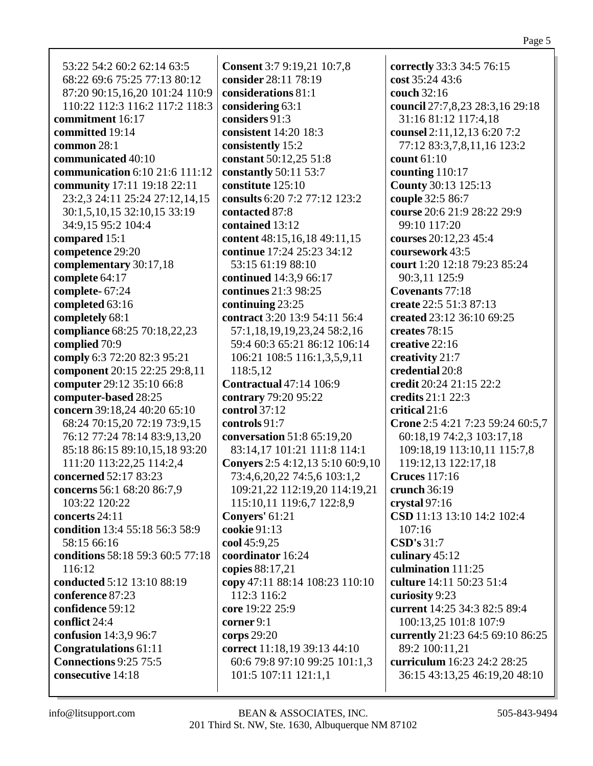53:22 54:2 60:2 62:14 63:5 68:22 69:6 75:25 77:13 80:12 87:20 90:15,16,20 101:24 110:9 110:22 112:3 116:2 117:2 118:3
**commitment** 16:17
**committed** 19:14
**common** 28:1
**communicated** 40:10
**communication** 6:10 21:6 111:12
**community** 17:11 19:18 22:11 23:2,3 24:11 25:24 27:12,14,15 30:1,5,10,15 32:10,15 33:19 34:9,15 95:2 104:4
**compared** 15:1
**competence** 29:20
**complementary** 30:17,18
**complete** 64:17
**complete-** 67:24
**completed** 63:16
**completely** 68:1
**compliance** 68:25 70:18,22,23
**complied** 70:9
**comply** 6:3 72:20 82:3 95:21
**component** 20:15 22:25 29:8,11
**computer** 29:12 35:10 66:8
**computer-based** 28:25
**concern** 39:18,24 40:20 65:10 68:24 70:15,20 72:19 73:9,15 76:12 77:24 78:14 83:9,13,20 85:18 86:15 89:10,15,18 93:20 111:20 113:22,25 114:2,4
**concerned** 52:17 83:23
**concerns** 56:1 68:20 86:7,9 103:22 120:22
**concerts** 24:11
**condition** 13:4 55:18 56:3 58:9 58:15 66:16
**conditions** 58:18 59:3 60:5 77:18 116:12
**conducted** 5:12 13:10 88:19
**conference** 87:23
**confidence** 59:12
**conflict** 24:4
**confusion** 14:3,9 96:7
**Congratulations** 61:11
**Connections** 9:25 75:5
**consecutive** 14:18
**Consent** 3:7 9:19,21 10:7,8
**consider** 28:11 78:19
**considerations** 81:1
**considering** 63:1
**considers** 91:3
**consistent** 14:20 18:3
**consistently** 15:2
**constant** 50:12,25 51:8
**constantly** 50:11 53:7
**constitute** 125:10
**consults** 6:20 7:2 77:12 123:2
**contacted** 87:8
**contained** 13:12
**content** 48:15,16,18 49:11,15
**continue** 17:24 25:23 34:12 53:15 61:19 88:10
**continued** 14:3,9 66:17
**continues** 21:3 98:25
**continuing** 23:25
**contract** 3:20 13:9 54:11 56:4 57:1,18,19,19,23,24 58:2,16 59:4 60:3 65:21 86:12 106:14 106:21 108:5 116:1,3,5,9,11 118:5,12
**Contractual** 47:14 106:9
**contrary** 79:20 95:22
**control** 37:12
**controls** 91:7
**conversation** 51:8 65:19,20 83:14,17 101:21 111:8 114:1
**Conyers** 2:5 4:12,13 5:10 60:9,10 73:4,6,20,22 74:5,6 103:1,2 109:21,22 112:19,20 114:19,21 115:10,11 119:6,7 122:8,9
**Conyers'** 61:21
**cookie** 91:13
**cool** 45:9,25
**coordinator** 16:24
**copies** 88:17,21
**copy** 47:11 88:14 108:23 110:10 112:3 116:2
**core** 19:22 25:9
**corner** 9:1
**corps** 29:20
**correct** 11:18,19 39:13 44:10 60:6 79:8 97:10 99:25 101:1,3 101:5 107:11 121:1,1
**correctly** 33:3 34:5 76:15
**cost** 35:24 43:6
**couch** 32:16
**council** 27:7,8,23 28:3,16 29:18 31:16 81:12 117:4,18
**counsel** 2:11,12,13 6:20 7:2 77:12 83:3,7,8,11,16 123:2
**count** 61:10
**counting** 110:17
**County** 30:13 125:13
**couple** 32:5 86:7
**course** 20:6 21:9 28:22 29:9 99:10 117:20
**courses** 20:12,23 45:4
**coursework** 43:5
**court** 1:20 12:18 79:23 85:24 90:3,11 125:9
**Covenants** 77:18
**create** 22:5 51:3 87:13
**created** 23:12 36:10 69:25
**creates** 78:15
**creative** 22:16
**creativity** 21:7
**credential** 20:8
**credit** 20:24 21:15 22:2
**credits** 21:1 22:3
**critical** 21:6
**Crone** 2:5 4:21 7:23 59:24 60:5,7 60:18,19 74:2,3 103:17,18 109:18,19 113:10,11 115:7,8 119:12,13 122:17,18
**Cruces** 117:16
**crunch** 36:19
**crystal** 97:16
**CSD** 11:13 13:10 14:2 102:4 107:16
**CSD's** 31:7
**culinary** 45:12
**culmination** 111:25
**culture** 14:11 50:23 51:4
**curiosity** 9:23
**current** 14:25 34:3 82:5 89:4 100:13,25 101:8 107:9
**currently** 21:23 64:5 69:10 86:25 89:2 100:11,21
**curriculum** 16:23 24:2 28:25 36:15 43:13,25 46:19,20 48:10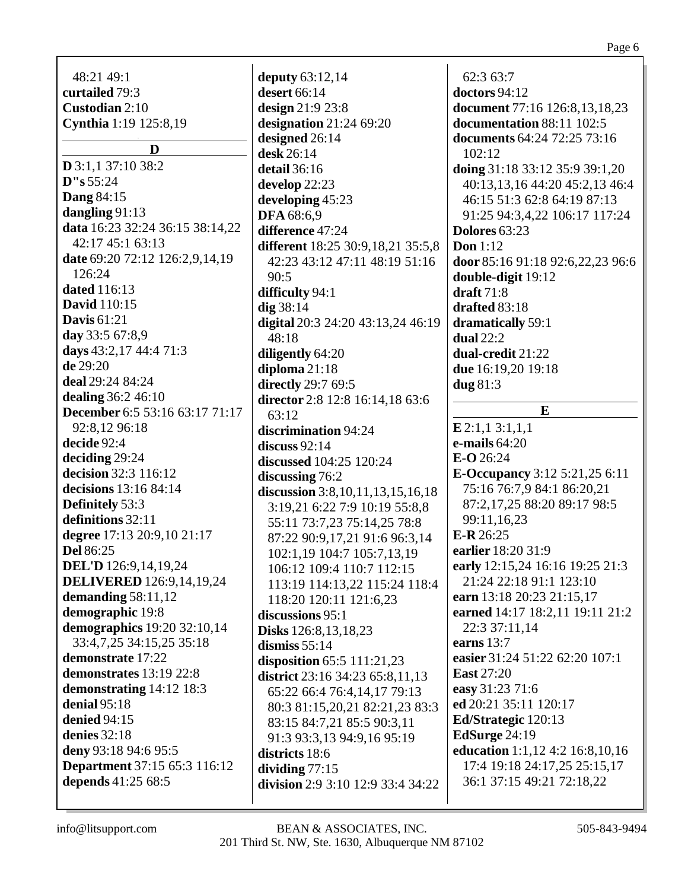48:21 49:1
**curtailed** 79:3
**Custodian** 2:10
**Cynthia** 1:19 125:8,19

### D

**D** 3:1,1 37:10 38:2
**D"s** 55:24
**Dang** 84:15
**dangling** 91:13
**data** 16:23 32:24 36:15 38:14,22 42:17 45:1 63:13
**date** 69:20 72:12 126:2,9,14,19 126:24
**dated** 116:13
**David** 110:15
**Davis** 61:21
**day** 33:5 67:8,9
**days** 43:2,17 44:4 71:3
**de** 29:20
**deal** 29:24 84:24
**dealing** 36:2 46:10
**December** 6:5 53:16 63:17 71:17 92:8,12 96:18
**decide** 92:4
**deciding** 29:24
**decision** 32:3 116:12
**decisions** 13:16 84:14
**Definitely** 53:3
**definitions** 32:11
**degree** 17:13 20:9,10 21:17
**Del** 86:25
**DEL'D** 126:9,14,19,24
**DELIVERED** 126:9,14,19,24
**demanding** 58:11,12
**demographic** 19:8
**demographics** 19:20 32:10,14 33:4,7,25 34:15,25 35:18
**demonstrate** 17:22
**demonstrates** 13:19 22:8
**demonstrating** 14:12 18:3
**denial** 95:18
**denied** 94:15
**denies** 32:18
**deny** 93:18 94:6 95:5
**Department** 37:15 65:3 116:12
**depends** 41:25 68:5
**deputy** 63:12,14
**desert** 66:14
**design** 21:9 23:8
**designation** 21:24 69:20
**designed** 26:14
**desk** 26:14
**detail** 36:16
**develop** 22:23
**developing** 45:23
**DFA** 68:6,9
**difference** 47:24
**different** 18:25 30:9,18,21 35:5,8 42:23 43:12 47:11 48:19 51:16 90:5
**difficulty** 94:1
**dig** 38:14
**digital** 20:3 24:20 43:13,24 46:19 48:18
**diligently** 64:20
**diploma** 21:18
**directly** 29:7 69:5
**director** 2:8 12:8 16:14,18 63:6 63:12
**discrimination** 94:24
**discuss** 92:14
**discussed** 104:25 120:24
**discussing** 76:2
**discussion** 3:8,10,11,13,15,16,18 3:19,21 6:22 7:9 10:19 55:8,8 55:11 73:7,23 75:14,25 78:8 87:22 90:9,17,21 91:6 96:3,14 102:1,19 104:7 105:7,13,19 106:12 109:4 110:7 112:15 113:19 114:13,22 115:24 118:4 118:20 120:11 121:6,23
**discussions** 95:1
**Disks** 126:8,13,18,23
**dismiss** 55:14
**disposition** 65:5 111:21,23
**district** 23:16 34:23 65:8,11,13 65:22 66:4 76:4,14,17 79:13 80:3 81:15,20,21 82:21,23 83:3 83:15 84:7,21 85:5 90:3,11 91:3 93:3,13 94:9,16 95:19
**districts** 18:6
**dividing** 77:15
**division** 2:9 3:10 12:9 33:4 34:22 62:3 63:7
**doctors** 94:12
**document** 77:16 126:8,13,18,23
**documentation** 88:11 102:5
**documents** 64:24 72:25 73:16 102:12
**doing** 31:18 33:12 35:9 39:1,20 40:13,13,16 44:20 45:2,13 46:4 46:15 51:3 62:8 64:19 87:13 91:25 94:3,4,22 106:17 117:24
**Dolores** 63:23
**Don** 1:12
**door** 85:16 91:18 92:6,22,23 96:6
**double-digit** 19:12
**draft** 71:8
**drafted** 83:18
**dramatically** 59:1
**dual** 22:2
**dual-credit** 21:22
**due** 16:19,20 19:18
**dug** 81:3

### E

**E** 2:1,1 3:1,1,1
**e-mails** 64:20
**E-O** 26:24
**E-Occupancy** 3:12 5:21,25 6:11 75:16 76:7,9 84:1 86:20,21 87:2,17,25 88:20 89:17 98:5 99:11,16,23
**E-R** 26:25
**earlier** 18:20 31:9
**early** 12:15,24 16:16 19:25 21:3 21:24 22:18 91:1 123:10
**earn** 13:18 20:23 21:15,17
**earned** 14:17 18:2,11 19:11 21:2 22:3 37:11,14
**earns** 13:7
**easier** 31:24 51:22 62:20 107:1
**East** 27:20
**easy** 31:23 71:6
**ed** 20:21 35:11 120:17
**Ed/Strategic** 120:13
**EdSurge** 24:19
**education** 1:1,12 4:2 16:8,10,16 17:4 19:18 24:17,25 25:15,17 36:1 37:15 49:21 72:18,22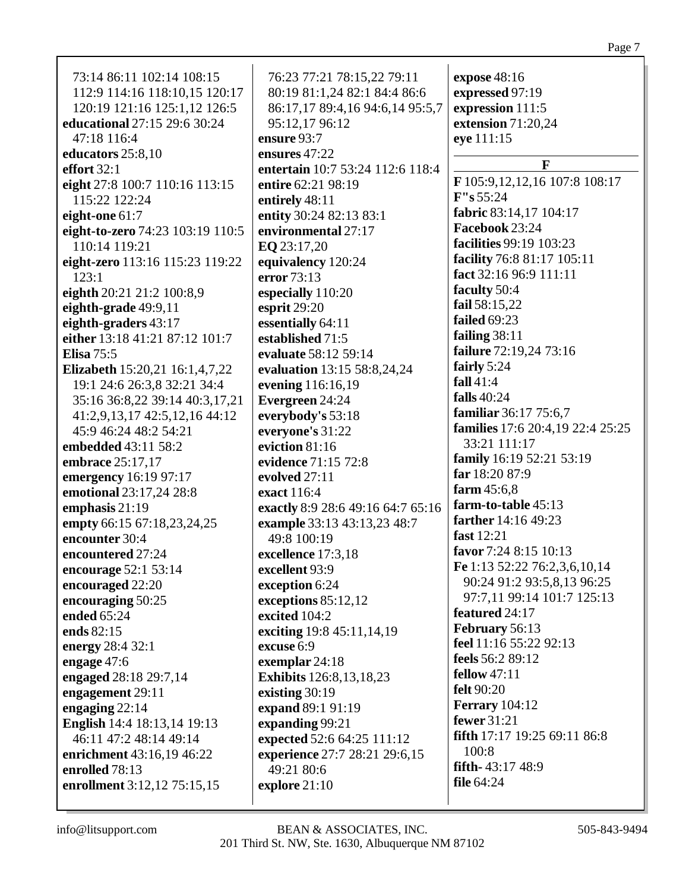73:14 86:11 102:14 108:15 112:9 114:16 118:10,15 120:17 120:19 121:16 125:1,12 126:5
**educational** 27:15 29:6 30:24 47:18 116:4
**educators** 25:8,10
**effort** 32:1
**eight** 27:8 100:7 110:16 113:15 115:22 122:24
**eight-one** 61:7
**eight-to-zero** 74:23 103:19 110:5 110:14 119:21
**eight-zero** 113:16 115:23 119:22 123:1
**eighth** 20:21 21:2 100:8,9
**eighth-grade** 49:9,11
**eighth-graders** 43:17
**either** 13:18 41:21 87:12 101:7
**Elisa** 75:5
**Elizabeth** 15:20,21 16:1,4,7,22 19:1 24:6 26:3,8 32:21 34:4 35:16 36:8,22 39:14 40:3,17,21 41:2,9,13,17 42:5,12,16 44:12 45:9 46:24 48:2 54:21
**embedded** 43:11 58:2
**embrace** 25:17,17
**emergency** 16:19 97:17
**emotional** 23:17,24 28:8
**emphasis** 21:19
**empty** 66:15 67:18,23,24,25
**encounter** 30:4
**encountered** 27:24
**encourage** 52:1 53:14
**encouraged** 22:20
**encouraging** 50:25
**ended** 65:24
**ends** 82:15
**energy** 28:4 32:1
**engage** 47:6
**engaged** 28:18 29:7,14
**engagement** 29:11
**engaging** 22:14
**English** 14:4 18:13,14 19:13 46:11 47:2 48:14 49:14
**enrichment** 43:16,19 46:22
**enrolled** 78:13
**enrollment** 3:12,12 75:15,15

76:23 77:21 78:15,22 79:11 80:19 81:1,24 82:1 84:4 86:6 86:17,17 89:4,16 94:6,14 95:5,7 95:12,17 96:12
**ensure** 93:7
**ensures** 47:22
**entertain** 10:7 53:24 112:6 118:4
**entire** 62:21 98:19
**entirely** 48:11
**entity** 30:24 82:13 83:1
**environmental** 27:17
**EQ** 23:17,20
**equivalency** 120:24
**error** 73:13
**especially** 110:20
**esprit** 29:20
**essentially** 64:11
**established** 71:5
**evaluate** 58:12 59:14
**evaluation** 13:15 58:8,24,24
**evening** 116:16,19
**Evergreen** 24:24
**everybody's** 53:18
**everyone's** 31:22
**eviction** 81:16
**evidence** 71:15 72:8
**evolved** 27:11
**exact** 116:4
**exactly** 8:9 28:6 49:16 64:7 65:16
**example** 33:13 43:13,23 48:7 49:8 100:19
**excellence** 17:3,18
**excellent** 93:9
**exception** 6:24
**exceptions** 85:12,12
**excited** 104:2
**exciting** 19:8 45:11,14,19
**excuse** 6:9
**exemplar** 24:18
**Exhibits** 126:8,13,18,23
**existing** 30:19
**expand** 89:1 91:19
**expanding** 99:21
**expected** 52:6 64:25 111:12
**experience** 27:7 28:21 29:6,15 49:21 80:6
**explore** 21:10

**expose** 48:16
**expressed** 97:19
**expression** 111:5
**extension** 71:20,24
**eye** 111:15

## F

**F** 105:9,12,12,16 107:8 108:17
**F"s** 55:24
**fabric** 83:14,17 104:17
**Facebook** 23:24
**facilities** 99:19 103:23
**facility** 76:8 81:17 105:11
**fact** 32:16 96:9 111:11
**faculty** 50:4
**fail** 58:15,22
**failed** 69:23
**failing** 38:11
**failure** 72:19,24 73:16
**fairly** 5:24
**fall** 41:4
**falls** 40:24
**familiar** 36:17 75:6,7
**families** 17:6 20:4,19 22:4 25:25 33:21 111:17
**family** 16:19 52:21 53:19
**far** 18:20 87:9
**farm** 45:6,8
**farm-to-table** 45:13
**farther** 14:16 49:23
**fast** 12:21
**favor** 7:24 8:15 10:13
**Fe** 1:13 52:22 76:2,3,6,10,14 90:24 91:2 93:5,8,13 96:25 97:7,11 99:14 101:7 125:13
**featured** 24:17
**February** 56:13
**feel** 11:16 55:22 92:13
**feels** 56:2 89:12
**fellow** 47:11
**felt** 90:20
**Ferrary** 104:12
**fewer** 31:21
**fifth** 17:17 19:25 69:11 86:8 100:8
**fifth-** 43:17 48:9
**file** 64:24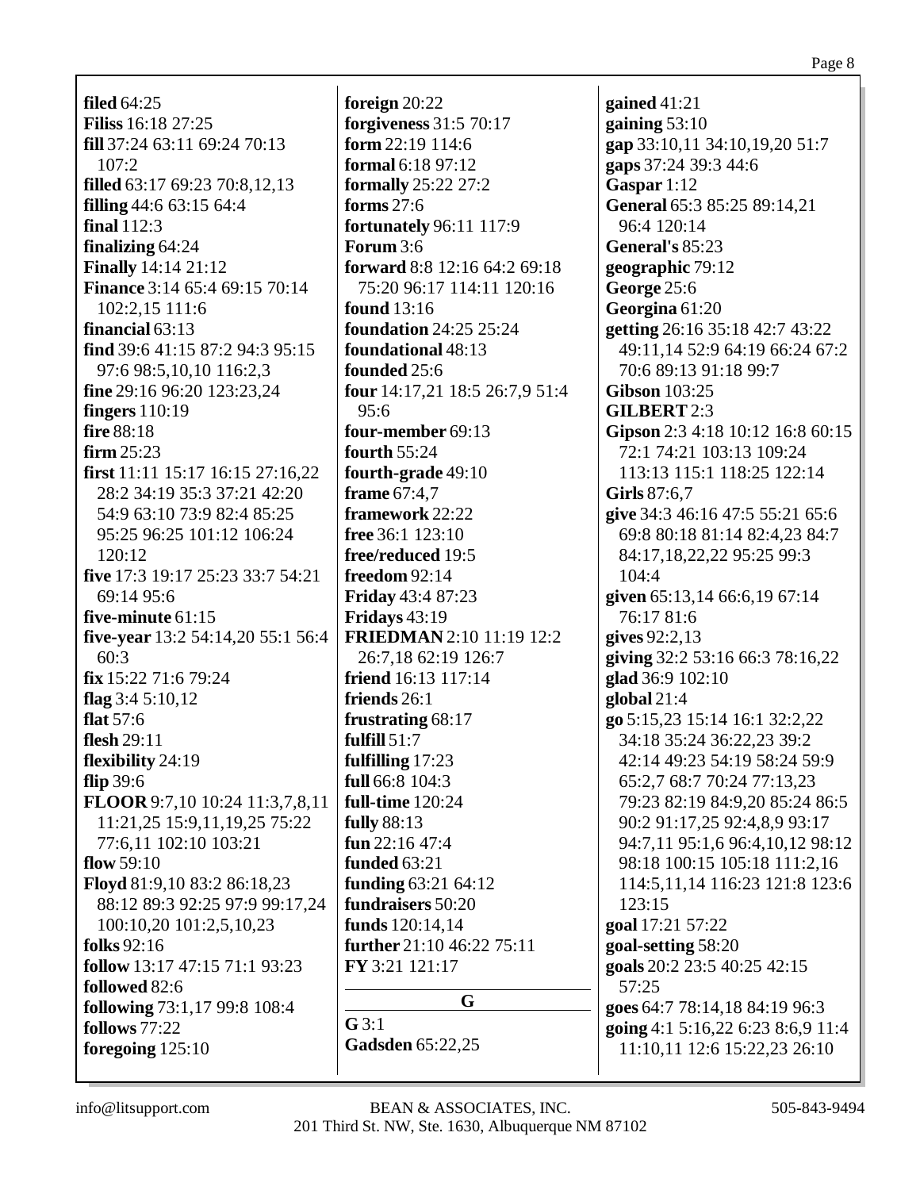**filed** 64:25
**Filiss** 16:18 27:25
**fill** 37:24 63:11 69:24 70:13 107:2
**filled** 63:17 69:23 70:8,12,13
**filling** 44:6 63:15 64:4
**final** 112:3
**finalizing** 64:24
**Finally** 14:14 21:12
**Finance** 3:14 65:4 69:15 70:14 102:2,15 111:6
**financial** 63:13
**find** 39:6 41:15 87:2 94:3 95:15 97:6 98:5,10,10 116:2,3
**fine** 29:16 96:20 123:23,24
**fingers** 110:19
**fire** 88:18
**firm** 25:23
**first** 11:11 15:17 16:15 27:16,22 28:2 34:19 35:3 37:21 42:20 54:9 63:10 73:9 82:4 85:25 95:25 96:25 101:12 106:24 120:12
**five** 17:3 19:17 25:23 33:7 54:21 69:14 95:6
**five-minute** 61:15
**five-year** 13:2 54:14,20 55:1 56:4 60:3
**fix** 15:22 71:6 79:24
**flag** 3:4 5:10,12
**flat** 57:6
**flesh** 29:11
**flexibility** 24:19
**flip** 39:6
**FLOOR** 9:7,10 10:24 11:3,7,8,11 11:21,25 15:9,11,19,25 75:22 77:6,11 102:10 103:21
**flow** 59:10
**Floyd** 81:9,10 83:2 86:18,23 88:12 89:3 92:25 97:9 99:17,24 100:10,20 101:2,5,10,23
**folks** 92:16
**follow** 13:17 47:15 71:1 93:23
**followed** 82:6
**following** 73:1,17 99:8 108:4
**follows** 77:22
**foregoing** 125:10
**foreign** 20:22
**forgiveness** 31:5 70:17
**form** 22:19 114:6
**formal** 6:18 97:12
**formally** 25:22 27:2
**forms** 27:6
**fortunately** 96:11 117:9
**Forum** 3:6
**forward** 8:8 12:16 64:2 69:18 75:20 96:17 114:11 120:16
**found** 13:16
**foundation** 24:25 25:24
**foundational** 48:13
**founded** 25:6
**four** 14:17,21 18:5 26:7,9 51:4 95:6
**four-member** 69:13
**fourth** 55:24
**fourth-grade** 49:10
**frame** 67:4,7
**framework** 22:22
**free** 36:1 123:10
**free/reduced** 19:5
**freedom** 92:14
**Friday** 43:4 87:23
**Fridays** 43:19
**FRIEDMAN** 2:10 11:19 12:2 26:7,18 62:19 126:7
**friend** 16:13 117:14
**friends** 26:1
**frustrating** 68:17
**fulfill** 51:7
**fulfilling** 17:23
**full** 66:8 104:3
**full-time** 120:24
**fully** 88:13
**fun** 22:16 47:4
**funded** 63:21
**funding** 63:21 64:12
**fundraisers** 50:20
**funds** 120:14,14
**further** 21:10 46:22 75:11
**FY** 3:21 121:17

## G

**G** 3:1
**Gadsden** 65:22,25
**gained** 41:21
**gaining** 53:10
**gap** 33:10,11 34:10,19,20 51:7
**gaps** 37:24 39:3 44:6
**Gaspar** 1:12
**General** 65:3 85:25 89:14,21 96:4 120:14
**General's** 85:23
**geographic** 79:12
**George** 25:6
**Georgina** 61:20
**getting** 26:16 35:18 42:7 43:22 49:11,14 52:9 64:19 66:24 67:2 70:6 89:13 91:18 99:7
**Gibson** 103:25
**GILBERT** 2:3
**Gipson** 2:3 4:18 10:12 16:8 60:15 72:1 74:21 103:13 109:24 113:13 115:1 118:25 122:14
**Girls** 87:6,7
**give** 34:3 46:16 47:5 55:21 65:6 69:8 80:18 81:14 82:4,23 84:7 84:17,18,22,22 95:25 99:3 104:4
**given** 65:13,14 66:6,19 67:14 76:17 81:6
**gives** 92:2,13
**giving** 32:2 53:16 66:3 78:16,22
**glad** 36:9 102:10
**global** 21:4
**go** 5:15,23 15:14 16:1 32:2,22 34:18 35:24 36:22,23 39:2 42:14 49:23 54:19 58:24 59:9 65:2,7 68:7 70:24 77:13,23 79:23 82:19 84:9,20 85:24 86:5 90:2 91:17,25 92:4,8,9 93:17 94:7,11 95:1,6 96:4,10,12 98:12 98:18 100:15 105:18 111:2,16 114:5,11,14 116:23 121:8 123:6 123:15
**goal** 17:21 57:22
**goal-setting** 58:20
**goals** 20:2 23:5 40:25 42:15 57:25
**goes** 64:7 78:14,18 84:19 96:3
**going** 4:1 5:16,22 6:23 8:6,9 11:4 11:10,11 12:6 15:22,23 26:10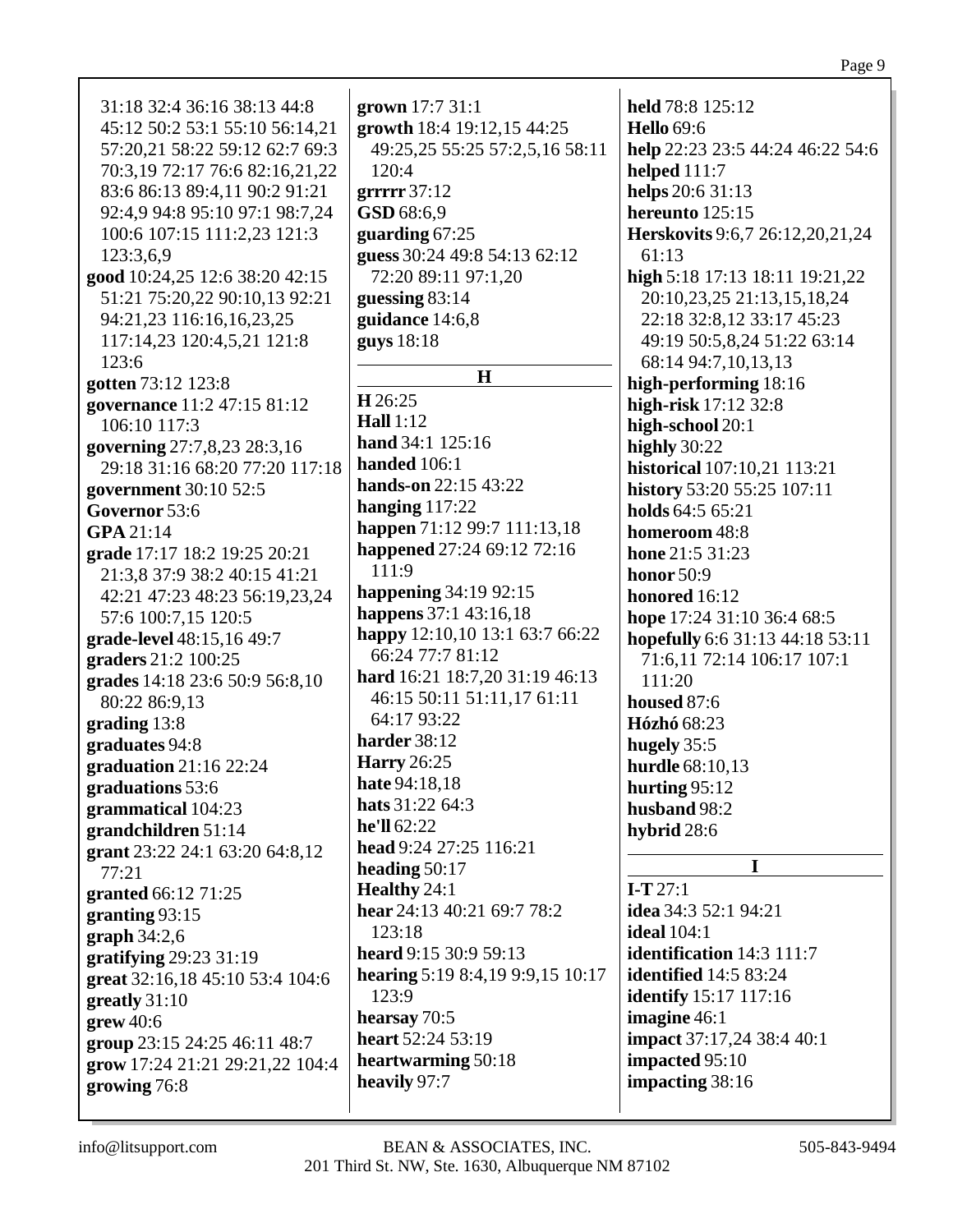31:18 32:4 36:16 38:13 44:8 45:12 50:2 53:1 55:10 56:14,21 57:20,21 58:22 59:12 62:7 69:3 70:3,19 72:17 76:6 82:16,21,22 83:6 86:13 89:4,11 90:2 91:21 92:4,9 94:8 95:10 97:1 98:7,24 100:6 107:15 111:2,23 121:3 123:3,6,9

**good** 10:24,25 12:6 38:20 42:15 51:21 75:20,22 90:10,13 92:21 94:21,23 116:16,16,23,25 117:14,23 120:4,5,21 121:8 123:6

**gotten** 73:12 123:8

**governance** 11:2 47:15 81:12 106:10 117:3

**governing** 27:7,8,23 28:3,16 29:18 31:16 68:20 77:20 117:18

**government** 30:10 52:5

**Governor** 53:6

**GPA** 21:14

**grade** 17:17 18:2 19:25 20:21 21:3,8 37:9 38:2 40:15 41:21 42:21 47:23 48:23 56:19,23,24 57:6 100:7,15 120:5

**grade-level** 48:15,16 49:7

**graders** 21:2 100:25

**grades** 14:18 23:6 50:9 56:8,10 80:22 86:9,13

**grading** 13:8

**graduates** 94:8

**graduation** 21:16 22:24

**graduations** 53:6

**grammatical** 104:23

**grandchildren** 51:14

**grant** 23:22 24:1 63:20 64:8,12 77:21

**granted** 66:12 71:25

**granting** 93:15

**graph** 34:2,6

**gratifying** 29:23 31:19

**great** 32:16,18 45:10 53:4 104:6

**greatly** 31:10

**grew** 40:6

**group** 23:15 24:25 46:11 48:7

**grow** 17:24 21:21 29:21,22 104:4

**growing** 76:8

**grown** 17:7 31:1

**growth** 18:4 19:12,15 44:25 49:25,25 55:25 57:2,5,16 58:11 120:4

**grrrrr** 37:12

**GSD** 68:6,9

**guarding** 67:25

**guess** 30:24 49:8 54:13 62:12 72:20 89:11 97:1,20

**guessing** 83:14

**guidance** 14:6,8

**guys** 18:18

## H

**H** 26:25

**Hall** 1:12

**hand** 34:1 125:16

**handed** 106:1

**hands-on** 22:15 43:22

**hanging** 117:22

**happen** 71:12 99:7 111:13,18

**happened** 27:24 69:12 72:16 111:9

**happening** 34:19 92:15

**happens** 37:1 43:16,18

**happy** 12:10,10 13:1 63:7 66:22 66:24 77:7 81:12

**hard** 16:21 18:7,20 31:19 46:13 46:15 50:11 51:11,17 61:11 64:17 93:22

**harder** 38:12

**Harry** 26:25

**hate** 94:18,18

**hats** 31:22 64:3

**he'll** 62:22

**head** 9:24 27:25 116:21

**heading** 50:17

**Healthy** 24:1

**hear** 24:13 40:21 69:7 78:2 123:18

**heard** 9:15 30:9 59:13

**hearing** 5:19 8:4,19 9:9,15 10:17 123:9

**hearsay** 70:5

**heart** 52:24 53:19

**heartwarming** 50:18

**heavily** 97:7

**held** 78:8 125:12

**Hello** 69:6

**help** 22:23 23:5 44:24 46:22 54:6

**helped** 111:7

**helps** 20:6 31:13

**hereunto** 125:15

**Herskovits** 9:6,7 26:12,20,21,24 61:13

**high** 5:18 17:13 18:11 19:21,22 20:10,23,25 21:13,15,18,24 22:18 32:8,12 33:17 45:23 49:19 50:5,8,24 51:22 63:14 68:14 94:7,10,13,13

**high-performing** 18:16

**high-risk** 17:12 32:8

**high-school** 20:1

**highly** 30:22

**historical** 107:10,21 113:21

**history** 53:20 55:25 107:11

**holds** 64:5 65:21

**homeroom** 48:8

**hone** 21:5 31:23

**honor** 50:9

**honored** 16:12

**hope** 17:24 31:10 36:4 68:5

**hopefully** 6:6 31:13 44:18 53:11 71:6,11 72:14 106:17 107:1 111:20

**housed** 87:6

**Hózhó** 68:23

**hugely** 35:5

**hurdle** 68:10,13

**hurting** 95:12

**husband** 98:2

**hybrid** 28:6

## I

**I-T** 27:1

**idea** 34:3 52:1 94:21

**ideal** 104:1

**identification** 14:3 111:7

**identified** 14:5 83:24

**identify** 15:17 117:16

**imagine** 46:1

**impact** 37:17,24 38:4 40:1

**impacted** 95:10

**impacting** 38:16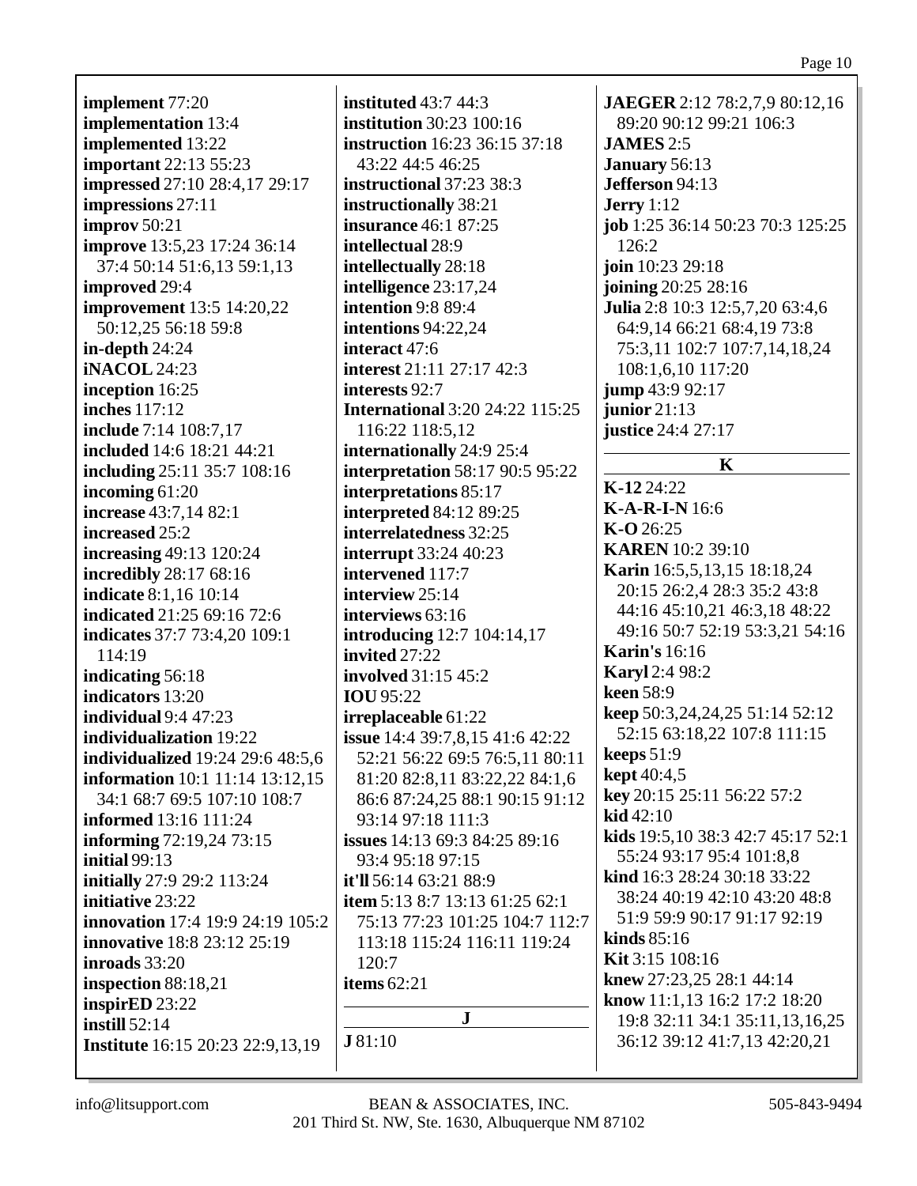**implement** 77:20
**implementation** 13:4
**implemented** 13:22
**important** 22:13 55:23
**impressed** 27:10 28:4,17 29:17
**impressions** 27:11
**improv** 50:21
**improve** 13:5,23 17:24 36:14 37:4 50:14 51:6,13 59:1,13
**improved** 29:4
**improvement** 13:5 14:20,22 50:12,25 56:18 59:8
**in-depth** 24:24
**iNACOL** 24:23
**inception** 16:25
**inches** 117:12
**include** 7:14 108:7,17
**included** 14:6 18:21 44:21
**including** 25:11 35:7 108:16
**incoming** 61:20
**increase** 43:7,14 82:1
**increased** 25:2
**increasing** 49:13 120:24
**incredibly** 28:17 68:16
**indicate** 8:1,16 10:14
**indicated** 21:25 69:16 72:6
**indicates** 37:7 73:4,20 109:1 114:19
**indicating** 56:18
**indicators** 13:20
**individual** 9:4 47:23
**individualization** 19:22
**individualized** 19:24 29:6 48:5,6
**information** 10:1 11:14 13:12,15 34:1 68:7 69:5 107:10 108:7
**informed** 13:16 111:24
**informing** 72:19,24 73:15
**initial** 99:13
**initially** 27:9 29:2 113:24
**initiative** 23:22
**innovation** 17:4 19:9 24:19 105:2
**innovative** 18:8 23:12 25:19
**inroads** 33:20
**inspection** 88:18,21
**inspirED** 23:22
**instill** 52:14
**Institute** 16:15 20:23 22:9,13,19
**instituted** 43:7 44:3
**institution** 30:23 100:16
**instruction** 16:23 36:15 37:18 43:22 44:5 46:25
**instructional** 37:23 38:3
**instructionally** 38:21
**insurance** 46:1 87:25
**intellectual** 28:9
**intellectually** 28:18
**intelligence** 23:17,24
**intention** 9:8 89:4
**intentions** 94:22,24
**interact** 47:6
**interest** 21:11 27:17 42:3
**interests** 92:7
**International** 3:20 24:22 115:25 116:22 118:5,12
**internationally** 24:9 25:4
**interpretation** 58:17 90:5 95:22
**interpretations** 85:17
**interpreted** 84:12 89:25
**interrelatedness** 32:25
**interrupt** 33:24 40:23
**intervened** 117:7
**interview** 25:14
**interviews** 63:16
**introducing** 12:7 104:14,17
**invited** 27:22
**involved** 31:15 45:2
**IOU** 95:22
**irreplaceable** 61:22
**issue** 14:4 39:7,8,15 41:6 42:22 52:21 56:22 69:5 76:5,11 80:11 81:20 82:8,11 83:22,22 84:1,6 86:6 87:24,25 88:1 90:15 91:12 93:14 97:18 111:3
**issues** 14:13 69:3 84:25 89:16 93:4 95:18 97:15
**it'll** 56:14 63:21 88:9
**item** 5:13 8:7 13:13 61:25 62:1 75:13 77:23 101:25 104:7 112:7 113:18 115:24 116:11 119:24 120:7
**items** 62:21

## J

**J** 81:10
**JAEGER** 2:12 78:2,7,9 80:12,16 89:20 90:12 99:21 106:3
**JAMES** 2:5
**January** 56:13
**Jefferson** 94:13
**Jerry** 1:12
**job** 1:25 36:14 50:23 70:3 125:25 126:2
**join** 10:23 29:18
**joining** 20:25 28:16
**Julia** 2:8 10:3 12:5,7,20 63:4,6 64:9,14 66:21 68:4,19 73:8 75:3,11 102:7 107:7,14,18,24 108:1,6,10 117:20
**jump** 43:9 92:17
**junior** 21:13
**justice** 24:4 27:17

## K

**K-12** 24:22
**K-A-R-I-N** 16:6
**K-O** 26:25
**KAREN** 10:2 39:10
**Karin** 16:5,5,13,15 18:18,24 20:15 26:2,4 28:3 35:2 43:8 44:16 45:10,21 46:3,18 48:22 49:16 50:7 52:19 53:3,21 54:16
**Karin's** 16:16
**Karyl** 2:4 98:2
**keen** 58:9
**keep** 50:3,24,24,25 51:14 52:12 52:15 63:18,22 107:8 111:15
**keeps** 51:9
**kept** 40:4,5
**key** 20:15 25:11 56:22 57:2
**kid** 42:10
**kids** 19:5,10 38:3 42:7 45:17 52:1 55:24 93:17 95:4 101:8,8
**kind** 16:3 28:24 30:18 33:22 38:24 40:19 42:10 43:20 48:8 51:9 59:9 90:17 91:17 92:19
**kinds** 85:16
**Kit** 3:15 108:16
**knew** 27:23,25 28:1 44:14
**know** 11:1,13 16:2 17:2 18:20 19:8 32:11 34:1 35:11,13,16,25 36:12 39:12 41:7,13 42:20,21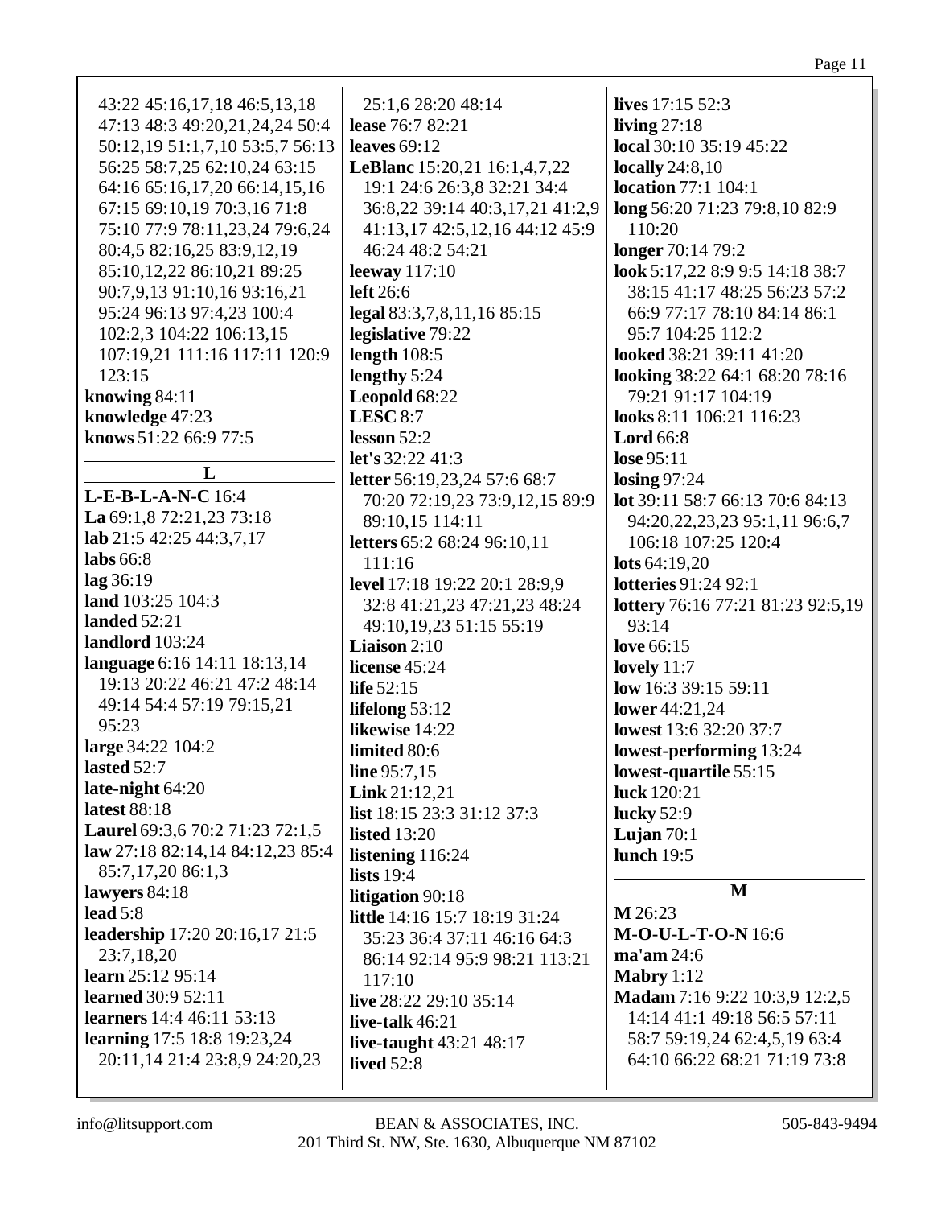43:22 45:16,17,18 46:5,13,18 47:13 48:3 49:20,21,24,24 50:4 50:12,19 51:1,7,10 53:5,7 56:13 56:25 58:7,25 62:10,24 63:15 64:16 65:16,17,20 66:14,15,16 67:15 69:10,19 70:3,16 71:8 75:10 77:9 78:11,23,24 79:6,24 80:4,5 82:16,25 83:9,12,19 85:10,12,22 86:10,21 89:25 90:7,9,13 91:10,16 93:16,21 95:24 96:13 97:4,23 100:4 102:2,3 104:22 106:13,15 107:19,21 111:16 117:11 120:9 123:15

**knowing** 84:11
**knowledge** 47:23
**knows** 51:22 66:9 77:5

## L

**L-E-B-L-A-N-C** 16:4
**La** 69:1,8 72:21,23 73:18
**lab** 21:5 42:25 44:3,7,17
**labs** 66:8
**lag** 36:19
**land** 103:25 104:3
**landed** 52:21
**landlord** 103:24
**language** 6:16 14:11 18:13,14 19:13 20:22 46:21 47:2 48:14 49:14 54:4 57:19 79:15,21 95:23
**large** 34:22 104:2
**lasted** 52:7
**late-night** 64:20
**latest** 88:18
**Laurel** 69:3,6 70:2 71:23 72:1,5
**law** 27:18 82:14,14 84:12,23 85:4 85:7,17,20 86:1,3
**lawyers** 84:18
**lead** 5:8
**leadership** 17:20 20:16,17 21:5 23:7,18,20
**learn** 25:12 95:14
**learned** 30:9 52:11
**learners** 14:4 46:11 53:13
**learning** 17:5 18:8 19:23,24 20:11,14 21:4 23:8,9 24:20,23 25:1,6 28:20 48:14
**lease** 76:7 82:21
**leaves** 69:12
**LeBlanc** 15:20,21 16:1,4,7,22 19:1 24:6 26:3,8 32:21 34:4 36:8,22 39:14 40:3,17,21 41:2,9 41:13,17 42:5,12,16 44:12 45:9 46:24 48:2 54:21
**leeway** 117:10
**left** 26:6
**legal** 83:3,7,8,11,16 85:15
**legislative** 79:22
**length** 108:5
**lengthy** 5:24
**Leopold** 68:22
**LESC** 8:7
**lesson** 52:2
**let's** 32:22 41:3
**letter** 56:19,23,24 57:6 68:7 70:20 72:19,23 73:9,12,15 89:9 89:10,15 114:11
**letters** 65:2 68:24 96:10,11 111:16
**level** 17:18 19:22 20:1 28:9,9 32:8 41:21,23 47:21,23 48:24 49:10,19,23 51:15 55:19
**Liaison** 2:10
**license** 45:24
**life** 52:15
**lifelong** 53:12
**likewise** 14:22
**limited** 80:6
**line** 95:7,15
**Link** 21:12,21
**list** 18:15 23:3 31:12 37:3
**listed** 13:20
**listening** 116:24
**lists** 19:4
**litigation** 90:18
**little** 14:16 15:7 18:19 31:24 35:23 36:4 37:11 46:16 64:3 86:14 92:14 95:9 98:21 113:21 117:10
**live** 28:22 29:10 35:14
**live-talk** 46:21
**live-taught** 43:21 48:17
**lived** 52:8
**lives** 17:15 52:3
**living** 27:18
**local** 30:10 35:19 45:22
**locally** 24:8,10
**location** 77:1 104:1
**long** 56:20 71:23 79:8,10 82:9 110:20
**longer** 70:14 79:2
**look** 5:17,22 8:9 9:5 14:18 38:7 38:15 41:17 48:25 56:23 57:2 66:9 77:17 78:10 84:14 86:1 95:7 104:25 112:2
**looked** 38:21 39:11 41:20
**looking** 38:22 64:1 68:20 78:16 79:21 91:17 104:19
**looks** 8:11 106:21 116:23
**Lord** 66:8
**lose** 95:11
**losing** 97:24
**lot** 39:11 58:7 66:13 70:6 84:13 94:20,22,23,23 95:1,11 96:6,7 106:18 107:25 120:4
**lots** 64:19,20
**lotteries** 91:24 92:1
**lottery** 76:16 77:21 81:23 92:5,19 93:14
**love** 66:15
**lovely** 11:7
**low** 16:3 39:15 59:11
**lower** 44:21,24
**lowest** 13:6 32:20 37:7
**lowest-performing** 13:24
**lowest-quartile** 55:15
**luck** 120:21
**lucky** 52:9
**Lujan** 70:1
**lunch** 19:5

## M

**M** 26:23
**M-O-U-L-T-O-N** 16:6
**ma'am** 24:6
**Mabry** 1:12
**Madam** 7:16 9:22 10:3,9 12:2,5 14:14 41:1 49:18 56:5 57:11 58:7 59:19,24 62:4,5,19 63:4 64:10 66:22 68:21 71:19 73:8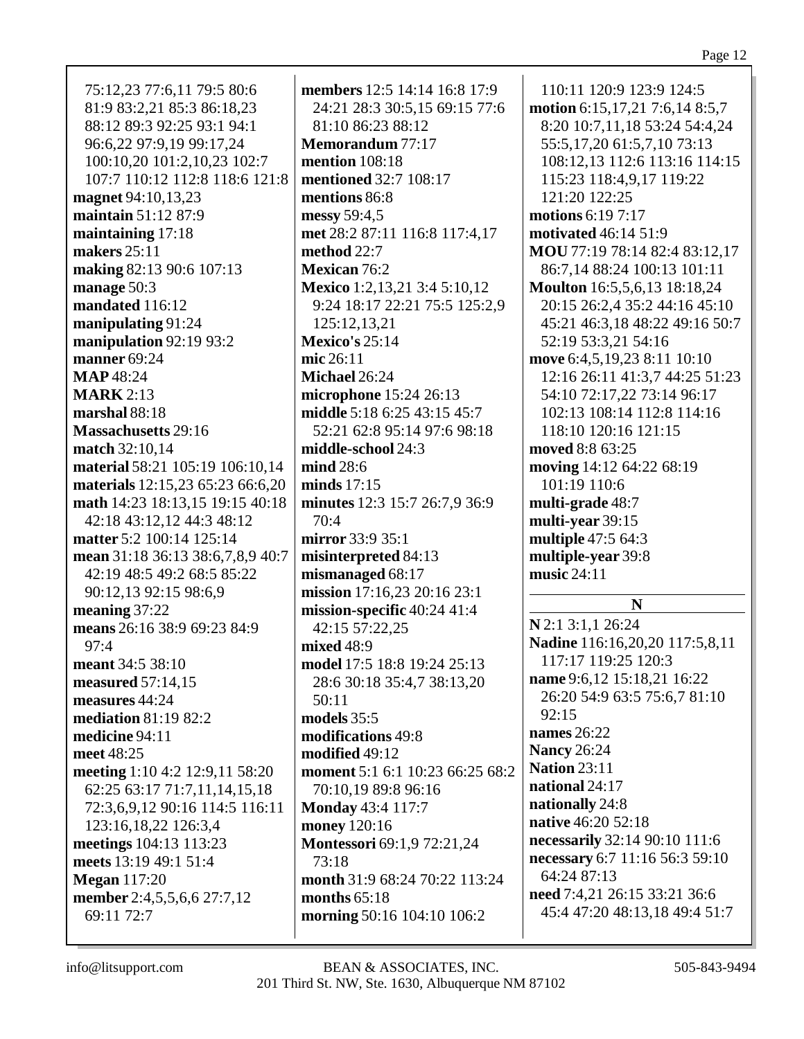75:12,23 77:6,11 79:5 80:6 81:9 83:2,21 85:3 86:18,23 88:12 89:3 92:25 93:1 94:1 96:6,22 97:9,19 99:17,24 100:10,20 101:2,10,23 102:7 107:7 110:12 112:8 118:6 121:8
**magnet** 94:10,13,23
**maintain** 51:12 87:9
**maintaining** 17:18
**makers** 25:11
**making** 82:13 90:6 107:13
**manage** 50:3
**mandated** 116:12
**manipulating** 91:24
**manipulation** 92:19 93:2
**manner** 69:24
**MAP** 48:24
**MARK** 2:13
**marshal** 88:18
**Massachusetts** 29:16
**match** 32:10,14
**material** 58:21 105:19 106:10,14
**materials** 12:15,23 65:23 66:6,20
**math** 14:23 18:13,15 19:15 40:18 42:18 43:12,12 44:3 48:12
**matter** 5:2 100:14 125:14
**mean** 31:18 36:13 38:6,7,8,9 40:7 42:19 48:5 49:2 68:5 85:22 90:12,13 92:15 98:6,9
**meaning** 37:22
**means** 26:16 38:9 69:23 84:9 97:4
**meant** 34:5 38:10
**measured** 57:14,15
**measures** 44:24
**mediation** 81:19 82:2
**medicine** 94:11
**meet** 48:25
**meeting** 1:10 4:2 12:9,11 58:20 62:25 63:17 71:7,11,14,15,18 72:3,6,9,12 90:16 114:5 116:11 123:16,18,22 126:3,4
**meetings** 104:13 113:23
**meets** 13:19 49:1 51:4
**Megan** 117:20
**member** 2:4,5,5,6,6 27:7,12 69:11 72:7
**members** 12:5 14:14 16:8 17:9 24:21 28:3 30:5,15 69:15 77:6 81:10 86:23 88:12
**Memorandum** 77:17
**mention** 108:18
**mentioned** 32:7 108:17
**mentions** 86:8
**messy** 59:4,5
**met** 28:2 87:11 116:8 117:4,17
**method** 22:7
**Mexican** 76:2
**Mexico** 1:2,13,21 3:4 5:10,12 9:24 18:17 22:21 75:5 125:2,9 125:12,13,21
**Mexico's** 25:14
**mic** 26:11
**Michael** 26:24
**microphone** 15:24 26:13
**middle** 5:18 6:25 43:15 45:7 52:21 62:8 95:14 97:6 98:18
**middle-school** 24:3
**mind** 28:6
**minds** 17:15
**minutes** 12:3 15:7 26:7,9 36:9 70:4
**mirror** 33:9 35:1
**misinterpreted** 84:13
**mismanaged** 68:17
**mission** 17:16,23 20:16 23:1
**mission-specific** 40:24 41:4 42:15 57:22,25
**mixed** 48:9
**model** 17:5 18:8 19:24 25:13 28:6 30:18 35:4,7 38:13,20 50:11
**models** 35:5
**modifications** 49:8
**modified** 49:12
**moment** 5:1 6:1 10:23 66:25 68:2 70:10,19 89:8 96:16
**Monday** 43:4 117:7
**money** 120:16
**Montessori** 69:1,9 72:21,24 73:18
**month** 31:9 68:24 70:22 113:24
**months** 65:18
**morning** 50:16 104:10 106:2
110:11 120:9 123:9 124:5
**motion** 6:15,17,21 7:6,14 8:5,7 8:20 10:7,11,18 53:24 54:4,24 55:5,17,20 61:5,7,10 73:13 108:12,13 112:6 113:16 114:15 115:23 118:4,9,17 119:22 121:20 122:25
**motions** 6:19 7:17
**motivated** 46:14 51:9
**MOU** 77:19 78:14 82:4 83:12,17 86:7,14 88:24 100:13 101:11
**Moulton** 16:5,5,6,13 18:18,24 20:15 26:2,4 35:2 44:16 45:10 45:21 46:3,18 48:22 49:16 50:7 52:19 53:3,21 54:16
**move** 6:4,5,19,23 8:11 10:10 12:16 26:11 41:3,7 44:25 51:23 54:10 72:17,22 73:14 96:17 102:13 108:14 112:8 114:16 118:10 120:16 121:15
**moved** 8:8 63:25
**moving** 14:12 64:22 68:19 101:19 110:6
**multi-grade** 48:7
**multi-year** 39:15
**multiple** 47:5 64:3
**multiple-year** 39:8
**music** 24:11

## N

**N** 2:1 3:1,1 26:24
**Nadine** 116:16,20,20 117:5,8,11 117:17 119:25 120:3
**name** 9:6,12 15:18,21 16:22 26:20 54:9 63:5 75:6,7 81:10 92:15
**names** 26:22
**Nancy** 26:24
**Nation** 23:11
**national** 24:17
**nationally** 24:8
**native** 46:20 52:18
**necessarily** 32:14 90:10 111:6
**necessary** 6:7 11:16 56:3 59:10 64:24 87:13
**need** 7:4,21 26:15 33:21 36:6 45:4 47:20 48:13,18 49:4 51:7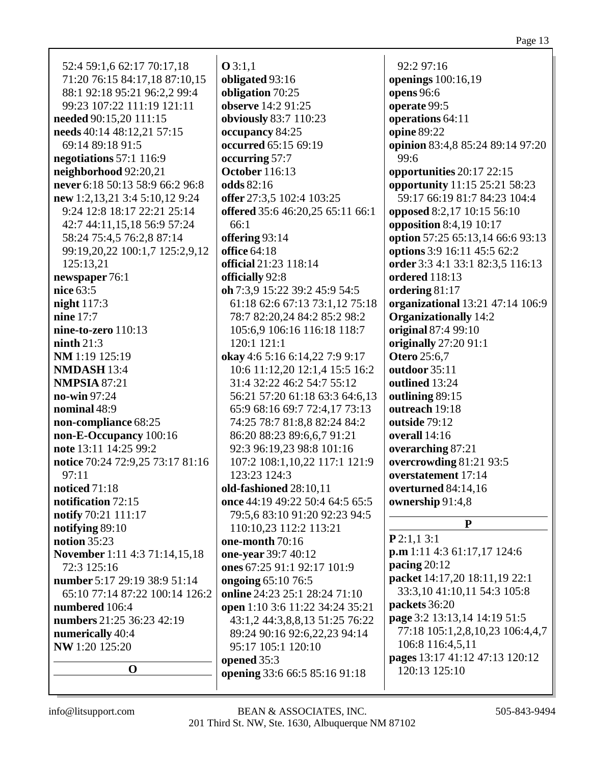52:4 59:1,6 62:17 70:17,18 71:20 76:15 84:17,18 87:10,15 88:1 92:18 95:21 96:2,2 99:4 99:23 107:22 111:19 121:11
**needed** 90:15,20 111:15
**needs** 40:14 48:12,21 57:15 69:14 89:18 91:5
**negotiations** 57:1 116:9
**neighborhood** 92:20,21
**never** 6:18 50:13 58:9 66:2 96:8
**new** 1:2,13,21 3:4 5:10,12 9:24 9:24 12:8 18:17 22:21 25:14 42:7 44:11,15,18 56:9 57:24 58:24 75:4,5 76:2,8 87:14 99:19,20,22 100:1,7 125:2,9,12 125:13,21
**newspaper** 76:1
**nice** 63:5
**night** 117:3
**nine** 17:7
**nine-to-zero** 110:13
**ninth** 21:3
**NM** 1:19 125:19
**NMDASH** 13:4
**NMPSIA** 87:21
**no-win** 97:24
**nominal** 48:9
**non-compliance** 68:25
**non-E-Occupancy** 100:16
**note** 13:11 14:25 99:2
**notice** 70:24 72:9,25 73:17 81:16 97:11
**noticed** 71:18
**notification** 72:15
**notify** 70:21 111:17
**notifying** 89:10
**notion** 35:23
**November** 1:11 4:3 71:14,15,18 72:3 125:16
**number** 5:17 29:19 38:9 51:14 65:10 77:14 87:22 100:14 126:2
**numbered** 106:4
**numbers** 21:25 36:23 42:19
**numerically** 40:4
**NW** 1:20 125:20

**O**

**O** 3:1,1
**obligated** 93:16
**obligation** 70:25
**observe** 14:2 91:25
**obviously** 83:7 110:23
**occupancy** 84:25
**occurred** 65:15 69:19
**occurring** 57:7
**October** 116:13
**odds** 82:16
**offer** 27:3,5 102:4 103:25
**offered** 35:6 46:20,25 65:11 66:1 66:1
**offering** 93:14
**office** 64:18
**official** 21:23 118:14
**officially** 92:8
**oh** 7:3,9 15:22 39:2 45:9 54:5 61:18 62:6 67:13 73:1,12 75:18 78:7 82:20,24 84:2 85:2 98:2 105:6,9 106:16 116:18 118:7 120:1 121:1
**okay** 4:6 5:16 6:14,22 7:9 9:17 10:6 11:12,20 12:1,4 15:5 16:2 31:4 32:22 46:2 54:7 55:12 56:21 57:20 61:18 63:3 64:6,13 65:9 68:16 69:7 72:4,17 73:13 74:25 78:7 81:8,8 82:24 84:2 86:20 88:23 89:6,6,7 91:21 92:3 96:19,23 98:8 101:16 107:2 108:1,10,22 117:1 121:9 123:23 124:3
**old-fashioned** 28:10,11
**once** 44:19 49:22 50:4 64:5 65:5 79:5,6 83:10 91:20 92:23 94:5 110:10,23 112:2 113:21
**one-month** 70:16
**one-year** 39:7 40:12
**ones** 67:25 91:1 92:17 101:9
**ongoing** 65:10 76:5
**online** 24:23 25:1 28:24 71:10
**open** 1:10 3:6 11:22 34:24 35:21 43:1,2 44:3,8,8,13 51:25 76:22 89:24 90:16 92:6,22,23 94:14 95:17 105:1 120:10
**opened** 35:3
**opening** 33:6 66:5 85:16 91:18 92:2 97:16
**openings** 100:16,19
**opens** 96:6
**operate** 99:5
**operations** 64:11
**opine** 89:22
**opinion** 83:4,8 85:24 89:14 97:20 99:6
**opportunities** 20:17 22:15
**opportunity** 11:15 25:21 58:23 59:17 66:19 81:7 84:23 104:4
**opposed** 8:2,17 10:15 56:10
**opposition** 8:4,19 10:17
**option** 57:25 65:13,14 66:6 93:13
**options** 3:9 16:11 45:5 62:2
**order** 3:3 4:1 33:1 82:3,5 116:13
**ordered** 118:13
**ordering** 81:17
**organizational** 13:21 47:14 106:9
**Organizationally** 14:2
**original** 87:4 99:10
**originally** 27:20 91:1
**Otero** 25:6,7
**outdoor** 35:11
**outlined** 13:24
**outlining** 89:15
**outreach** 19:18
**outside** 79:12
**overall** 14:16
**overarching** 87:21
**overcrowding** 81:21 93:5
**overstatement** 17:14
**overturned** 84:14,16
**ownership** 91:4,8

**P**

**P** 2:1,1 3:1
**p.m** 1:11 4:3 61:17,17 124:6
**pacing** 20:12
**packet** 14:17,20 18:11,19 22:1 33:3,10 41:10,11 54:3 105:8
**packets** 36:20
**page** 3:2 13:13,14 14:19 51:5 77:18 105:1,2,8,10,23 106:4,4,7 106:8 116:4,5,11
**pages** 13:17 41:12 47:13 120:12 120:13 125:10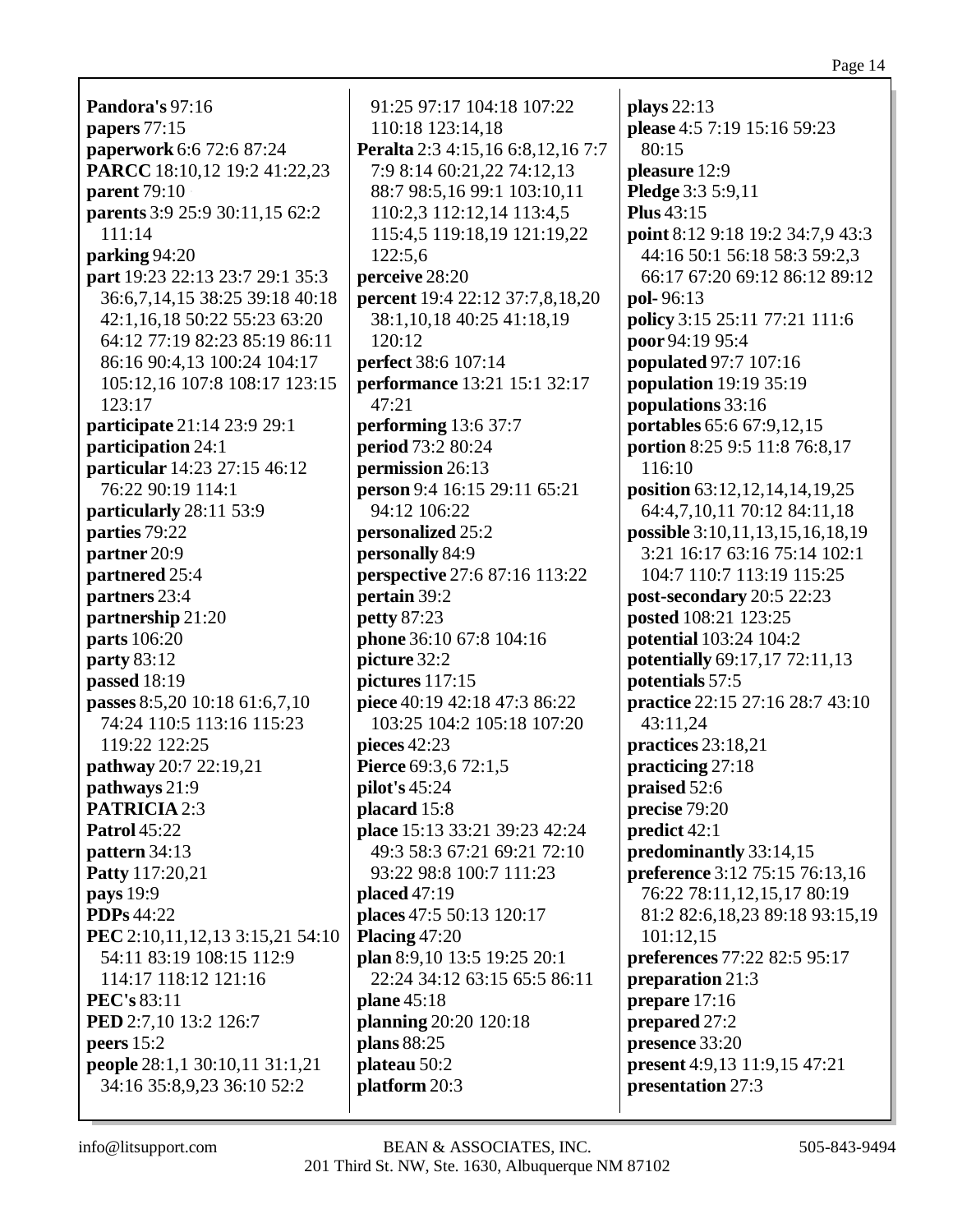**Pandora's** 97:16
**papers** 77:15
**paperwork** 6:6 72:6 87:24
**PARCC** 18:10,12 19:2 41:22,23
**parent** 79:10
**parents** 3:9 25:9 30:11,15 62:2 111:14
**parking** 94:20
**part** 19:23 22:13 23:7 29:1 35:3 36:6,7,14,15 38:25 39:18 40:18 42:1,16,18 50:22 55:23 63:20 64:12 77:19 82:23 85:19 86:11 86:16 90:4,13 100:24 104:17 105:12,16 107:8 108:17 123:15 123:17
**participate** 21:14 23:9 29:1
**participation** 24:1
**particular** 14:23 27:15 46:12 76:22 90:19 114:1
**particularly** 28:11 53:9
**parties** 79:22
**partner** 20:9
**partnered** 25:4
**partners** 23:4
**partnership** 21:20
**parts** 106:20
**party** 83:12
**passed** 18:19
**passes** 8:5,20 10:18 61:6,7,10 74:24 110:5 113:16 115:23 119:22 122:25
**pathway** 20:7 22:19,21
**pathways** 21:9
**PATRICIA** 2:3
**Patrol** 45:22
**pattern** 34:13
**Patty** 117:20,21
**pays** 19:9
**PDPs** 44:22
**PEC** 2:10,11,12,13 3:15,21 54:10 54:11 83:19 108:15 112:9 114:17 118:12 121:16
**PEC's** 83:11
**PED** 2:7,10 13:2 126:7
**peers** 15:2
**people** 28:1,1 30:10,11 31:1,21 34:16 35:8,9,23 36:10 52:2 91:25 97:17 104:18 107:22 110:18 123:14,18
**Peralta** 2:3 4:15,16 6:8,12,16 7:7 7:9 8:14 60:21,22 74:12,13 88:7 98:5,16 99:1 103:10,11 110:2,3 112:12,14 113:4,5 115:4,5 119:18,19 121:19,22 122:5,6
**perceive** 28:20
**percent** 19:4 22:12 37:7,8,18,20 38:1,10,18 40:25 41:18,19 120:12
**perfect** 38:6 107:14
**performance** 13:21 15:1 32:17 47:21
**performing** 13:6 37:7
**period** 73:2 80:24
**permission** 26:13
**person** 9:4 16:15 29:11 65:21 94:12 106:22
**personalized** 25:2
**personally** 84:9
**perspective** 27:6 87:16 113:22
**pertain** 39:2
**petty** 87:23
**phone** 36:10 67:8 104:16
**picture** 32:2
**pictures** 117:15
**piece** 40:19 42:18 47:3 86:22 103:25 104:2 105:18 107:20
**pieces** 42:23
**Pierce** 69:3,6 72:1,5
**pilot's** 45:24
**placard** 15:8
**place** 15:13 33:21 39:23 42:24 49:3 58:3 67:21 69:21 72:10 93:22 98:8 100:7 111:23
**placed** 47:19
**places** 47:5 50:13 120:17
**Placing** 47:20
**plan** 8:9,10 13:5 19:25 20:1 22:24 34:12 63:15 65:5 86:11
**plane** 45:18
**planning** 20:20 120:18
**plans** 88:25
**plateau** 50:2
**platform** 20:3
**plays** 22:13
**please** 4:5 7:19 15:16 59:23 80:15
**pleasure** 12:9
**Pledge** 3:3 5:9,11
**Plus** 43:15
**point** 8:12 9:18 19:2 34:7,9 43:3 44:16 50:1 56:18 58:3 59:2,3 66:17 67:20 69:12 86:12 89:12
**pol-** 96:13
**policy** 3:15 25:11 77:21 111:6
**poor** 94:19 95:4
**populated** 97:7 107:16
**population** 19:19 35:19
**populations** 33:16
**portables** 65:6 67:9,12,15
**portion** 8:25 9:5 11:8 76:8,17 116:10
**position** 63:12,12,14,14,19,25 64:4,7,10,11 70:12 84:11,18
**possible** 3:10,11,13,15,16,18,19 3:21 16:17 63:16 75:14 102:1 104:7 110:7 113:19 115:25
**post-secondary** 20:5 22:23
**posted** 108:21 123:25
**potential** 103:24 104:2
**potentially** 69:17,17 72:11,13
**potentials** 57:5
**practice** 22:15 27:16 28:7 43:10 43:11,24
**practices** 23:18,21
**practicing** 27:18
**praised** 52:6
**precise** 79:20
**predict** 42:1
**predominantly** 33:14,15
**preference** 3:12 75:15 76:13,16 76:22 78:11,12,15,17 80:19 81:2 82:6,18,23 89:18 93:15,19 101:12,15
**preferences** 77:22 82:5 95:17
**preparation** 21:3
**prepare** 17:16
**prepared** 27:2
**presence** 33:20
**present** 4:9,13 11:9,15 47:21
**presentation** 27:3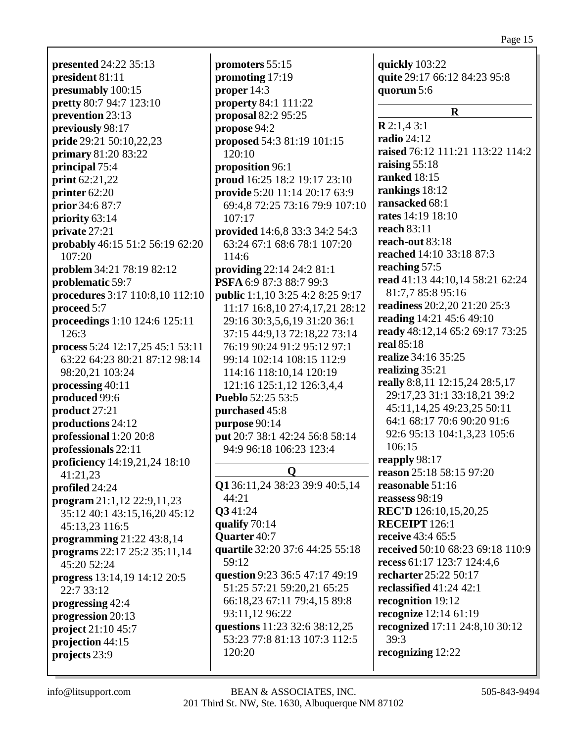**presented** 24:22 35:13
**president** 81:11
**presumably** 100:15
**pretty** 80:7 94:7 123:10
**prevention** 23:13
**previously** 98:17
**pride** 29:21 50:10,22,23
**primary** 81:20 83:22
**principal** 75:4
**print** 62:21,22
**printer** 62:20
**prior** 34:6 87:7
**priority** 63:14
**private** 27:21
**probably** 46:15 51:2 56:19 62:20 107:20
**problem** 34:21 78:19 82:12
**problematic** 59:7
**procedures** 3:17 110:8,10 112:10
**proceed** 5:7
**proceedings** 1:10 124:6 125:11 126:3
**process** 5:24 12:17,25 45:1 53:11 63:22 64:23 80:21 87:12 98:14 98:20,21 103:24
**processing** 40:11
**produced** 99:6
**product** 27:21
**productions** 24:12
**professional** 1:20 20:8
**professionals** 22:11
**proficiency** 14:19,21,24 18:10 41:21,23
**profiled** 24:24
**program** 21:1,12 22:9,11,23 35:12 40:1 43:15,16,20 45:12 45:13,23 116:5
**programming** 21:22 43:8,14
**programs** 22:17 25:2 35:11,14 45:20 52:24
**progress** 13:14,19 14:12 20:5 22:7 33:12
**progressing** 42:4
**progression** 20:13
**project** 21:10 45:7
**projection** 44:15
**projects** 23:9
**promoters** 55:15
**promoting** 17:19
**proper** 14:3
**property** 84:1 111:22
**proposal** 82:2 95:25
**propose** 94:2
**proposed** 54:3 81:19 101:15 120:10
**proposition** 96:1
**proud** 16:25 18:2 19:17 23:10
**provide** 5:20 11:14 20:17 63:9 69:4,8 72:25 73:16 79:9 107:10 107:17
**provided** 14:6,8 33:3 34:2 54:3 63:24 67:1 68:6 78:1 107:20 114:6
**providing** 22:14 24:2 81:1
**PSFA** 6:9 87:3 88:7 99:3
**public** 1:1,10 3:25 4:2 8:25 9:17 11:17 16:8,10 27:4,17,21 28:12 29:16 30:3,5,6,19 31:20 36:1 37:15 44:9,13 72:18,22 73:14 76:19 90:24 91:2 95:12 97:1 99:14 102:14 108:15 112:9 114:16 118:10,14 120:19 121:16 125:1,12 126:3,4,4
**Pueblo** 52:25 53:5
**purchased** 45:8
**purpose** 90:14
**put** 20:7 38:1 42:24 56:8 58:14 94:9 96:18 106:23 123:4

## Q

**Q1** 36:11,24 38:23 39:9 40:5,14 44:21
**Q3** 41:24
**qualify** 70:14
**Quarter** 40:7
**quartile** 32:20 37:6 44:25 55:18 59:12
**question** 9:23 36:5 47:17 49:19 51:25 57:21 59:20,21 65:25 66:18,23 67:11 79:4,15 89:8 93:11,12 96:22
**questions** 11:23 32:6 38:12,25 53:23 77:8 81:13 107:3 112:5 120:20
**quickly** 103:22
**quite** 29:17 66:12 84:23 95:8
**quorum** 5:6

## R

**R** 2:1,4 3:1
**radio** 24:12
**raised** 76:12 111:21 113:22 114:2
**raising** 55:18
**ranked** 18:15
**rankings** 18:12
**ransacked** 68:1
**rates** 14:19 18:10
**reach** 83:11
**reach-out** 83:18
**reached** 14:10 33:18 87:3
**reaching** 57:5
**read** 41:13 44:10,14 58:21 62:24 81:7,7 85:8 95:16
**readiness** 20:2,20 21:20 25:3
**reading** 14:21 45:6 49:10
**ready** 48:12,14 65:2 69:17 73:25
**real** 85:18
**realize** 34:16 35:25
**realizing** 35:21
**really** 8:8,11 12:15,24 28:5,17 29:17,23 31:1 33:18,21 39:2 45:11,14,25 49:23,25 50:11 64:1 68:17 70:6 90:20 91:6 92:6 95:13 104:1,3,23 105:6 106:15
**reapply** 98:17
**reason** 25:18 58:15 97:20
**reasonable** 51:16
**reassess** 98:19
**REC'D** 126:10,15,20,25
**RECEIPT** 126:1
**receive** 43:4 65:5
**received** 50:10 68:23 69:18 110:9
**recess** 61:17 123:7 124:4,6
**recharter** 25:22 50:17
**reclassified** 41:24 42:1
**recognition** 19:12
**recognize** 12:14 61:19
**recognized** 17:11 24:8,10 30:12 39:3
**recognizing** 12:22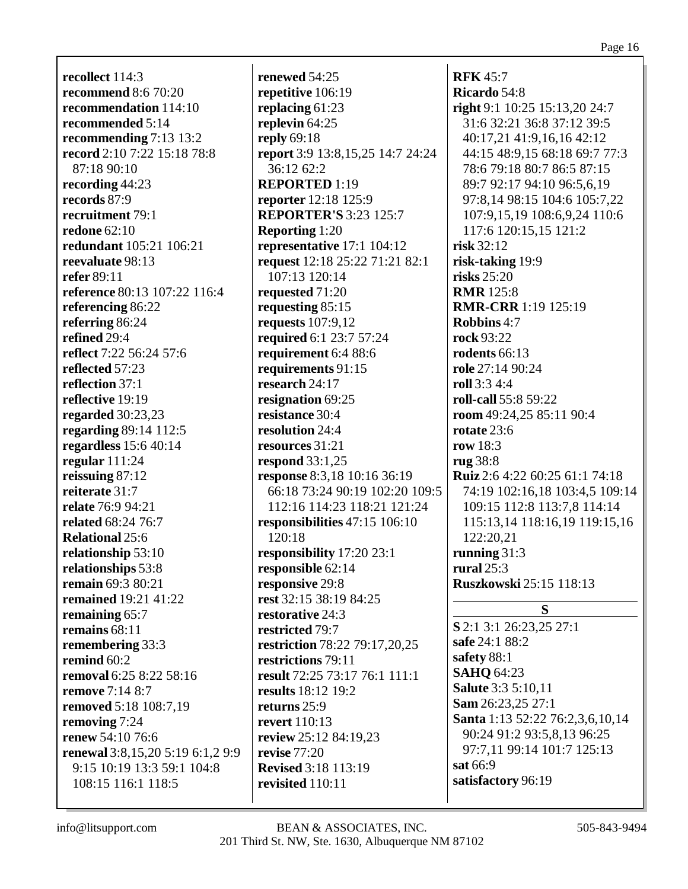**recollect** 114:3
**recommend** 8:6 70:20
**recommendation** 114:10
**recommended** 5:14
**recommending** 7:13 13:2
**record** 2:10 7:22 15:18 78:8 87:18 90:10
**recording** 44:23
**records** 87:9
**recruitment** 79:1
**redone** 62:10
**redundant** 105:21 106:21
**reevaluate** 98:13
**refer** 89:11
**reference** 80:13 107:22 116:4
**referencing** 86:22
**referring** 86:24
**refined** 29:4
**reflect** 7:22 56:24 57:6
**reflected** 57:23
**reflection** 37:1
**reflective** 19:19
**regarded** 30:23,23
**regarding** 89:14 112:5
**regardless** 15:6 40:14
**regular** 111:24
**reissuing** 87:12
**reiterate** 31:7
**relate** 76:9 94:21
**related** 68:24 76:7
**Relational** 25:6
**relationship** 53:10
**relationships** 53:8
**remain** 69:3 80:21
**remained** 19:21 41:22
**remaining** 65:7
**remains** 68:11
**remembering** 33:3
**remind** 60:2
**removal** 6:25 8:22 58:16
**remove** 7:14 8:7
**removed** 5:18 108:7,19
**removing** 7:24
**renew** 54:10 76:6
**renewal** 3:8,15,20 5:19 6:1,2 9:9 9:15 10:19 13:3 59:1 104:8 108:15 116:1 118:5
**renewed** 54:25
**repetitive** 106:19
**replacing** 61:23
**replevin** 64:25
**reply** 69:18
**report** 3:9 13:8,15,25 14:7 24:24 36:12 62:2
**REPORTED** 1:19
**reporter** 12:18 125:9
**REPORTER'S** 3:23 125:7
**Reporting** 1:20
**representative** 17:1 104:12
**request** 12:18 25:22 71:21 82:1 107:13 120:14
**requested** 71:20
**requesting** 85:15
**requests** 107:9,12
**required** 6:1 23:7 57:24
**requirement** 6:4 88:6
**requirements** 91:15
**research** 24:17
**resignation** 69:25
**resistance** 30:4
**resolution** 24:4
**resources** 31:21
**respond** 33:1,25
**response** 8:3,18 10:16 36:19 66:18 73:24 90:19 102:20 109:5 112:16 114:23 118:21 121:24
**responsibilities** 47:15 106:10 120:18
**responsibility** 17:20 23:1
**responsible** 62:14
**responsive** 29:8
**rest** 32:15 38:19 84:25
**restorative** 24:3
**restricted** 79:7
**restriction** 78:22 79:17,20,25
**restrictions** 79:11
**result** 72:25 73:17 76:1 111:1
**results** 18:12 19:2
**returns** 25:9
**revert** 110:13
**review** 25:12 84:19,23
**revise** 77:20
**Revised** 3:18 113:19
**revisited** 110:11
**RFK** 45:7
**Ricardo** 54:8
**right** 9:1 10:25 15:13,20 24:7 31:6 32:21 36:8 37:12 39:5 40:17,21 41:9,16,16 42:12 44:15 48:9,15 68:18 69:7 77:3 78:6 79:18 80:7 86:5 87:15 89:7 92:17 94:10 96:5,6,19 97:8,14 98:15 104:6 105:7,22 107:9,15,19 108:6,9,24 110:6 117:6 120:15,15 121:2
**risk** 32:12
**risk-taking** 19:9
**risks** 25:20
**RMR** 125:8
**RMR-CRR** 1:19 125:19
**Robbins** 4:7
**rock** 93:22
**rodents** 66:13
**role** 27:14 90:24
**roll** 3:3 4:4
**roll-call** 55:8 59:22
**room** 49:24,25 85:11 90:4
**rotate** 23:6
**row** 18:3
**rug** 38:8
**Ruiz** 2:6 4:22 60:25 61:1 74:18 74:19 102:16,18 103:4,5 109:14 109:15 112:8 113:7,8 114:14 115:13,14 118:16,19 119:15,16 122:20,21
**running** 31:3
**rural** 25:3
**Ruszkowski** 25:15 118:13

## S

**S** 2:1 3:1 26:23,25 27:1
**safe** 24:1 88:2
**safety** 88:1
**SAHQ** 64:23
**Salute** 3:3 5:10,11
**Sam** 26:23,25 27:1
**Santa** 1:13 52:22 76:2,3,6,10,14 90:24 91:2 93:5,8,13 96:25 97:7,11 99:14 101:7 125:13
**sat** 66:9
**satisfactory** 96:19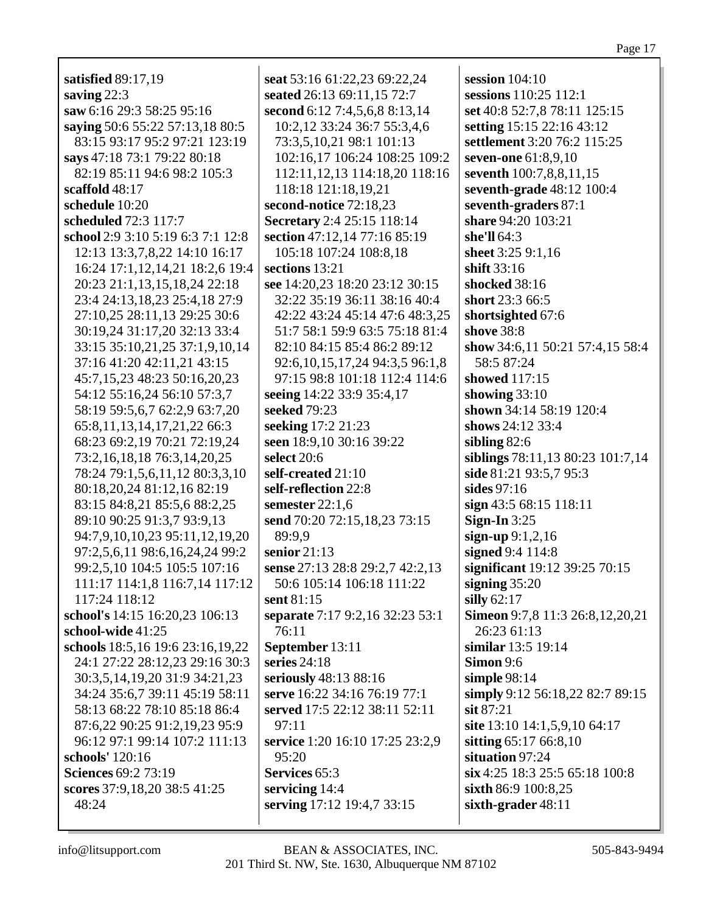**satisfied** 89:17,19
**saving** 22:3
**saw** 6:16 29:3 58:25 95:16
**saying** 50:6 55:22 57:13,18 80:5 83:15 93:17 95:2 97:21 123:19
**says** 47:18 73:1 79:22 80:18 82:19 85:11 94:6 98:2 105:3
**scaffold** 48:17
**schedule** 10:20
**scheduled** 72:3 117:7
**school** 2:9 3:10 5:19 6:3 7:1 12:8 12:13 13:3,7,8,22 14:10 16:17 16:24 17:1,12,14,21 18:2,6 19:4 20:23 21:1,13,15,18,24 22:18 23:4 24:13,18,23 25:4,18 27:9 27:10,25 28:11,13 29:25 30:6 30:19,24 31:17,20 32:13 33:4 33:15 35:10,21,25 37:1,9,10,14 37:16 41:20 42:11,21 43:15 45:7,15,23 48:23 50:16,20,23 54:12 55:16,24 56:10 57:3,7 58:19 59:5,6,7 62:2,9 63:7,20 65:8,11,13,14,17,21,22 66:3 68:23 69:2,19 70:21 72:19,24 73:2,16,18,18 76:3,14,20,25 78:24 79:1,5,6,11,12 80:3,3,10 80:18,20,24 81:12,16 82:19 83:15 84:8,21 85:5,6 88:2,25 89:10 90:25 91:3,7 93:9,13 94:7,9,10,10,23 95:11,12,19,20 97:2,5,6,11 98:6,16,24,24 99:2 99:2,5,10 104:5 105:5 107:16 111:17 114:1,8 116:7,14 117:12 117:24 118:12
**school's** 14:15 16:20,23 106:13
**school-wide** 41:25
**schools** 18:5,16 19:6 23:16,19,22 24:1 27:22 28:12,23 29:16 30:3 30:3,5,14,19,20 31:9 34:21,23 34:24 35:6,7 39:11 45:19 58:11 58:13 68:22 78:10 85:18 86:4 87:6,22 90:25 91:2,19,23 95:9 96:12 97:1 99:14 107:2 111:13
**schools'** 120:16
**Sciences** 69:2 73:19
**scores** 37:9,18,20 38:5 41:25 48:24
**seat** 53:16 61:22,23 69:22,24
**seated** 26:13 69:11,15 72:7
**second** 6:12 7:4,5,6,8 8:13,14 10:2,12 33:24 36:7 55:3,4,6 73:3,5,10,21 98:1 101:13 102:16,17 106:24 108:25 109:2 112:11,12,13 114:18,20 118:16 118:18 121:18,19,21
**second-notice** 72:18,23
**Secretary** 2:4 25:15 118:14
**section** 47:12,14 77:16 85:19 105:18 107:24 108:8,18
**sections** 13:21
**see** 14:20,23 18:20 23:12 30:15 32:22 35:19 36:11 38:16 40:4 42:22 43:24 45:14 47:6 48:3,25 51:7 58:1 59:9 63:5 75:18 81:4 82:10 84:15 85:4 86:2 89:12 92:6,10,15,17,24 94:3,5 96:1,8 97:15 98:8 101:18 112:4 114:6
**seeing** 14:22 33:9 35:4,17
**seeked** 79:23
**seeking** 17:2 21:23
**seen** 18:9,10 30:16 39:22
**select** 20:6
**self-created** 21:10
**self-reflection** 22:8
**semester** 22:1,6
**send** 70:20 72:15,18,23 73:15 89:9,9
**senior** 21:13
**sense** 27:13 28:8 29:2,7 42:2,13 50:6 105:14 106:18 111:22
**sent** 81:15
**separate** 7:17 9:2,16 32:23 53:1 76:11
**September** 13:11
**series** 24:18
**seriously** 48:13 88:16
**serve** 16:22 34:16 76:19 77:1
**served** 17:5 22:12 38:11 52:11 97:11
**service** 1:20 16:10 17:25 23:2,9 95:20
**Services** 65:3
**servicing** 14:4
**serving** 17:12 19:4,7 33:15
**session** 104:10
**sessions** 110:25 112:1
**set** 40:8 52:7,8 78:11 125:15
**setting** 15:15 22:16 43:12
**settlement** 3:20 76:2 115:25
**seven-one** 61:8,9,10
**seventh** 100:7,8,8,11,15
**seventh-grade** 48:12 100:4
**seventh-graders** 87:1
**share** 94:20 103:21
**she'll** 64:3
**sheet** 3:25 9:1,16
**shift** 33:16
**shocked** 38:16
**short** 23:3 66:5
**shortsighted** 67:6
**shove** 38:8
**show** 34:6,11 50:21 57:4,15 58:4 58:5 87:24
**showed** 117:15
**showing** 33:10
**shown** 34:14 58:19 120:4
**shows** 24:12 33:4
**sibling** 82:6
**siblings** 78:11,13 80:23 101:7,14
**side** 81:21 93:5,7 95:3
**sides** 97:16
**sign** 43:5 68:15 118:11
**Sign-In** 3:25
**sign-up** 9:1,2,16
**signed** 9:4 114:8
**significant** 19:12 39:25 70:15
**signing** 35:20
**silly** 62:17
**Simeon** 9:7,8 11:3 26:8,12,20,21 26:23 61:13
**similar** 13:5 19:14
**Simon** 9:6
**simple** 98:14
**simply** 9:12 56:18,22 82:7 89:15
**sit** 87:21
**site** 13:10 14:1,5,9,10 64:17
**sitting** 65:17 66:8,10
**situation** 97:24
**six** 4:25 18:3 25:5 65:18 100:8
**sixth** 86:9 100:8,25
**sixth-grader** 48:11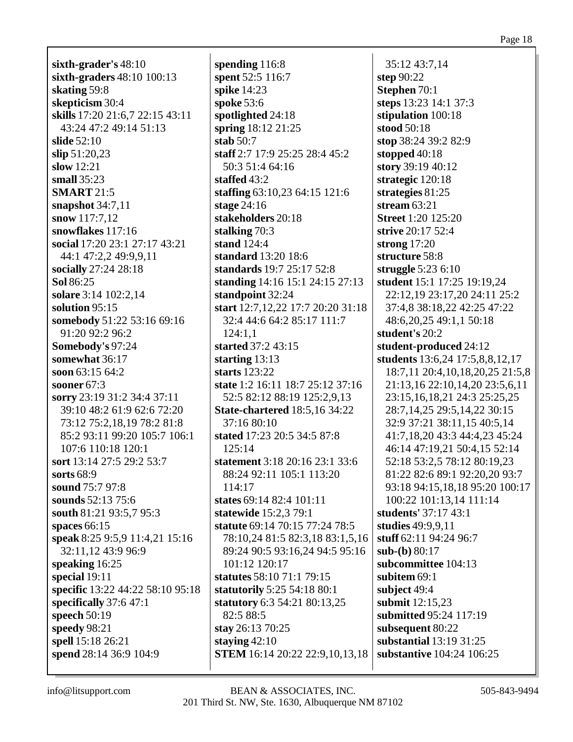**sixth-grader's** 48:10
**sixth-graders** 48:10 100:13
**skating** 59:8
**skepticism** 30:4
**skills** 17:20 21:6,7 22:15 43:11 43:24 47:2 49:14 51:13
**slide** 52:10
**slip** 51:20,23
**slow** 12:21
**small** 35:23
**SMART** 21:5
**snapshot** 34:7,11
**snow** 117:7,12
**snowflakes** 117:16
**social** 17:20 23:1 27:17 43:21 44:1 47:2,2 49:9,9,11
**socially** 27:24 28:18
**Sol** 86:25
**solare** 3:14 102:2,14
**solution** 95:15
**somebody** 51:22 53:16 69:16 91:20 92:2 96:2
**Somebody's** 97:24
**somewhat** 36:17
**soon** 63:15 64:2
**sooner** 67:3
**sorry** 23:19 31:2 34:4 37:11 39:10 48:2 61:9 62:6 72:20 73:12 75:2,18,19 78:2 81:8 85:2 93:11 99:20 105:7 106:1 107:6 110:18 120:1
**sort** 13:14 27:5 29:2 53:7
**sorts** 68:9
**sound** 75:7 97:8
**sounds** 52:13 75:6
**south** 81:21 93:5,7 95:3
**spaces** 66:15
**speak** 8:25 9:5,9 11:4,21 15:16 32:11,12 43:9 96:9
**speaking** 16:25
**special** 19:11
**specific** 13:22 44:22 58:10 95:18
**specifically** 37:6 47:1
**speech** 50:19
**speedy** 98:21
**spell** 15:18 26:21
**spend** 28:14 36:9 104:9
**spending** 116:8
**spent** 52:5 116:7
**spike** 14:23
**spoke** 53:6
**spotlighted** 24:18
**spring** 18:12 21:25
**stab** 50:7
**staff** 2:7 17:9 25:25 28:4 45:2 50:3 51:4 64:16
**staffed** 43:2
**staffing** 63:10,23 64:15 121:6
**stage** 24:16
**stakeholders** 20:18
**stalking** 70:3
**stand** 124:4
**standard** 13:20 18:6
**standards** 19:7 25:17 52:8
**standing** 14:16 15:1 24:15 27:13
**standpoint** 32:24
**start** 12:7,12,22 17:7 20:20 31:18 32:4 44:6 64:2 85:17 111:7 124:1,1
**started** 37:2 43:15
**starting** 13:13
**starts** 123:22
**state** 1:2 16:11 18:7 25:12 37:16 52:5 82:12 88:19 125:2,9,13
**State-chartered** 18:5,16 34:22 37:16 80:10
**stated** 17:23 20:5 34:5 87:8 125:14
**statement** 3:18 20:16 23:1 33:6 88:24 92:11 105:1 113:20 114:17
**states** 69:14 82:4 101:11
**statewide** 15:2,3 79:1
**statute** 69:14 70:15 77:24 78:5 78:10,24 81:5 82:3,18 83:1,5,16 89:24 90:5 93:16,24 94:5 95:16 101:12 120:17
**statutes** 58:10 71:1 79:15
**statutorily** 5:25 54:18 80:1
**statutory** 6:3 54:21 80:13,25 82:5 88:5
**stay** 26:13 70:25
**staying** 42:10
**STEM** 16:14 20:22 22:9,10,13,18 35:12 43:7,14
**step** 90:22
**Stephen** 70:1
**steps** 13:23 14:1 37:3
**stipulation** 100:18
**stood** 50:18
**stop** 38:24 39:2 82:9
**stopped** 40:18
**story** 39:19 40:12
**strategic** 120:18
**strategies** 81:25
**stream** 63:21
**Street** 1:20 125:20
**strive** 20:17 52:4
**strong** 17:20
**structure** 58:8
**struggle** 5:23 6:10
**student** 15:1 17:25 19:19,24 22:12,19 23:17,20 24:11 25:2 37:4,8 38:18,22 42:25 47:22 48:6,20,25 49:1,1 50:18
**student's** 20:2
**student-produced** 24:12
**students** 13:6,24 17:5,8,8,12,17 18:7,11 20:4,10,18,20,25 21:5,8 21:13,16 22:10,14,20 23:5,6,11 23:15,16,18,21 24:3 25:25,25 28:7,14,25 29:5,14,22 30:15 32:9 37:21 38:11,15 40:5,14 41:7,18,20 43:3 44:4,23 45:24 46:14 47:19,21 50:4,15 52:14 52:18 53:2,5 78:12 80:19,23 81:22 82:6 89:1 92:20,20 93:7 93:18 94:15,18,18 95:20 100:17 100:22 101:13,14 111:14
**students'** 37:17 43:1
**studies** 49:9,9,11
**stuff** 62:11 94:24 96:7
**sub-(b)** 80:17
**subcommittee** 104:13
**subitem** 69:1
**subject** 49:4
**submit** 12:15,23
**submitted** 95:24 117:19
**subsequent** 80:22
**substantial** 13:19 31:25
**substantive** 104:24 106:25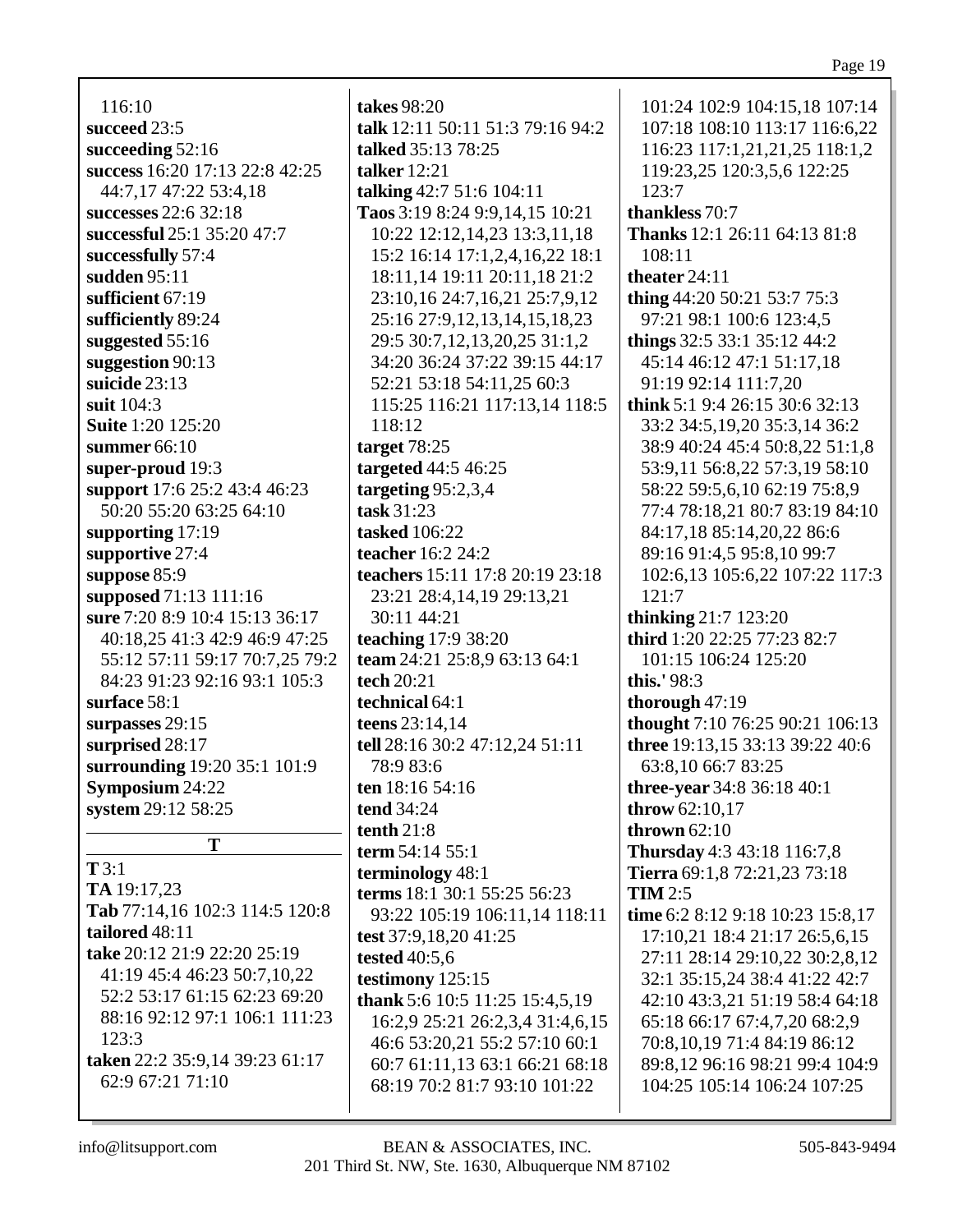116:10
**succeed** 23:5
**succeeding** 52:16
**success** 16:20 17:13 22:8 42:25 44:7,17 47:22 53:4,18
**successes** 22:6 32:18
**successful** 25:1 35:20 47:7
**successfully** 57:4
**sudden** 95:11
**sufficient** 67:19
**sufficiently** 89:24
**suggested** 55:16
**suggestion** 90:13
**suicide** 23:13
**suit** 104:3
**Suite** 1:20 125:20
**summer** 66:10
**super-proud** 19:3
**support** 17:6 25:2 43:4 46:23 50:20 55:20 63:25 64:10
**supporting** 17:19
**supportive** 27:4
**suppose** 85:9
**supposed** 71:13 111:16
**sure** 7:20 8:9 10:4 15:13 36:17 40:18,25 41:3 42:9 46:9 47:25 55:12 57:11 59:17 70:7,25 79:2 84:23 91:23 92:16 93:1 105:3
**surface** 58:1
**surpasses** 29:15
**surprised** 28:17
**surrounding** 19:20 35:1 101:9
**Symposium** 24:22
**system** 29:12 58:25

**T**

**T** 3:1
**TA** 19:17,23
**Tab** 77:14,16 102:3 114:5 120:8
**tailored** 48:11
**take** 20:12 21:9 22:20 25:19 41:19 45:4 46:23 50:7,10,22 52:2 53:17 61:15 62:23 69:20 88:16 92:12 97:1 106:1 111:23 123:3
**taken** 22:2 35:9,14 39:23 61:17 62:9 67:21 71:10
**takes** 98:20
**talk** 12:11 50:11 51:3 79:16 94:2
**talked** 35:13 78:25
**talker** 12:21
**talking** 42:7 51:6 104:11
**Taos** 3:19 8:24 9:9,14,15 10:21 10:22 12:12,14,23 13:3,11,18 15:2 16:14 17:1,2,4,16,22 18:1 18:11,14 19:11 20:11,18 21:2 23:10,16 24:7,16,21 25:7,9,12 25:16 27:9,12,13,14,15,18,23 29:5 30:7,12,13,20,25 31:1,2 34:20 36:24 37:22 39:15 44:17 52:21 53:18 54:11,25 60:3 115:25 116:21 117:13,14 118:5 118:12
**target** 78:25
**targeted** 44:5 46:25
**targeting** 95:2,3,4
**task** 31:23
**tasked** 106:22
**teacher** 16:2 24:2
**teachers** 15:11 17:8 20:19 23:18 23:21 28:4,14,19 29:13,21 30:11 44:21
**teaching** 17:9 38:20
**team** 24:21 25:8,9 63:13 64:1
**tech** 20:21
**technical** 64:1
**teens** 23:14,14
**tell** 28:16 30:2 47:12,24 51:11 78:9 83:6
**ten** 18:16 54:16
**tend** 34:24
**tenth** 21:8
**term** 54:14 55:1
**terminology** 48:1
**terms** 18:1 30:1 55:25 56:23 93:22 105:19 106:11,14 118:11
**test** 37:9,18,20 41:25
**tested** 40:5,6
**testimony** 125:15
**thank** 5:6 10:5 11:25 15:4,5,19 16:2,9 25:21 26:2,3,4 31:4,6,15 46:6 53:20,21 55:2 57:10 60:1 60:7 61:11,13 63:1 66:21 68:18 68:19 70:2 81:7 93:10 101:22 101:24 102:9 104:15,18 107:14 107:18 108:10 113:17 116:6,22 116:23 117:1,21,21,25 118:1,2 119:23,25 120:3,5,6 122:25 123:7
**thankless** 70:7
**Thanks** 12:1 26:11 64:13 81:8 108:11
**theater** 24:11
**thing** 44:20 50:21 53:7 75:3 97:21 98:1 100:6 123:4,5
**things** 32:5 33:1 35:12 44:2 45:14 46:12 47:1 51:17,18 91:19 92:14 111:7,20
**think** 5:1 9:4 26:15 30:6 32:13 33:2 34:5,19,20 35:3,14 36:2 38:9 40:24 45:4 50:8,22 51:1,8 53:9,11 56:8,22 57:3,19 58:10 58:22 59:5,6,10 62:19 75:8,9 77:4 78:18,21 80:7 83:19 84:10 84:17,18 85:14,20,22 86:6 89:16 91:4,5 95:8,10 99:7 102:6,13 105:6,22 107:22 117:3 121:7
**thinking** 21:7 123:20
**third** 1:20 22:25 77:23 82:7 101:15 106:24 125:20
**this.'** 98:3
**thorough** 47:19
**thought** 7:10 76:25 90:21 106:13
**three** 19:13,15 33:13 39:22 40:6 63:8,10 66:7 83:25
**three-year** 34:8 36:18 40:1
**throw** 62:10,17
**thrown** 62:10
**Thursday** 4:3 43:18 116:7,8
**Tierra** 69:1,8 72:21,23 73:18
**TIM** 2:5
**time** 6:2 8:12 9:18 10:23 15:8,17 17:10,21 18:4 21:17 26:5,6,15 27:11 28:14 29:10,22 30:2,8,12 32:1 35:15,24 38:4 41:22 42:7 42:10 43:3,21 51:19 58:4 64:18 65:18 66:17 67:4,7,20 68:2,9 70:8,10,19 71:4 84:19 86:12 89:8,12 96:16 98:21 99:4 104:9 104:25 105:14 106:24 107:25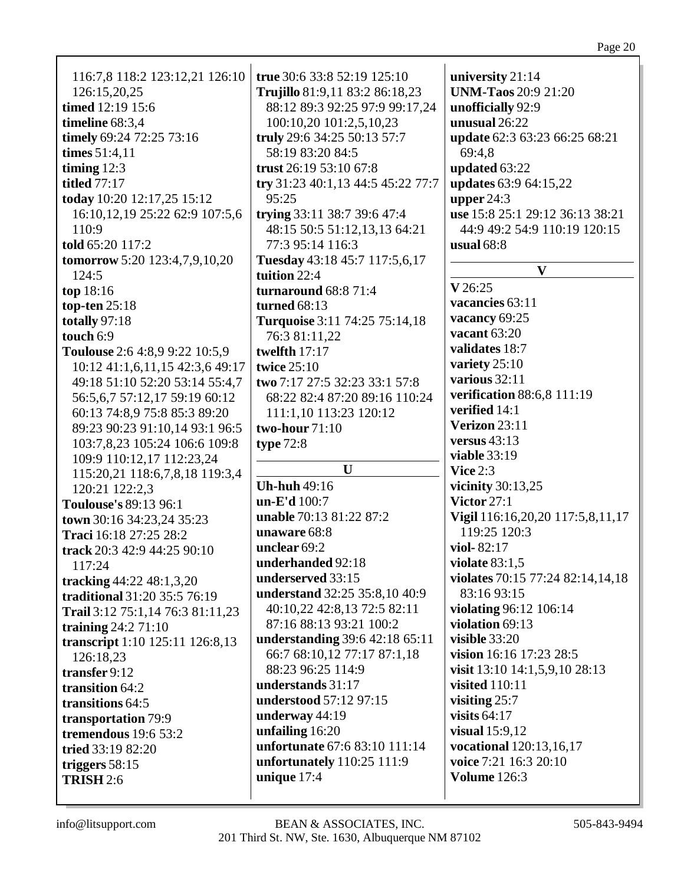116:7,8 118:2 123:12,21 126:10 126:15,20,25
**timed** 12:19 15:6
**timeline** 68:3,4
**timely** 69:24 72:25 73:16
**times** 51:4,11
**timing** 12:3
**titled** 77:17
**today** 10:20 12:17,25 15:12 16:10,12,19 25:22 62:9 107:5,6 110:9
**told** 65:20 117:2
**tomorrow** 5:20 123:4,7,9,10,20 124:5
**top** 18:16
**top-ten** 25:18
**totally** 97:18
**touch** 6:9
**Toulouse** 2:6 4:8,9 9:22 10:5,9 10:12 41:1,6,11,15 42:3,6 49:17 49:18 51:10 52:20 53:14 55:4,7 56:5,6,7 57:12,17 59:19 60:12 60:13 74:8,9 75:8 85:3 89:20 89:23 90:23 91:10,14 93:1 96:5 103:7,8,23 105:24 106:6 109:8 109:9 110:12,17 112:23,24 115:20,21 118:6,7,8,18 119:3,4 120:21 122:2,3
**Toulouse's** 89:13 96:1
**town** 30:16 34:23,24 35:23
**Traci** 16:18 27:25 28:2
**track** 20:3 42:9 44:25 90:10 117:24
**tracking** 44:22 48:1,3,20
**traditional** 31:20 35:5 76:19
**Trail** 3:12 75:1,14 76:3 81:11,23
**training** 24:2 71:10
**transcript** 1:10 125:11 126:8,13 126:18,23
**transfer** 9:12
**transition** 64:2
**transitions** 64:5
**transportation** 79:9
**tremendous** 19:6 53:2
**tried** 33:19 82:20
**triggers** 58:15
**TRISH** 2:6
**true** 30:6 33:8 52:19 125:10
**Trujillo** 81:9,11 83:2 86:18,23 88:12 89:3 92:25 97:9 99:17,24 100:10,20 101:2,5,10,23
**truly** 29:6 34:25 50:13 57:7 58:19 83:20 84:5
**trust** 26:19 53:10 67:8
**try** 31:23 40:1,13 44:5 45:22 77:7 95:25
**trying** 33:11 38:7 39:6 47:4 48:15 50:5 51:12,13,13 64:21 77:3 95:14 116:3
**Tuesday** 43:18 45:7 117:5,6,17
**tuition** 22:4
**turnaround** 68:8 71:4
**turned** 68:13
**Turquoise** 3:11 74:25 75:14,18 76:3 81:11,22
**twelfth** 17:17
**twice** 25:10
**two** 7:17 27:5 32:23 33:1 57:8 68:22 82:4 87:20 89:16 110:24 111:1,10 113:23 120:12
**two-hour** 71:10
**type** 72:8

**U**

**Uh-huh** 49:16
**un-E'd** 100:7
**unable** 70:13 81:22 87:2
**unaware** 68:8
**unclear** 69:2
**underhanded** 92:18
**underserved** 33:15
**understand** 32:25 35:8,10 40:9 40:10,22 42:8,13 72:5 82:11 87:16 88:13 93:21 100:2
**understanding** 39:6 42:18 65:11 66:7 68:10,12 77:17 87:1,18 88:23 96:25 114:9
**understands** 31:17
**understood** 57:12 97:15
**underway** 44:19
**unfailing** 16:20
**unfortunate** 67:6 83:10 111:14
**unfortunately** 110:25 111:9
**unique** 17:4
**university** 21:14
**UNM-Taos** 20:9 21:20
**unofficially** 92:9
**unusual** 26:22
**update** 62:3 63:23 66:25 68:21 69:4,8
**updated** 63:22
**updates** 63:9 64:15,22
**upper** 24:3
**use** 15:8 25:1 29:12 36:13 38:21 44:9 49:2 54:9 110:19 120:15
**usual** 68:8

**V**

**V** 26:25
**vacancies** 63:11
**vacancy** 69:25
**vacant** 63:20
**validates** 18:7
**variety** 25:10
**various** 32:11
**verification** 88:6,8 111:19
**verified** 14:1
**Verizon** 23:11
**versus** 43:13
**viable** 33:19
**Vice** 2:3
**vicinity** 30:13,25
**Victor** 27:1
**Vigil** 116:16,20,20 117:5,8,11,17 119:25 120:3
**viol-** 82:17
**violate** 83:1,5
**violates** 70:15 77:24 82:14,14,18 83:16 93:15
**violating** 96:12 106:14
**violation** 69:13
**visible** 33:20
**vision** 16:16 17:23 28:5
**visit** 13:10 14:1,5,9,10 28:13
**visited** 110:11
**visiting** 25:7
**visits** 64:17
**visual** 15:9,12
**vocational** 120:13,16,17
**voice** 7:21 16:3 20:10
**Volume** 126:3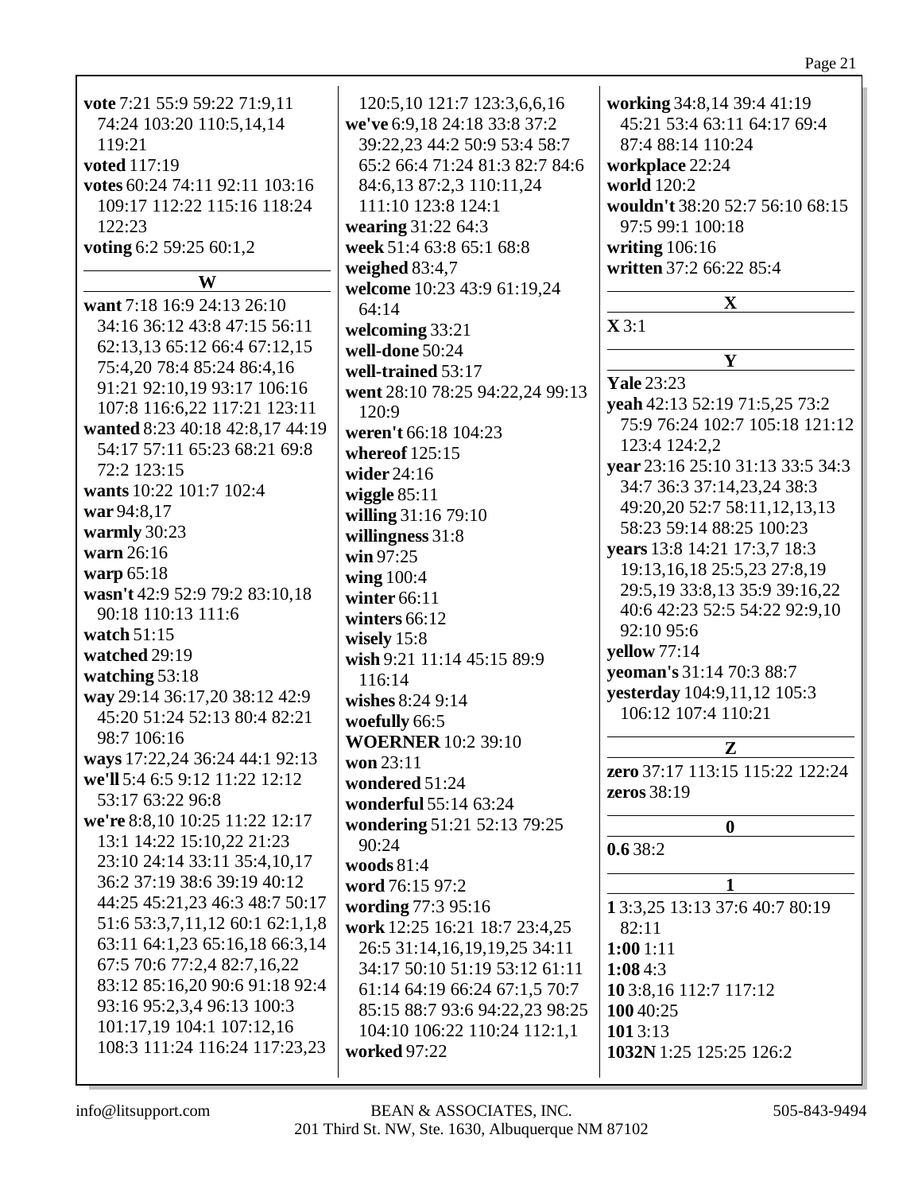**vote** 7:21 55:9 59:22 71:9,11 74:24 103:20 110:5,14,14 119:21
**voted** 117:19
**votes** 60:24 74:11 92:11 103:16 109:17 112:22 115:16 118:24 122:23
**voting** 6:2 59:25 60:1,2

## W

**want** 7:18 16:9 24:13 26:10 34:16 36:12 43:8 47:15 56:11 62:13,13 65:12 66:4 67:12,15 75:4,20 78:4 85:24 86:4,16 91:21 92:10,19 93:17 106:16 107:8 116:6,22 117:21 123:11
**wanted** 8:23 40:18 42:8,17 44:19 54:17 57:11 65:23 68:21 69:8 72:2 123:15
**wants** 10:22 101:7 102:4
**war** 94:8,17
**warmly** 30:23
**warn** 26:16
**warp** 65:18
**wasn't** 42:9 52:9 79:2 83:10,18 90:18 110:13 111:6
**watch** 51:15
**watched** 29:19
**watching** 53:18
**way** 29:14 36:17,20 38:12 42:9 45:20 51:24 52:13 80:4 82:21 98:7 106:16
**ways** 17:22,24 36:24 44:1 92:13
**we'll** 5:4 6:5 9:12 11:22 12:12 53:17 63:22 96:8
**we're** 8:8,10 10:25 11:22 12:17 13:1 14:22 15:10,22 21:23 23:10 24:14 33:11 35:4,10,17 36:2 37:19 38:6 39:19 40:12 44:25 45:21,23 46:3 48:7 50:17 51:6 53:3,7,11,12 60:1 62:1,1,8 63:11 64:1,23 65:16,18 66:3,14 67:5 70:6 77:2,4 82:7,16,22 83:12 85:16,20 90:6 91:18 92:4 93:16 95:2,3,4 96:13 100:3 101:17,19 104:1 107:12,16 108:3 111:24 116:24 117:23,23 120:5,10 121:7 123:3,6,6,16
**we've** 6:9,18 24:18 33:8 37:2 39:22,23 44:2 50:9 53:4 58:7 65:2 66:4 71:24 81:3 82:7 84:6 84:6,13 87:2,3 110:11,24 111:10 123:8 124:1
**wearing** 31:22 64:3
**week** 51:4 63:8 65:1 68:8
**weighed** 83:4,7
**welcome** 10:23 43:9 61:19,24 64:14
**welcoming** 33:21
**well-done** 50:24
**well-trained** 53:17
**went** 28:10 78:25 94:22,24 99:13 120:9
**weren't** 66:18 104:23
**whereof** 125:15
**wider** 24:16
**wiggle** 85:11
**willing** 31:16 79:10
**willingness** 31:8
**win** 97:25
**wing** 100:4
**winter** 66:11
**winters** 66:12
**wisely** 15:8
**wish** 9:21 11:14 45:15 89:9 116:14
**wishes** 8:24 9:14
**woefully** 66:5
**WOERNER** 10:2 39:10
**won** 23:11
**wondered** 51:24
**wonderful** 55:14 63:24
**wondering** 51:21 52:13 79:25 90:24
**woods** 81:4
**word** 76:15 97:2
**wording** 77:3 95:16
**work** 12:25 16:21 18:7 23:4,25 26:5 31:14,16,19,19,25 34:11 34:17 50:10 51:19 53:12 61:11 61:14 64:19 66:24 67:1,5 70:7 85:15 88:7 93:6 94:22,23 98:25 104:10 106:22 110:24 112:1,1
**worked** 97:22
**working** 34:8,14 39:4 41:19 45:21 53:4 63:11 64:17 69:4 87:4 88:14 110:24
**workplace** 22:24
**world** 120:2
**wouldn't** 38:20 52:7 56:10 68:15 97:5 99:1 100:18
**writing** 106:16
**written** 37:2 66:22 85:4

## X

**X** 3:1

## Y

**Yale** 23:23
**yeah** 42:13 52:19 71:5,25 73:2 75:9 76:24 102:7 105:18 121:12 123:4 124:2,2
**year** 23:16 25:10 31:13 33:5 34:3 34:7 36:3 37:14,23,24 38:3 49:20,20 52:7 58:11,12,13,13 58:23 59:14 88:25 100:23
**years** 13:8 14:21 17:3,7 18:3 19:13,16,18 25:5,23 27:8,19 29:5,19 33:8,13 35:9 39:16,22 40:6 42:23 52:5 54:22 92:9,10 92:10 95:6
**yellow** 77:14
**yeoman's** 31:14 70:3 88:7
**yesterday** 104:9,11,12 105:3 106:12 107:4 110:21

## Z

**zero** 37:17 113:15 115:22 122:24
**zeros** 38:19

## 0

**0.6** 38:2

## 1

**1** 3:3,25 13:13 37:6 40:7 80:19 82:11
**1:00** 1:11
**1:08** 4:3
**10** 3:8,16 112:7 117:12
**100** 40:25
**101** 3:13
**1032N** 1:25 125:25 126:2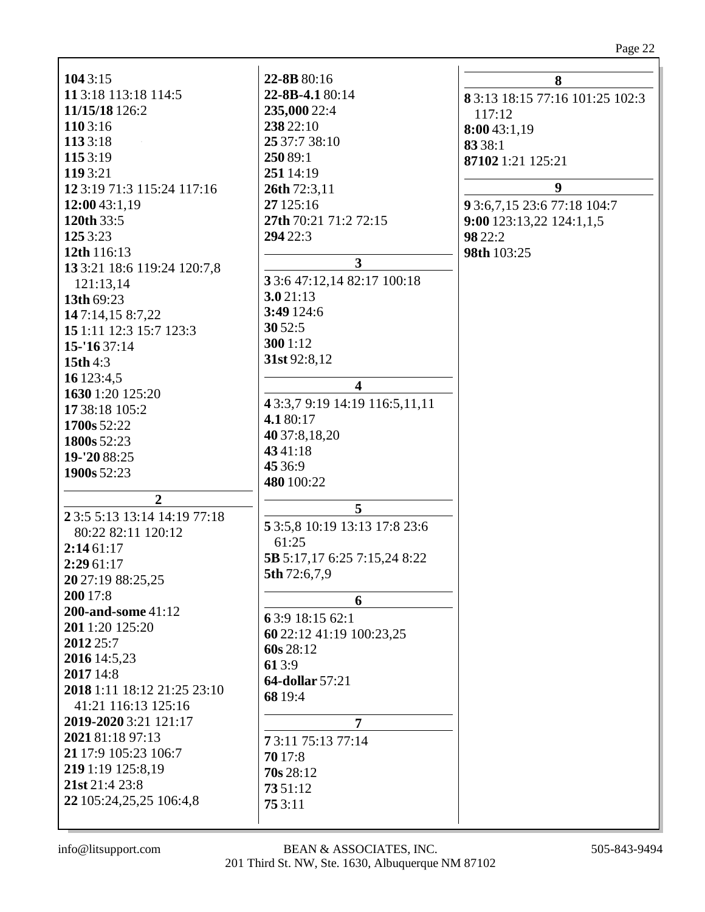**104** 3:15
**11** 3:18 113:18 114:5
**11/15/18** 126:2
**110** 3:16
**113** 3:18
**115** 3:19
**119** 3:21
**12** 3:19 71:3 115:24 117:16
**12:00** 43:1,19
**120th** 33:5
**125** 3:23
**12th** 116:13
**13** 3:21 18:6 119:24 120:7,8 121:13,14
**13th** 69:23
**14** 7:14,15 8:7,22
**15** 1:11 12:3 15:7 123:3
**15-'16** 37:14
**15th** 4:3
**16** 123:4,5
**1630** 1:20 125:20
**17** 38:18 105:2
**1700s** 52:22
**1800s** 52:23
**19-'20** 88:25
**1900s** 52:23

## 2

**2** 3:5 5:13 13:14 14:19 77:18 80:22 82:11 120:12
**2:14** 61:17
**2:29** 61:17
**20** 27:19 88:25,25
**200** 17:8
**200-and-some** 41:12
**201** 1:20 125:20
**2012** 25:7
**2016** 14:5,23
**2017** 14:8
**2018** 1:11 18:12 21:25 23:10 41:21 116:13 125:16
**2019-2020** 3:21 121:17
**2021** 81:18 97:13
**21** 17:9 105:23 106:7
**219** 1:19 125:8,19
**21st** 21:4 23:8
**22** 105:24,25,25 106:4,8
**22-8B** 80:16
**22-8B-4.1** 80:14
**235,000** 22:4
**238** 22:10
**25** 37:7 38:10
**250** 89:1
**251** 14:19
**26th** 72:3,11
**27** 125:16
**27th** 70:21 71:2 72:15
**294** 22:3

## 3

**3** 3:6 47:12,14 82:17 100:18
**3.0** 21:13
**3:49** 124:6
**30** 52:5
**300** 1:12
**31st** 92:8,12

## 4

**4** 3:3,7 9:19 14:19 116:5,11,11
**4.1** 80:17
**40** 37:8,18,20
**43** 41:18
**45** 36:9
**480** 100:22

## 5

**5** 3:5,8 10:19 13:13 17:8 23:6 61:25
**5B** 5:17,17 6:25 7:15,24 8:22
**5th** 72:6,7,9

## 6

**6** 3:9 18:15 62:1
**60** 22:12 41:19 100:23,25
**60s** 28:12
**61** 3:9
**64-dollar** 57:21
**68** 19:4

## 7

**7** 3:11 75:13 77:14
**70** 17:8
**70s** 28:12
**73** 51:12
**75** 3:11

## 8

**8** 3:13 18:15 77:16 101:25 102:3 117:12
**8:00** 43:1,19
**83** 38:1
**87102** 1:21 125:21

## 9

**9** 3:6,7,15 23:6 77:18 104:7
**9:00** 123:13,22 124:1,1,5
**98** 22:2
**98th** 103:25